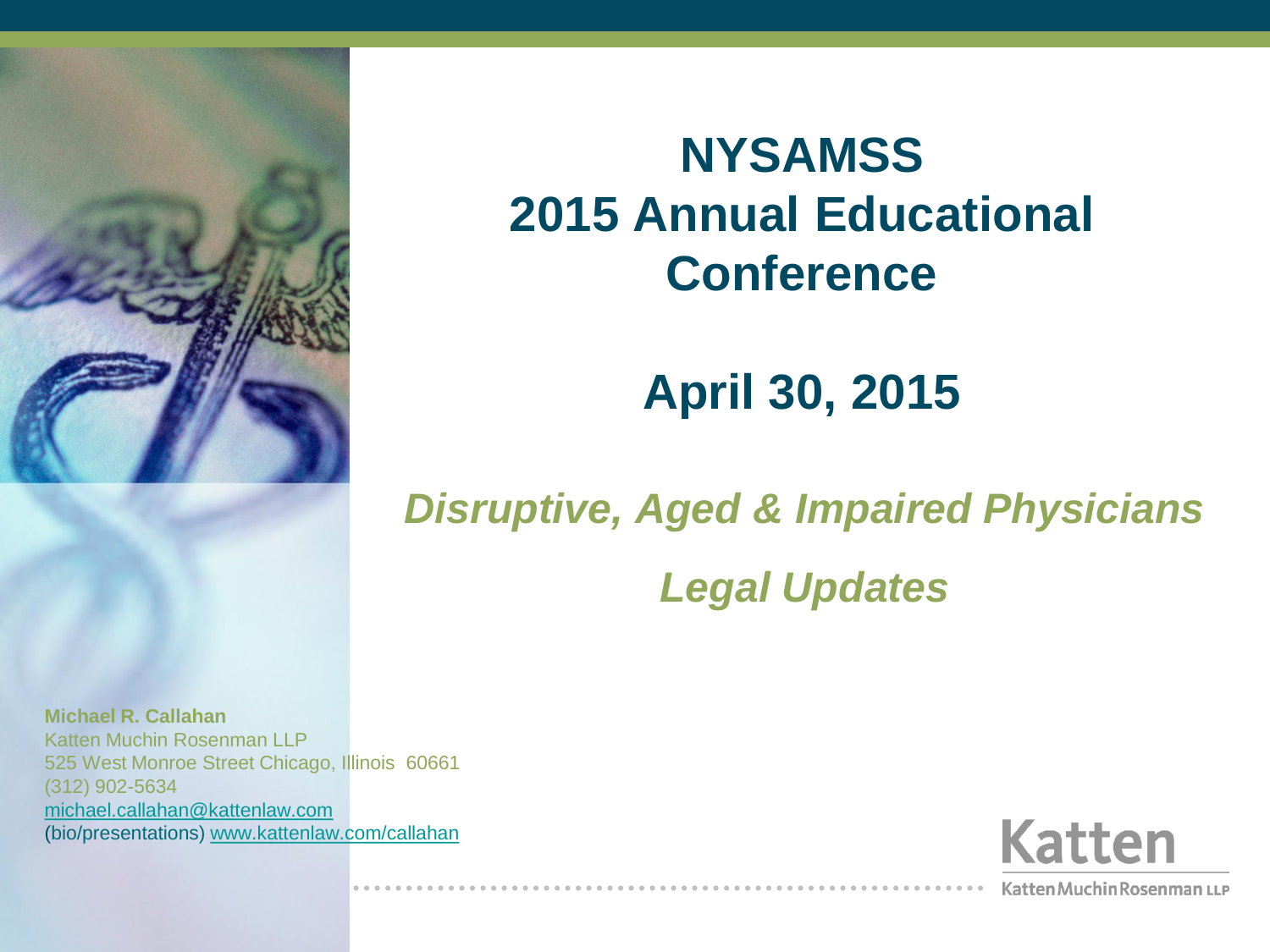# NYSAMSS 2015 Annual Educational Conference

## April 30, 2015

## *Disruptive, Aged & Impaired Physicians*

## *Legal Updates*

**Michael R. Callahan**
Katten Muchin Rosenman LLP
525 West Monroe Street Chicago, Illinois 60661
(312) 902-5634
michael.callahan@kattenlaw.com
(bio/presentations) www.kattenlaw.com/callahan

Katten
Katten Muchin Rosenman LLP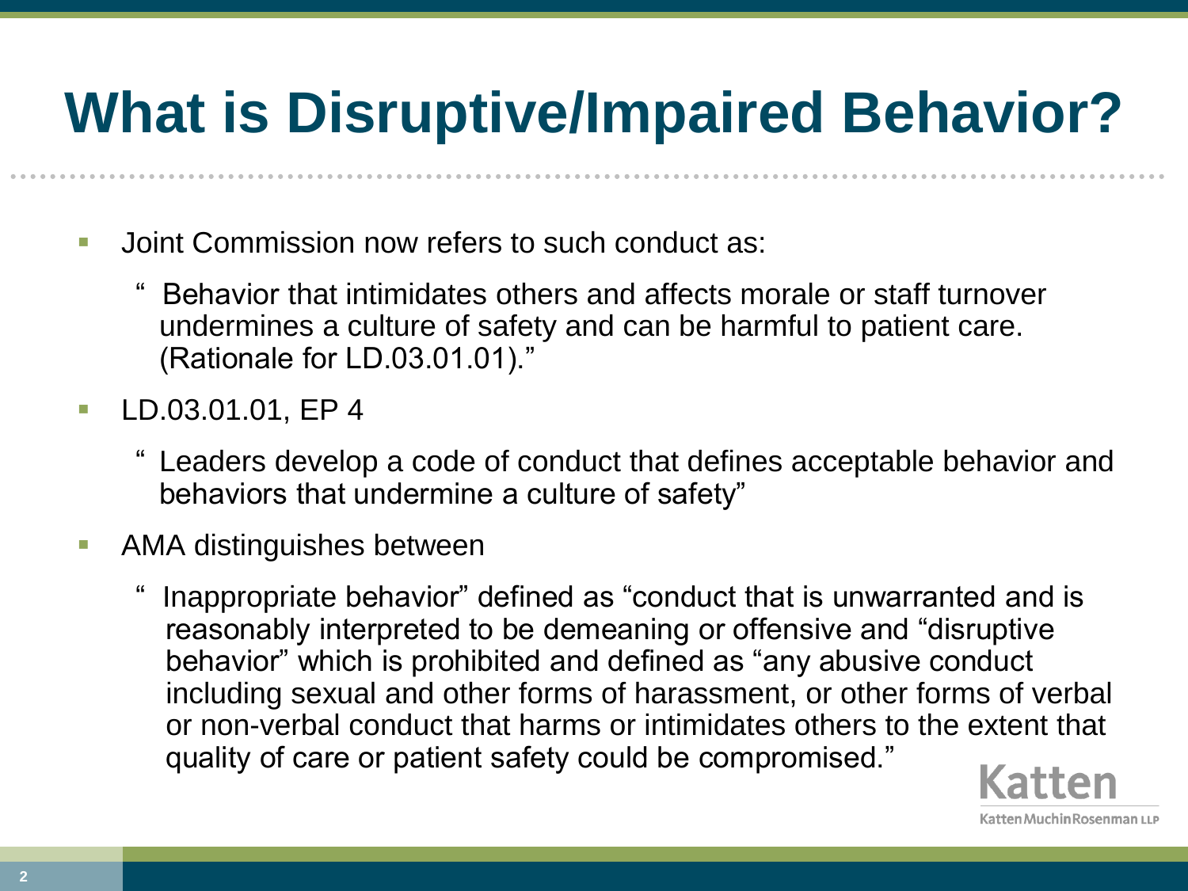# What is Disruptive/Impaired Behavior?

- Joint Commission now refers to such conduct as:
  - " Behavior that intimidates others and affects morale or staff turnover undermines a culture of safety and can be harmful to patient care. (Rationale for LD.03.01.01)."
- LD.03.01.01, EP 4
  - " Leaders develop a code of conduct that defines acceptable behavior and behaviors that undermine a culture of safety"
- AMA distinguishes between
  - " Inappropriate behavior" defined as "conduct that is unwarranted and is reasonably interpreted to be demeaning or offensive and "disruptive behavior" which is prohibited and defined as "any abusive conduct including sexual and other forms of harassment, or other forms of verbal or non-verbal conduct that harms or intimidates others to the extent that quality of care or patient safety could be compromised."

Katten
KattenMuchinRosenman LLP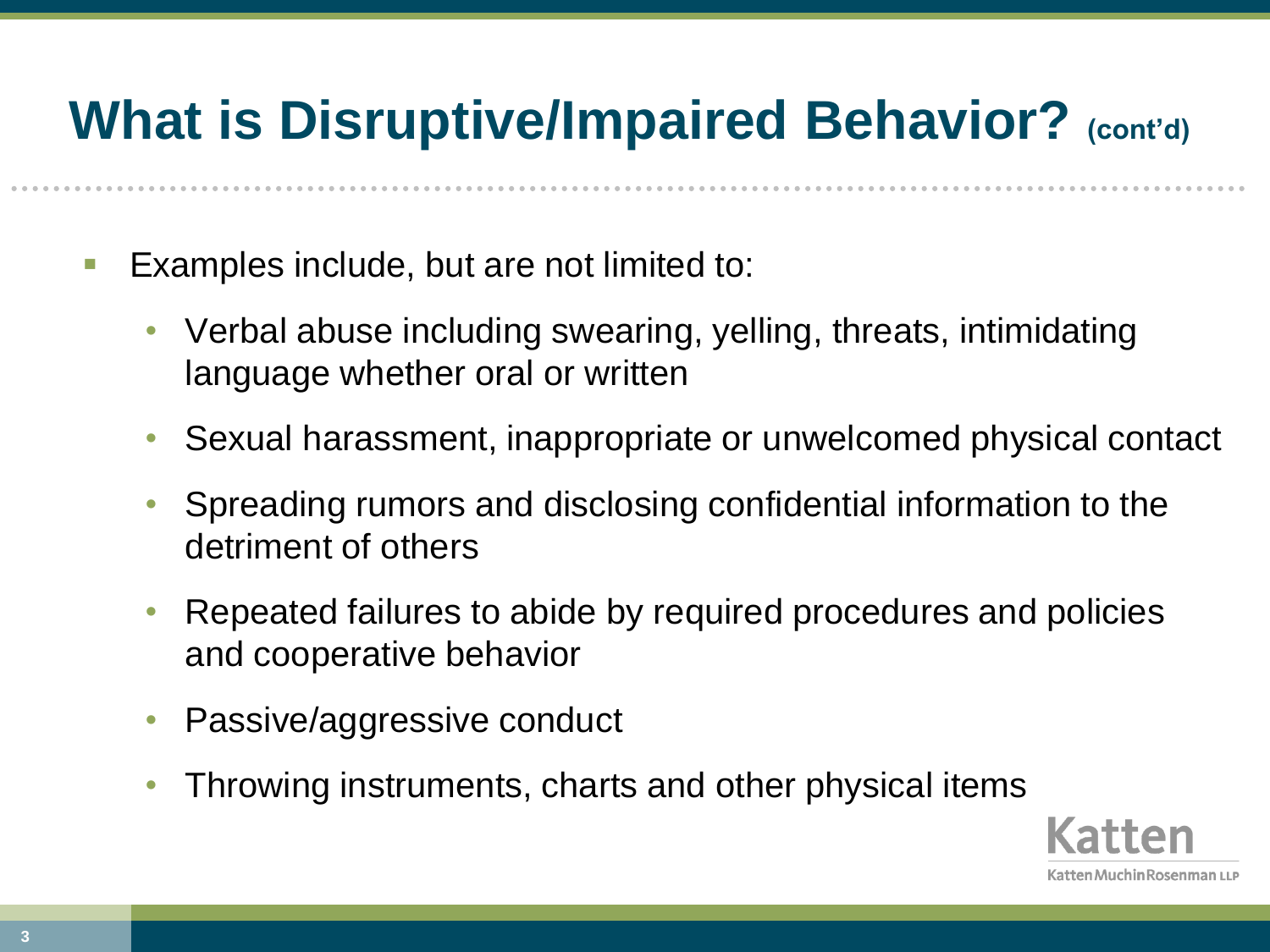# What is Disruptive/Impaired Behavior? (cont'd)

- Examples include, but are not limited to:
  - Verbal abuse including swearing, yelling, threats, intimidating language whether oral or written
  - Sexual harassment, inappropriate or unwelcomed physical contact
  - Spreading rumors and disclosing confidential information to the detriment of others
  - Repeated failures to abide by required procedures and policies and cooperative behavior
  - Passive/aggressive conduct
  - Throwing instruments, charts and other physical items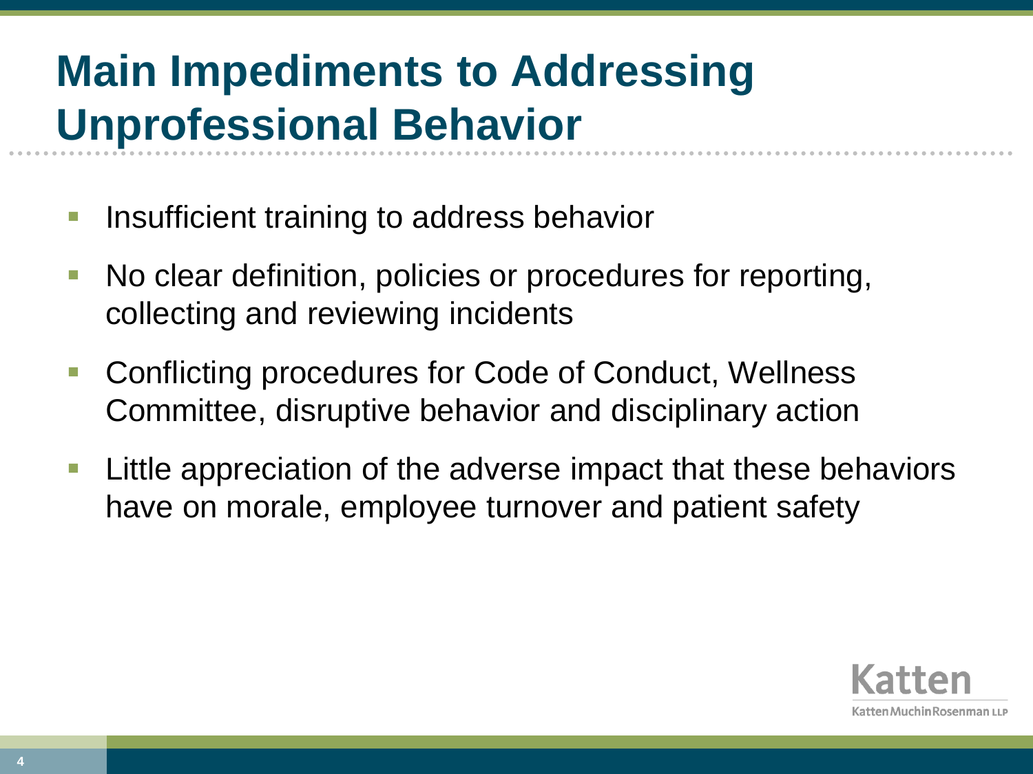# Main Impediments to Addressing Unprofessional Behavior

- Insufficient training to address behavior
- No clear definition, policies or procedures for reporting, collecting and reviewing incidents
- Conflicting procedures for Code of Conduct, Wellness Committee, disruptive behavior and disciplinary action
- Little appreciation of the adverse impact that these behaviors have on morale, employee turnover and patient safety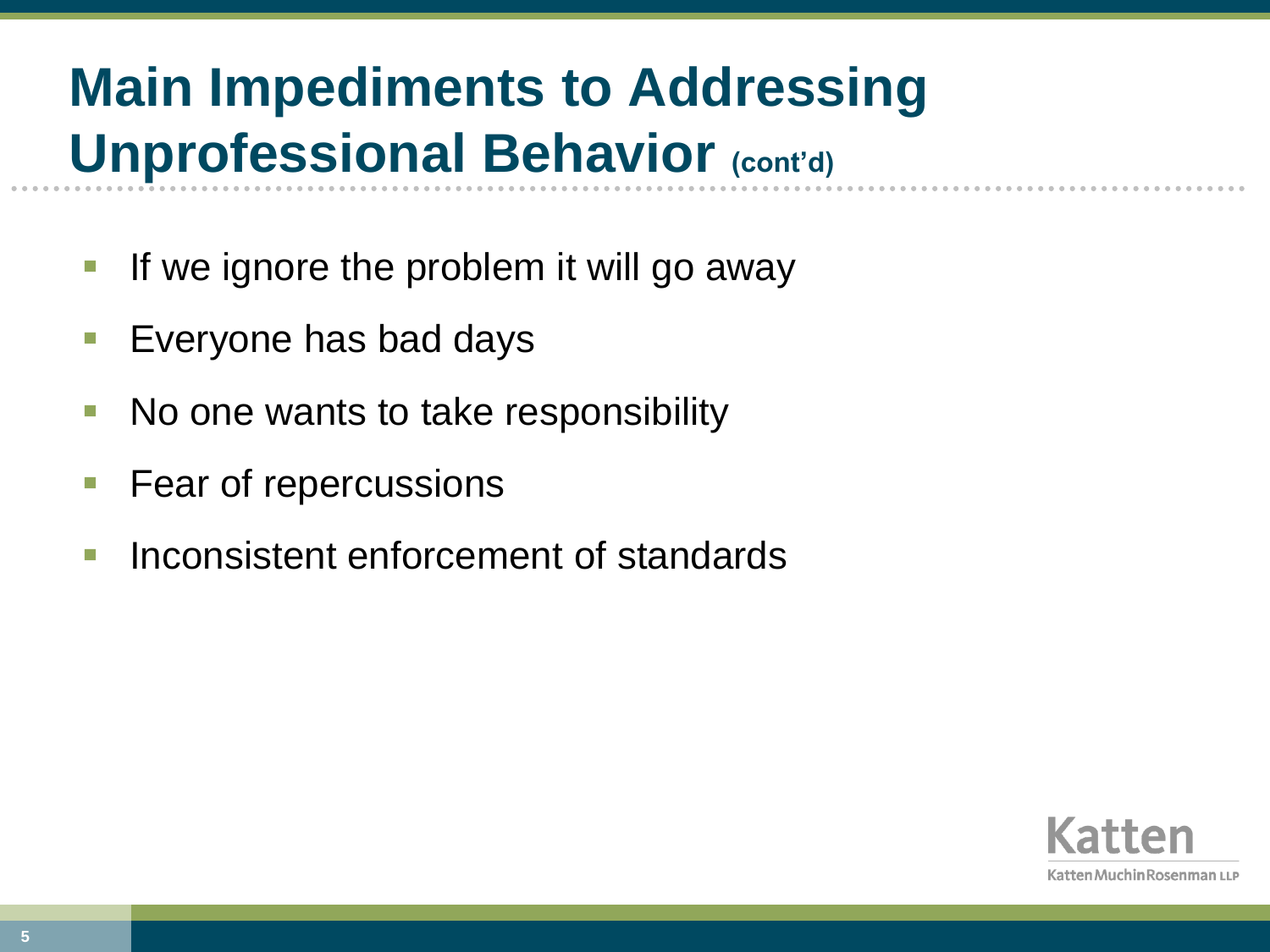# Main Impediments to Addressing Unprofessional Behavior (cont'd)

- If we ignore the problem it will go away
- Everyone has bad days
- No one wants to take responsibility
- Fear of repercussions
- Inconsistent enforcement of standards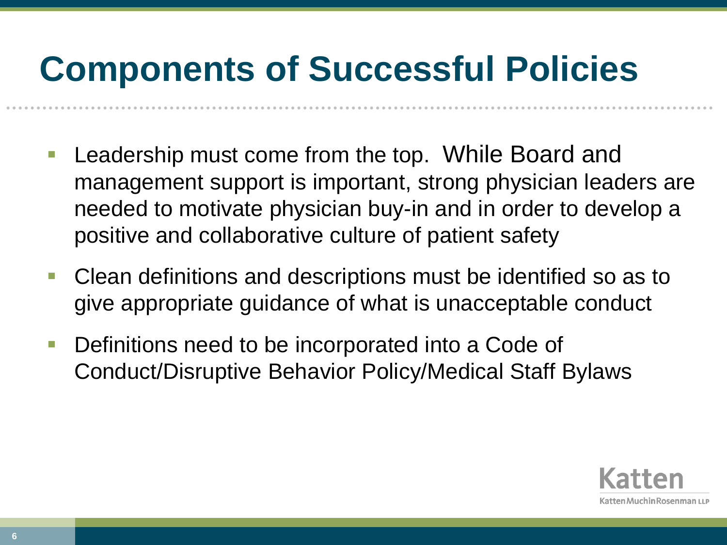# Components of Successful Policies

- Leadership must come from the top. While Board and management support is important, strong physician leaders are needed to motivate physician buy-in and in order to develop a positive and collaborative culture of patient safety
- Clean definitions and descriptions must be identified so as to give appropriate guidance of what is unacceptable conduct
- Definitions need to be incorporated into a Code of Conduct/Disruptive Behavior Policy/Medical Staff Bylaws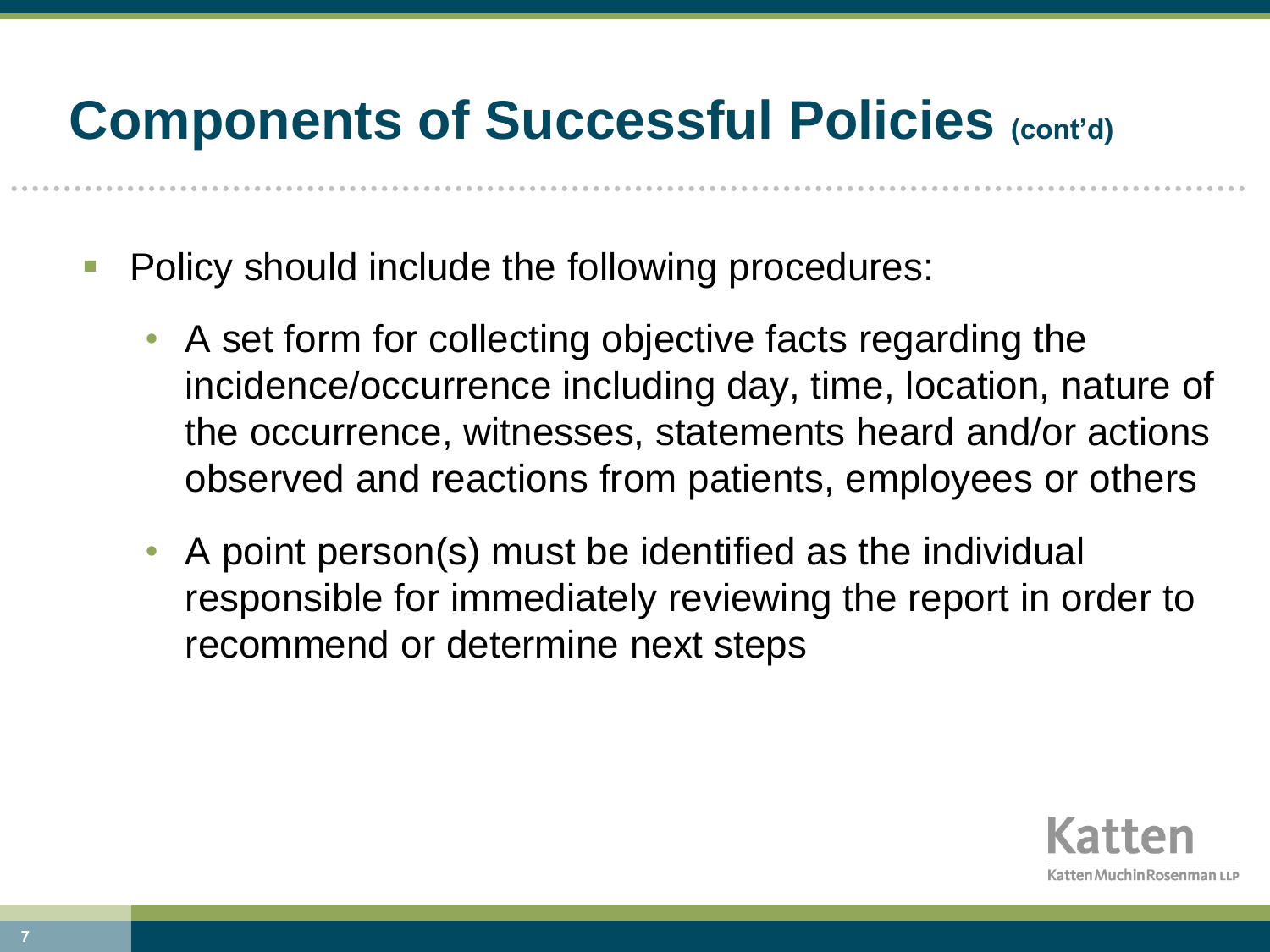# Components of Successful Policies (cont'd)

- Policy should include the following procedures:
  - A set form for collecting objective facts regarding the incidence/occurrence including day, time, location, nature of the occurrence, witnesses, statements heard and/or actions observed and reactions from patients, employees or others
  - A point person(s) must be identified as the individual responsible for immediately reviewing the report in order to recommend or determine next steps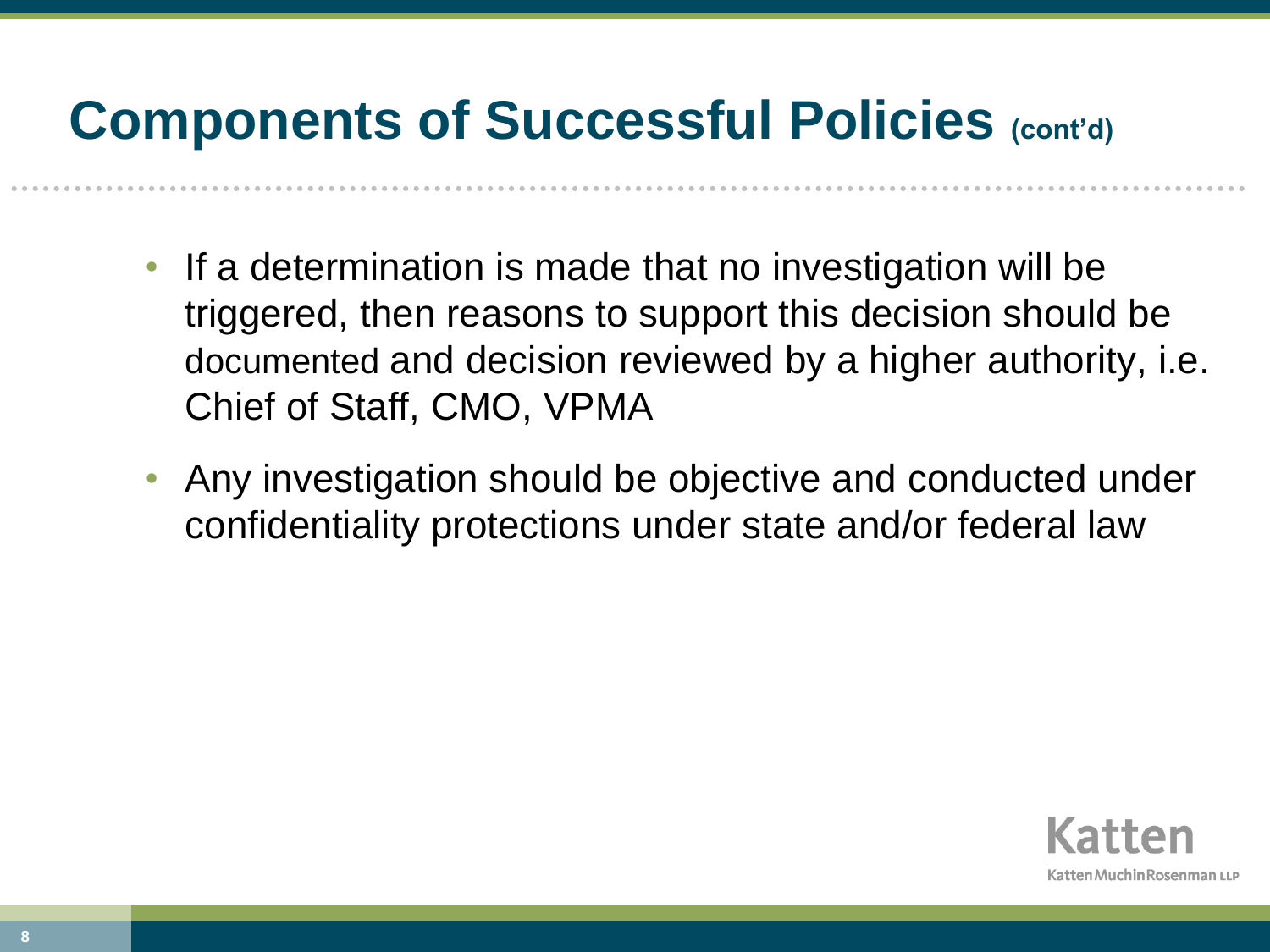# Components of Successful Policies (cont'd)

- If a determination is made that no investigation will be triggered, then reasons to support this decision should be documented and decision reviewed by a higher authority, i.e. Chief of Staff, CMO, VPMA
- Any investigation should be objective and conducted under confidentiality protections under state and/or federal law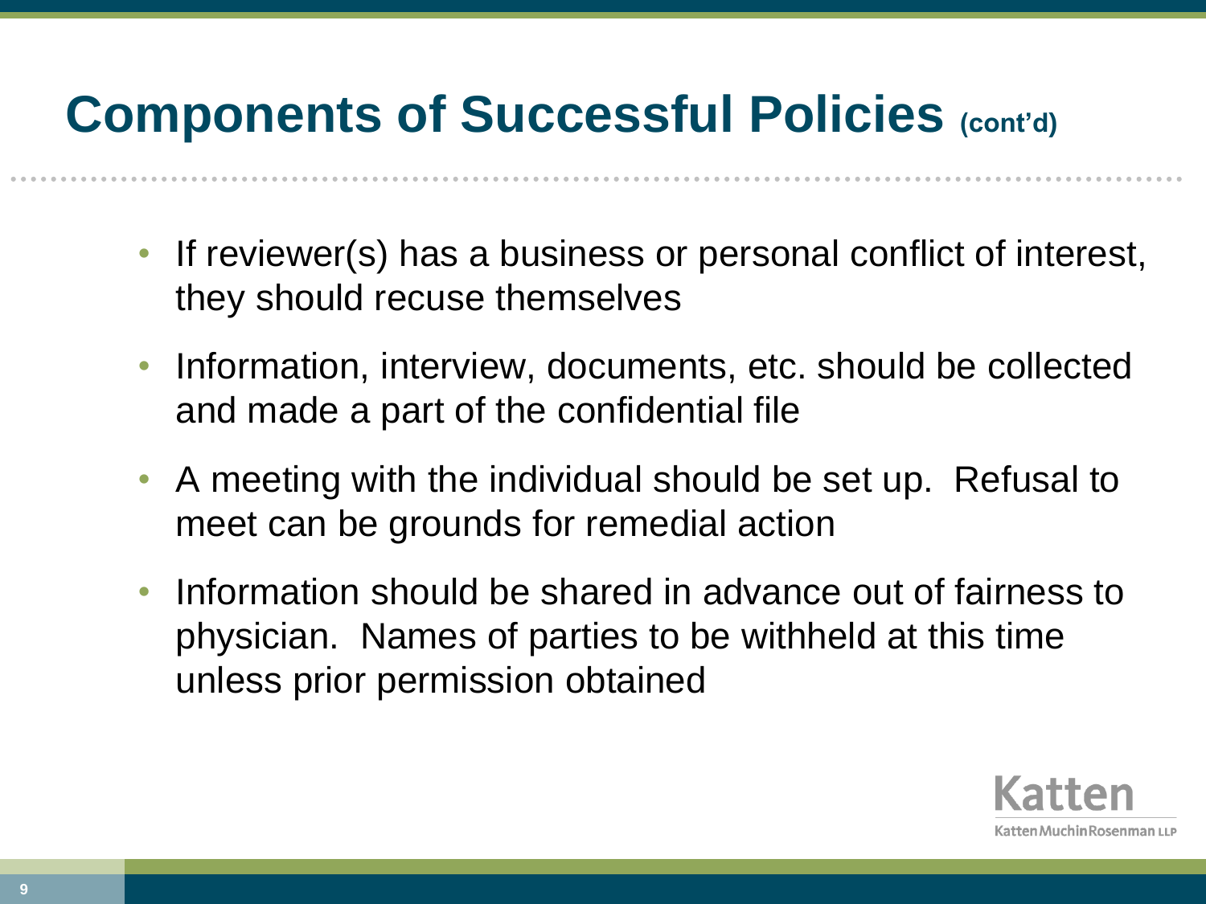# Components of Successful Policies (cont'd)

- If reviewer(s) has a business or personal conflict of interest, they should recuse themselves
- Information, interview, documents, etc. should be collected and made a part of the confidential file
- A meeting with the individual should be set up. Refusal to meet can be grounds for remedial action
- Information should be shared in advance out of fairness to physician. Names of parties to be withheld at this time unless prior permission obtained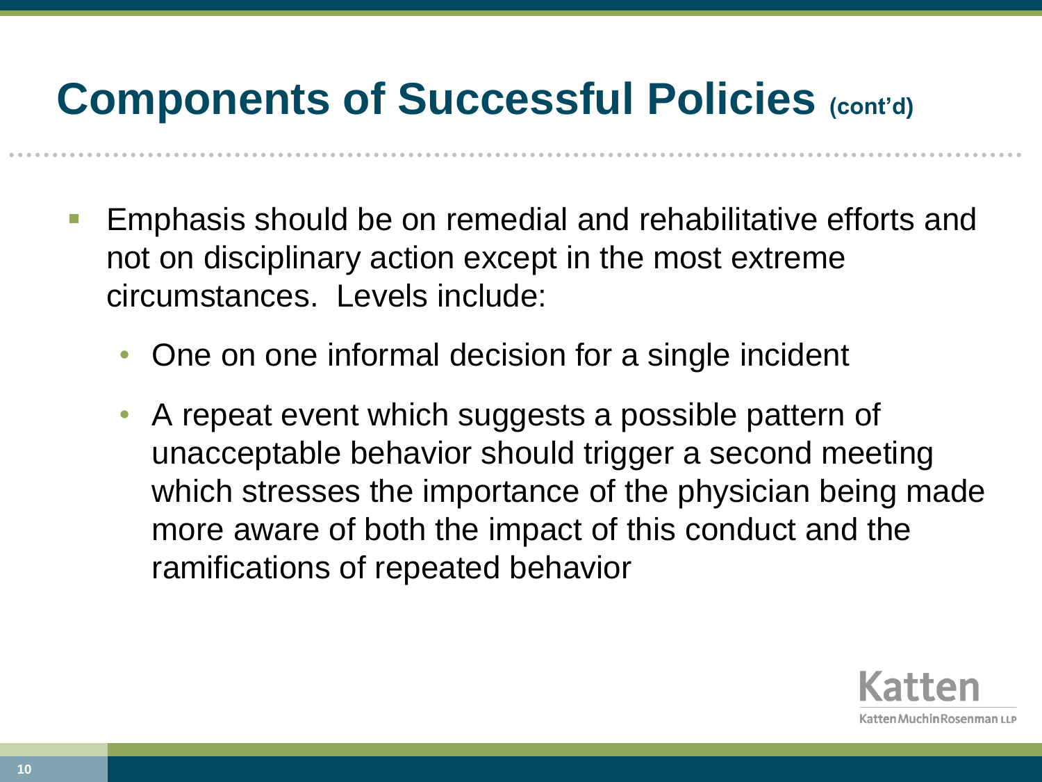# Components of Successful Policies (cont'd)

- Emphasis should be on remedial and rehabilitative efforts and not on disciplinary action except in the most extreme circumstances. Levels include:
  - One on one informal decision for a single incident
  - A repeat event which suggests a possible pattern of unacceptable behavior should trigger a second meeting which stresses the importance of the physician being made more aware of both the impact of this conduct and the ramifications of repeated behavior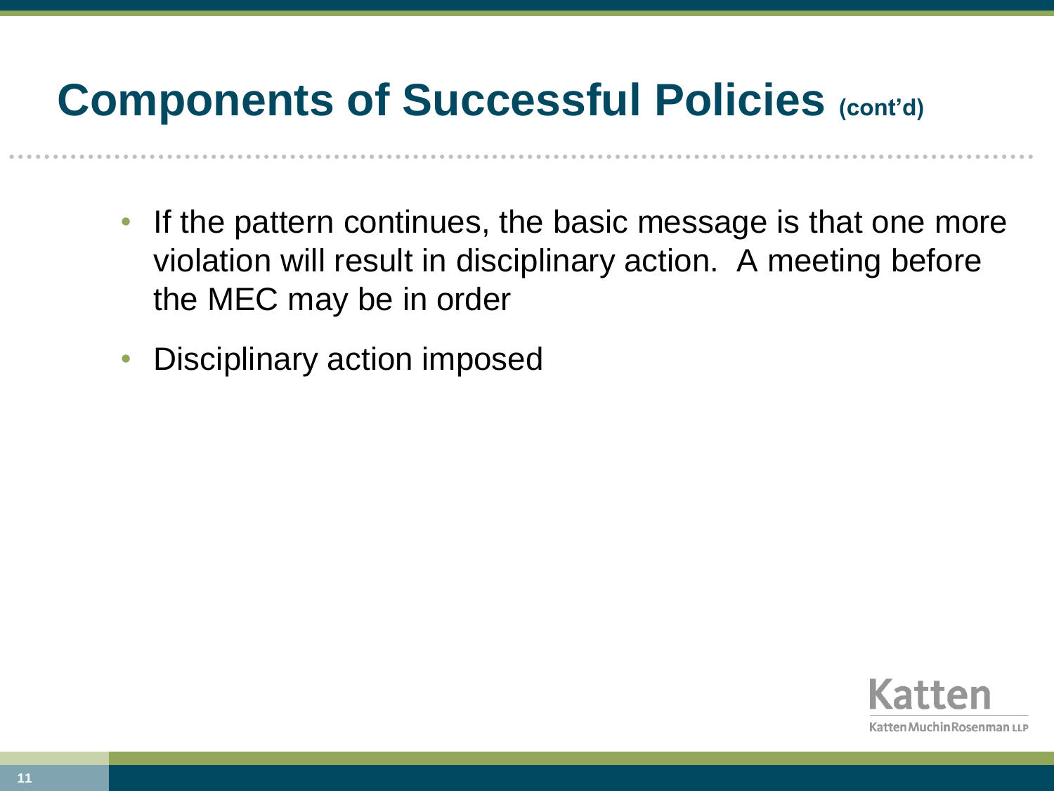# Components of Successful Policies (cont'd)

- If the pattern continues, the basic message is that one more violation will result in disciplinary action. A meeting before the MEC may be in order
- Disciplinary action imposed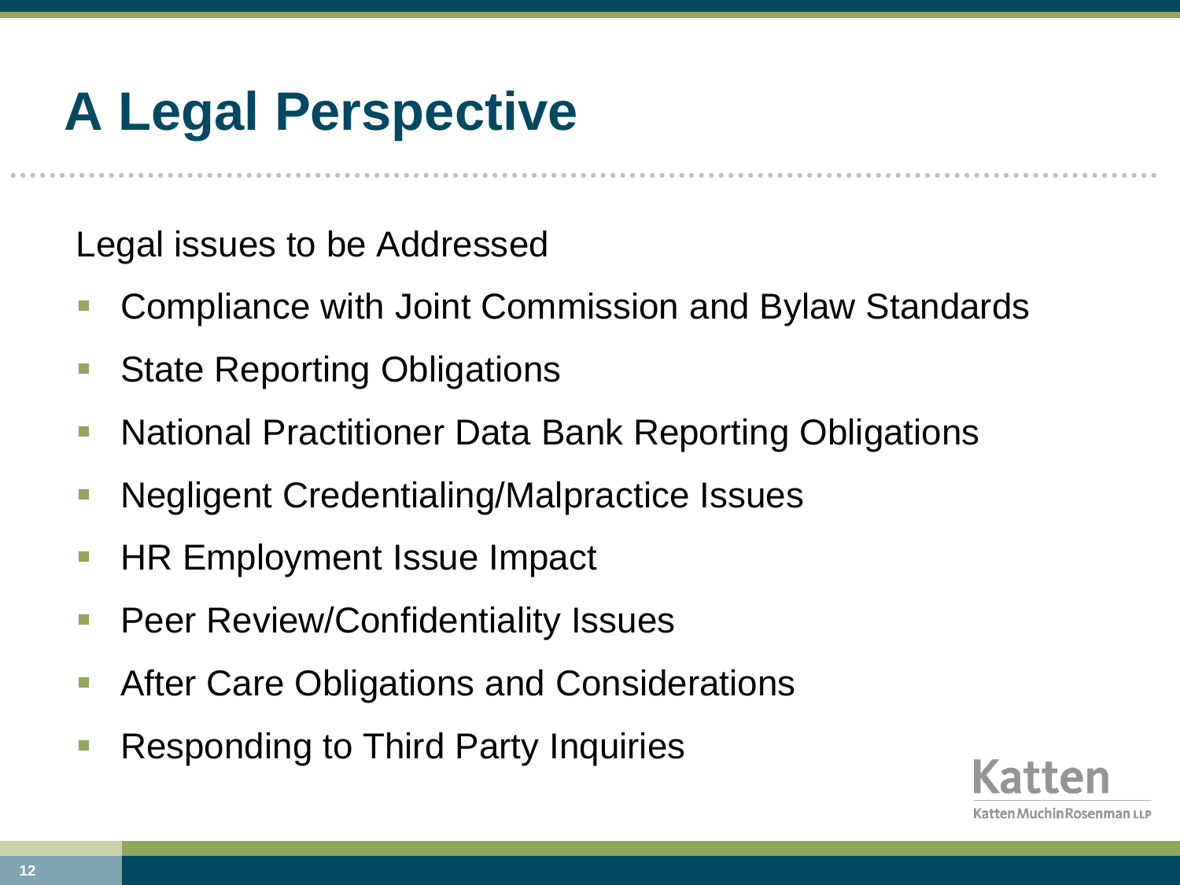# A Legal Perspective

Legal issues to be Addressed

- Compliance with Joint Commission and Bylaw Standards
- State Reporting Obligations
- National Practitioner Data Bank Reporting Obligations
- Negligent Credentialing/Malpractice Issues
- HR Employment Issue Impact
- Peer Review/Confidentiality Issues
- After Care Obligations and Considerations
- Responding to Third Party Inquiries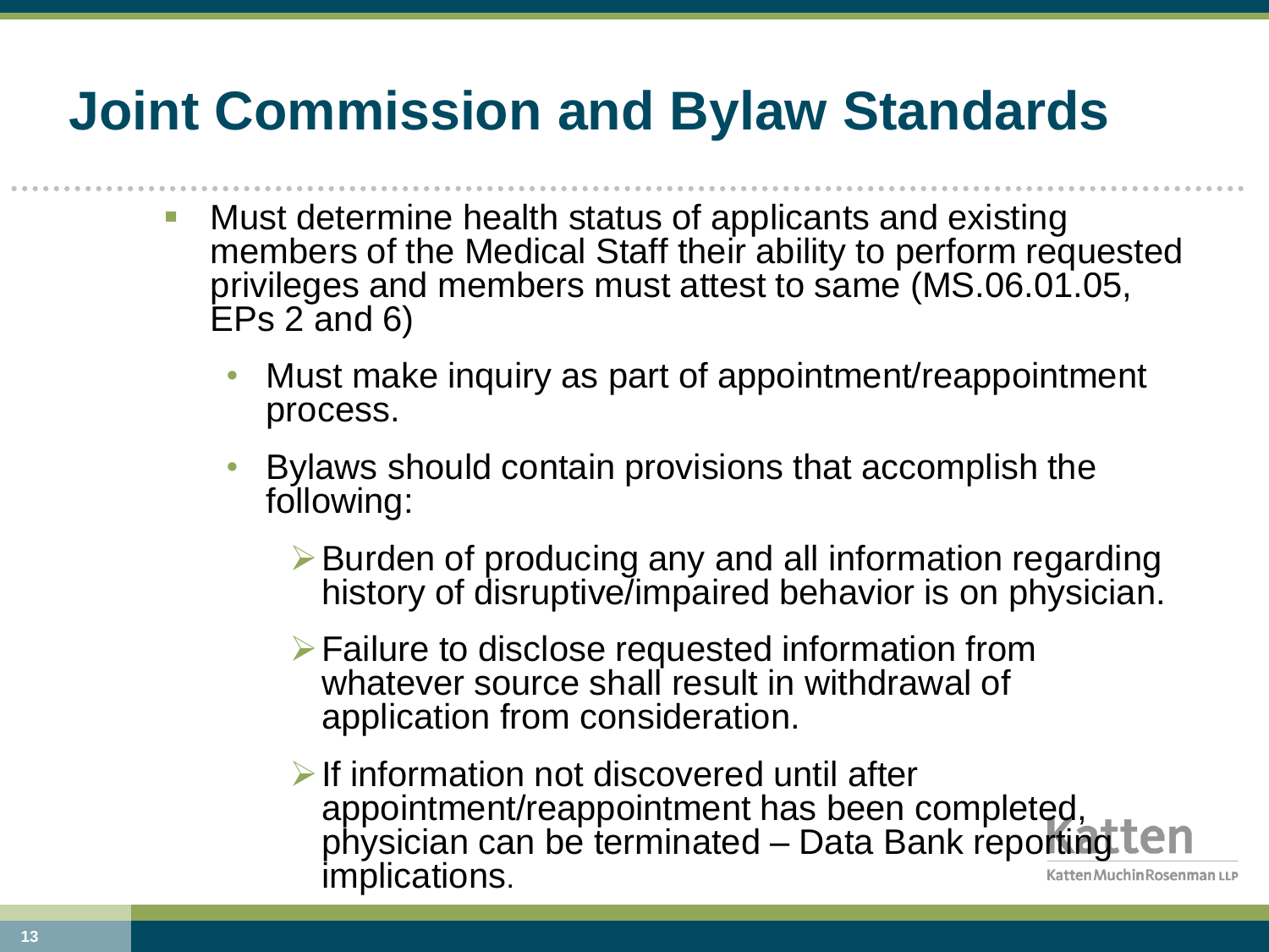# Joint Commission and Bylaw Standards

- Must determine health status of applicants and existing members of the Medical Staff their ability to perform requested privileges and members must attest to same (MS.06.01.05, EPs 2 and 6)
  - Must make inquiry as part of appointment/reappointment process.
  - Bylaws should contain provisions that accomplish the following:
    - Burden of producing any and all information regarding history of disruptive/impaired behavior is on physician.
    - Failure to disclose requested information from whatever source shall result in withdrawal of application from consideration.
    - If information not discovered until after appointment/reappointment has been completed, physician can be terminated – Data Bank reporting implications.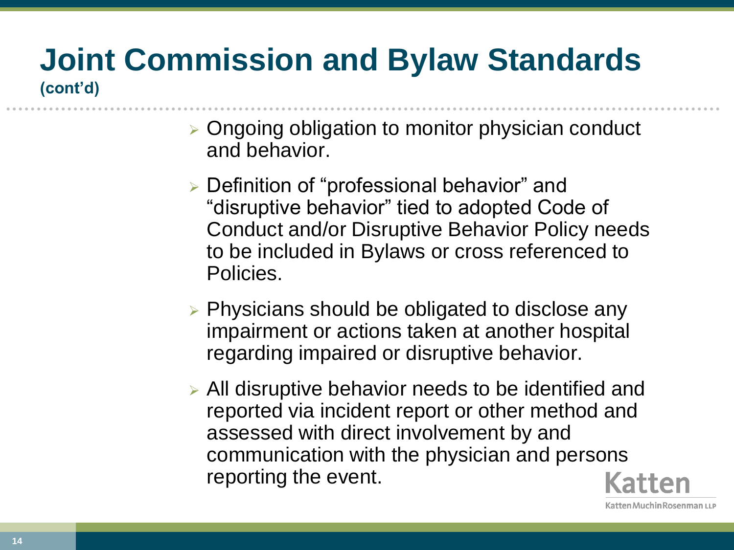# Joint Commission and Bylaw Standards

**(cont'd)**

- Ongoing obligation to monitor physician conduct and behavior.
- Definition of "professional behavior" and "disruptive behavior" tied to adopted Code of Conduct and/or Disruptive Behavior Policy needs to be included in Bylaws or cross referenced to Policies.
- Physicians should be obligated to disclose any impairment or actions taken at another hospital regarding impaired or disruptive behavior.
- All disruptive behavior needs to be identified and reported via incident report or other method and assessed with direct involvement by and communication with the physician and persons reporting the event.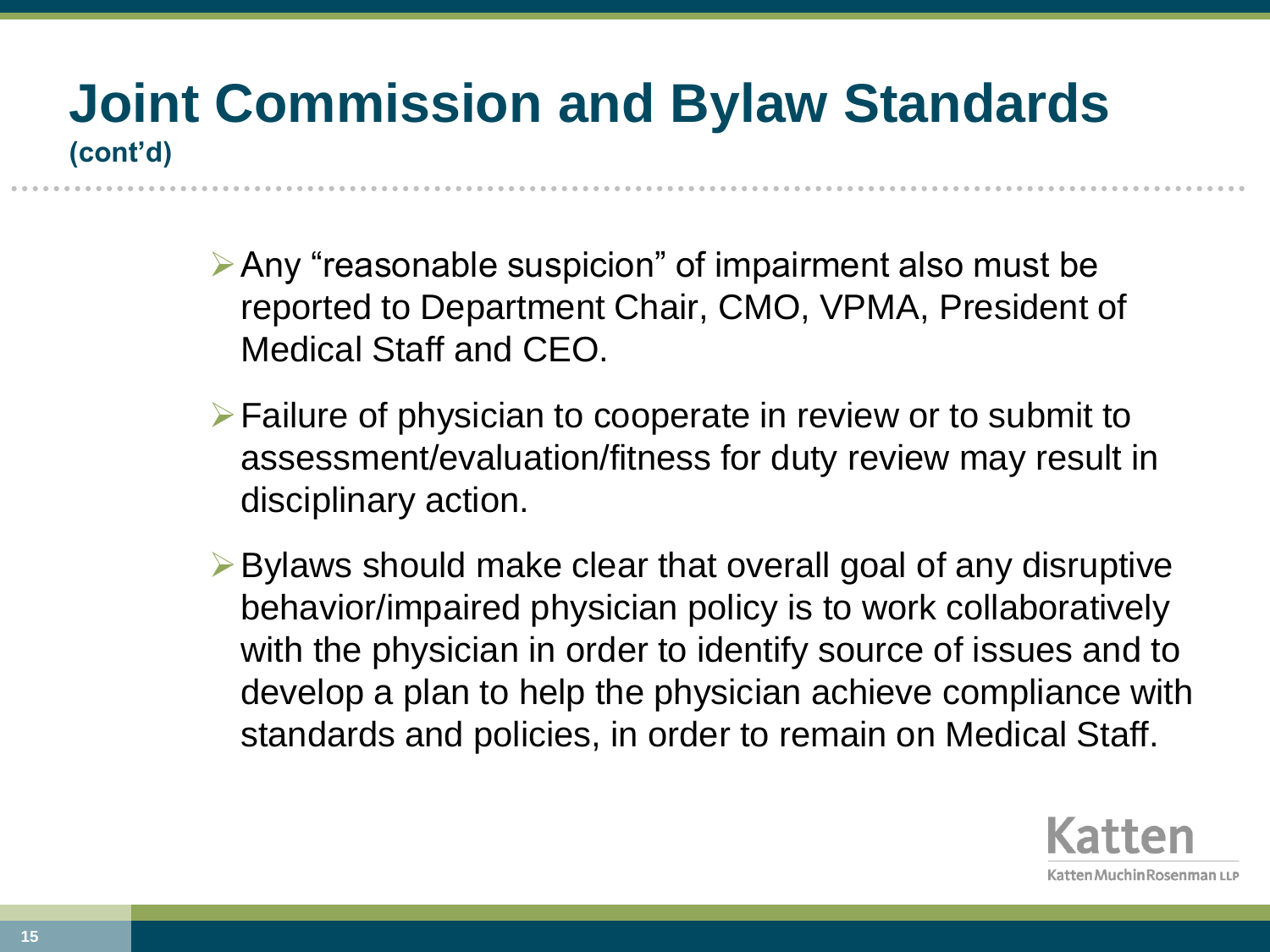# Joint Commission and Bylaw Standards

**(cont'd)**

- Any "reasonable suspicion" of impairment also must be reported to Department Chair, CMO, VPMA, President of Medical Staff and CEO.
- Failure of physician to cooperate in review or to submit to assessment/evaluation/fitness for duty review may result in disciplinary action.
- Bylaws should make clear that overall goal of any disruptive behavior/impaired physician policy is to work collaboratively with the physician in order to identify source of issues and to develop a plan to help the physician achieve compliance with standards and policies, in order to remain on Medical Staff.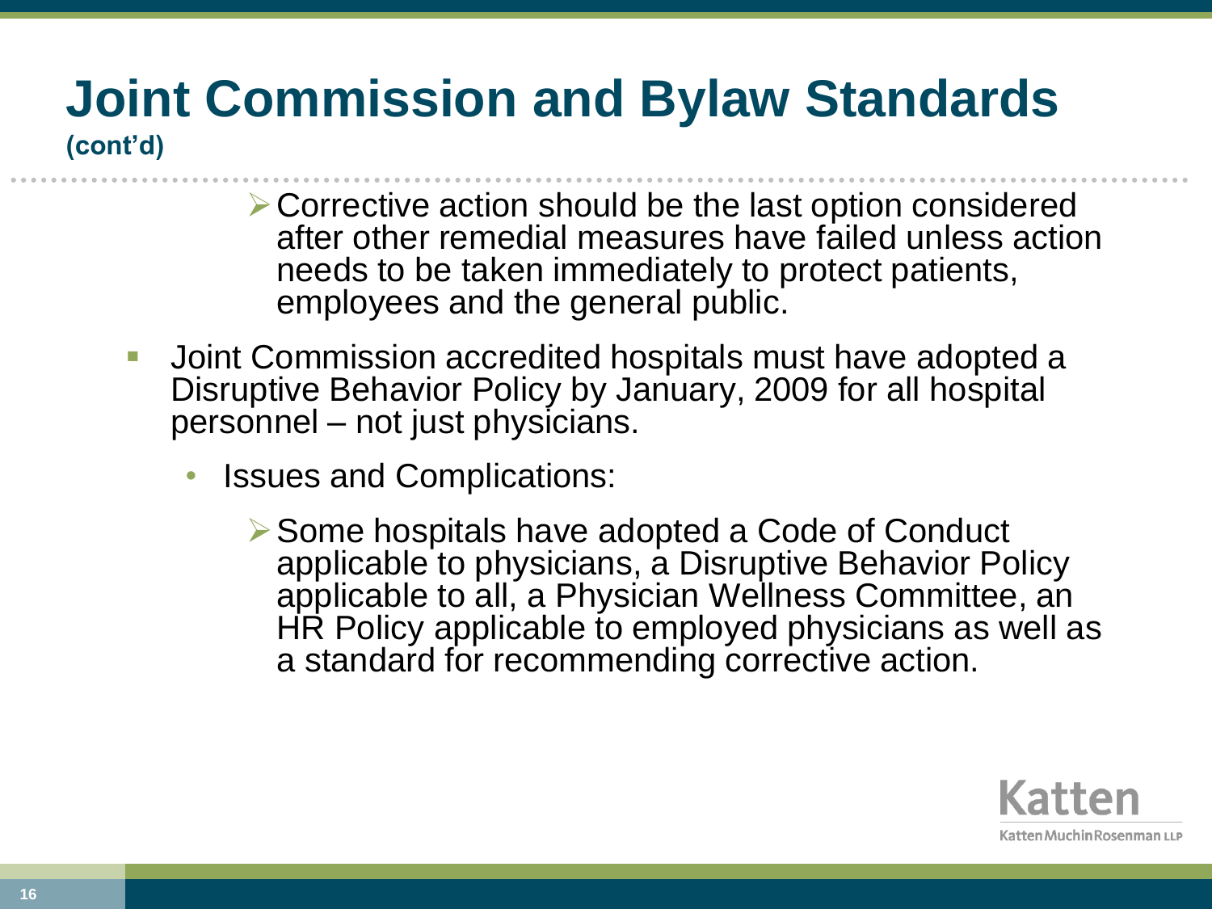# Joint Commission and Bylaw Standards

**(cont'd)**

- Corrective action should be the last option considered after other remedial measures have failed unless action needs to be taken immediately to protect patients, employees and the general public.

- Joint Commission accredited hospitals must have adopted a Disruptive Behavior Policy by January, 2009 for all hospital personnel – not just physicians.
  - Issues and Complications:
    - Some hospitals have adopted a Code of Conduct applicable to physicians, a Disruptive Behavior Policy applicable to all, a Physician Wellness Committee, an HR Policy applicable to employed physicians as well as a standard for recommending corrective action.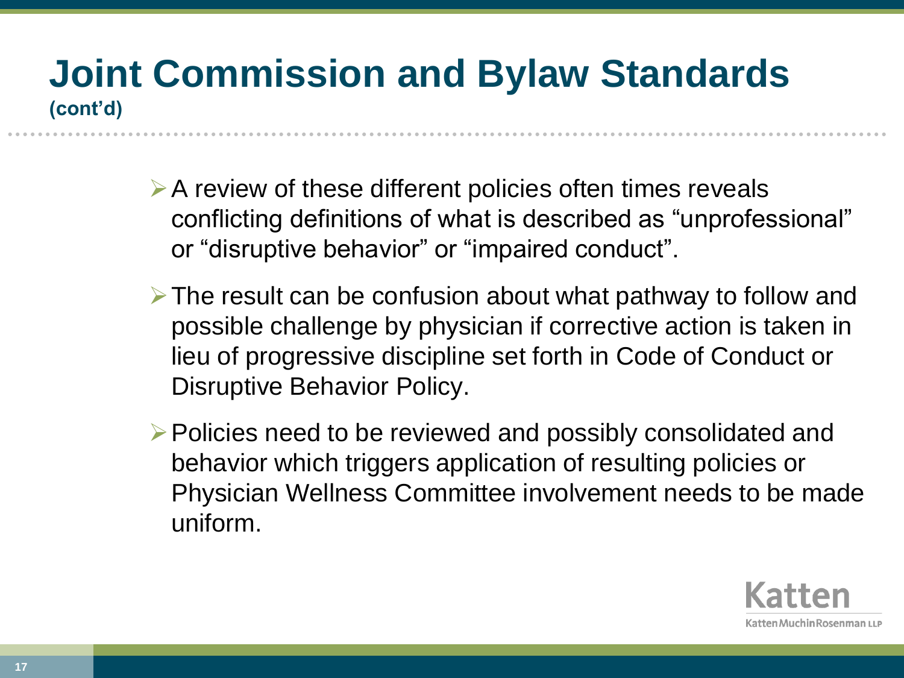# Joint Commission and Bylaw Standards

**(cont'd)**

- A review of these different policies often times reveals conflicting definitions of what is described as "unprofessional" or "disruptive behavior" or "impaired conduct".
- The result can be confusion about what pathway to follow and possible challenge by physician if corrective action is taken in lieu of progressive discipline set forth in Code of Conduct or Disruptive Behavior Policy.
- Policies need to be reviewed and possibly consolidated and behavior which triggers application of resulting policies or Physician Wellness Committee involvement needs to be made uniform.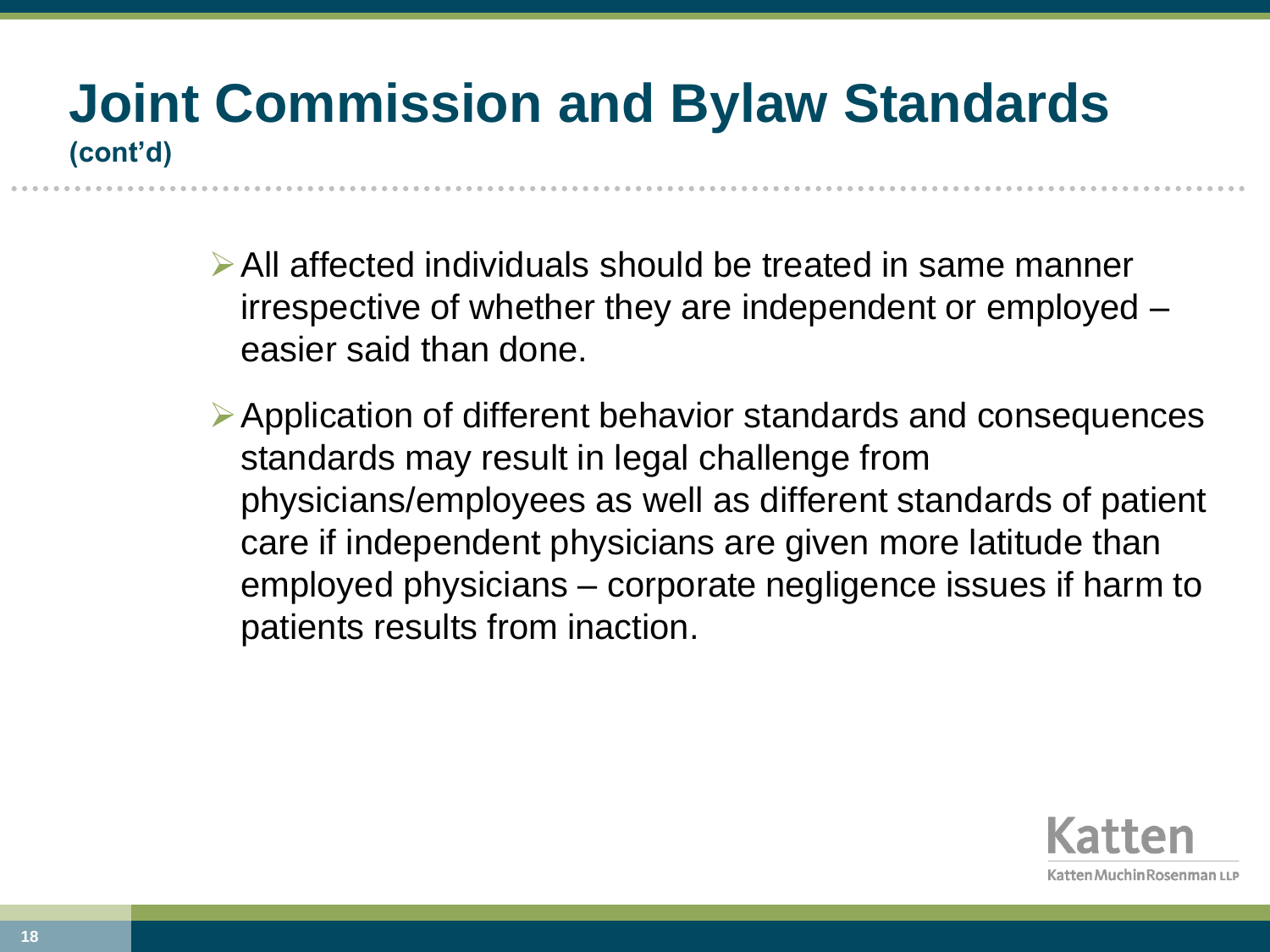# Joint Commission and Bylaw Standards

**(cont'd)**

- All affected individuals should be treated in same manner irrespective of whether they are independent or employed – easier said than done.
- Application of different behavior standards and consequences standards may result in legal challenge from physicians/employees as well as different standards of patient care if independent physicians are given more latitude than employed physicians – corporate negligence issues if harm to patients results from inaction.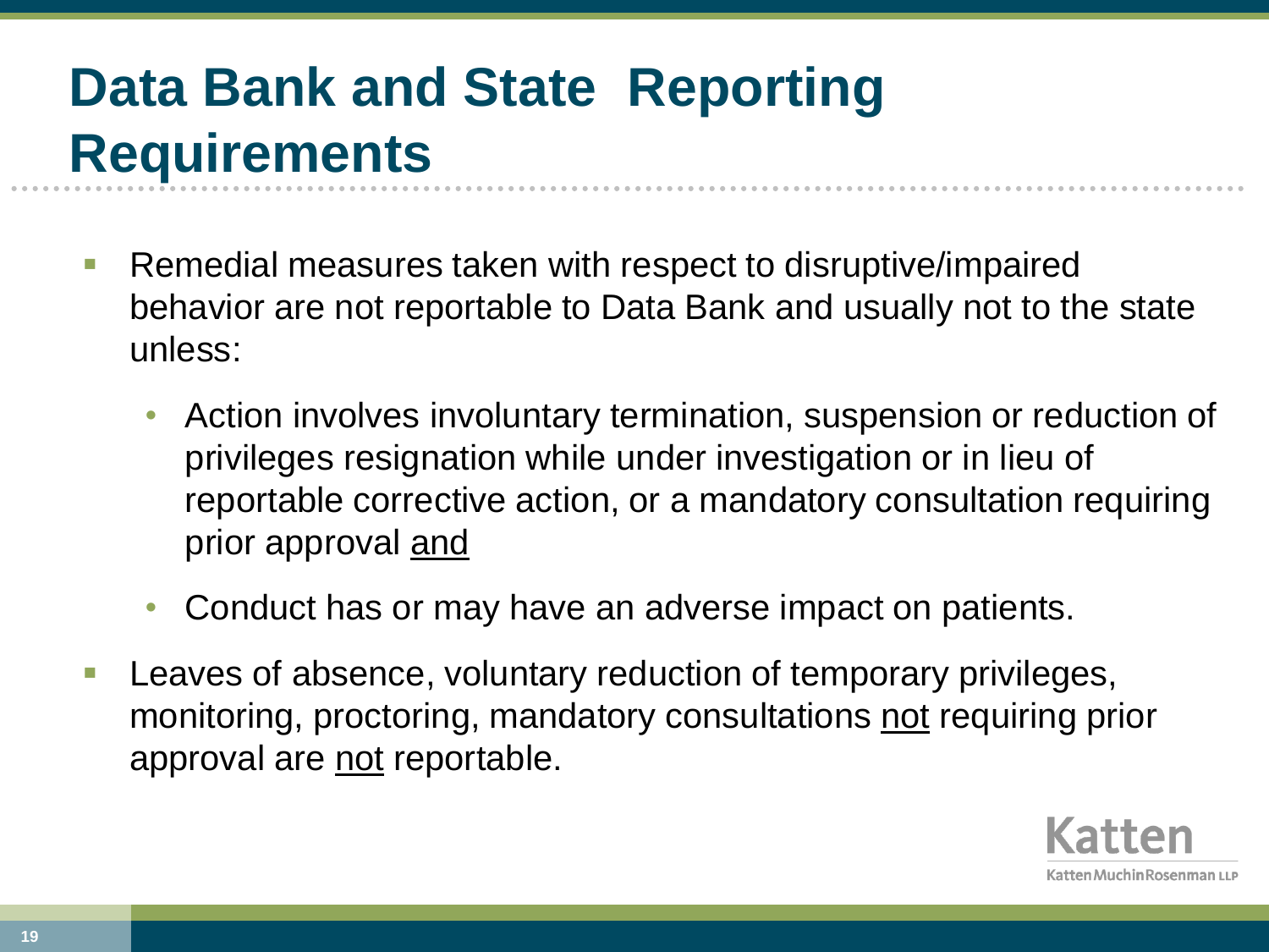# Data Bank and State Reporting Requirements

- Remedial measures taken with respect to disruptive/impaired behavior are not reportable to Data Bank and usually not to the state unless:
  - Action involves involuntary termination, suspension or reduction of privileges resignation while under investigation or in lieu of reportable corrective action, or a mandatory consultation requiring prior approval <u>and</u>
  - Conduct has or may have an adverse impact on patients.
- Leaves of absence, voluntary reduction of temporary privileges, monitoring, proctoring, mandatory consultations <u>not</u> requiring prior approval are <u>not</u> reportable.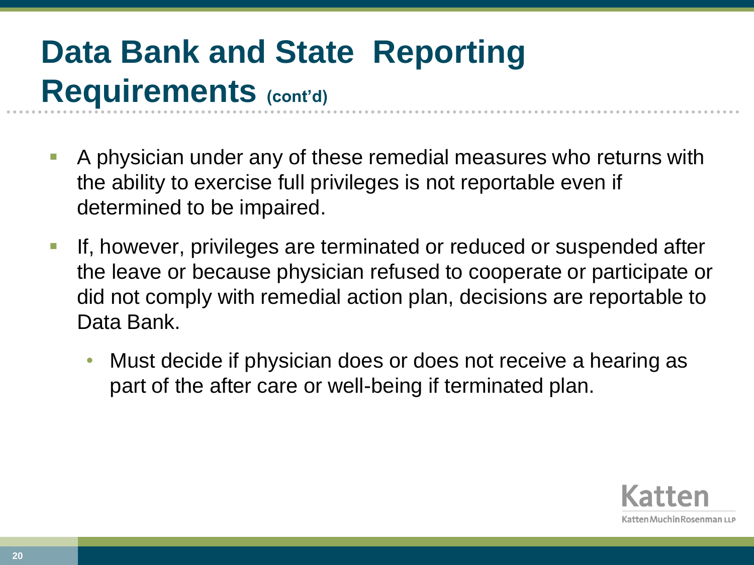# Data Bank and State Reporting Requirements (cont'd)

- A physician under any of these remedial measures who returns with the ability to exercise full privileges is not reportable even if determined to be impaired.
- If, however, privileges are terminated or reduced or suspended after the leave or because physician refused to cooperate or participate or did not comply with remedial action plan, decisions are reportable to Data Bank.
  - Must decide if physician does or does not receive a hearing as part of the after care or well-being if terminated plan.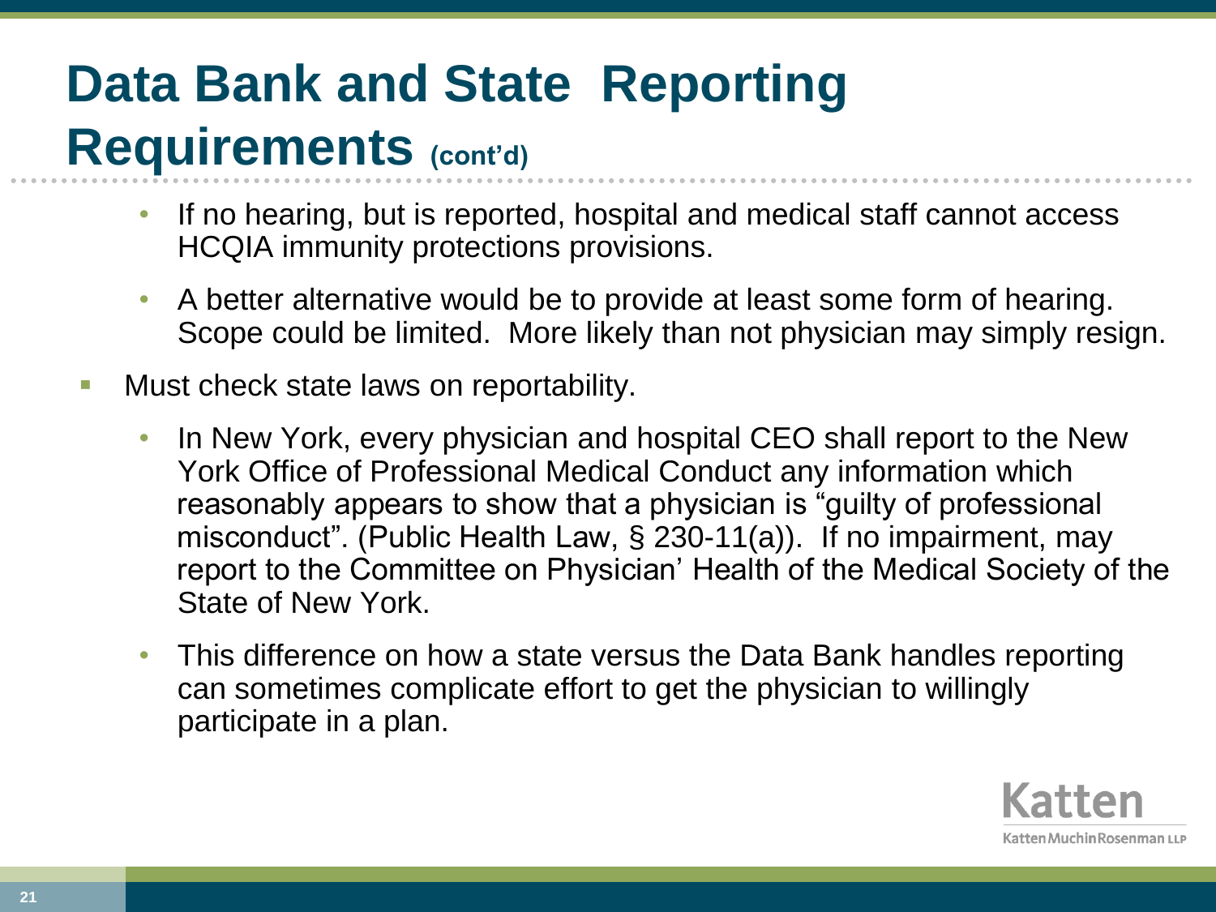# Data Bank and State Reporting Requirements (cont'd)

- If no hearing, but is reported, hospital and medical staff cannot access HCQIA immunity protections provisions.
- A better alternative would be to provide at least some form of hearing. Scope could be limited. More likely than not physician may simply resign.

- Must check state laws on reportability.
  - In New York, every physician and hospital CEO shall report to the New York Office of Professional Medical Conduct any information which reasonably appears to show that a physician is "guilty of professional misconduct". (Public Health Law, § 230-11(a)). If no impairment, may report to the Committee on Physician' Health of the Medical Society of the State of New York.
  - This difference on how a state versus the Data Bank handles reporting can sometimes complicate effort to get the physician to willingly participate in a plan.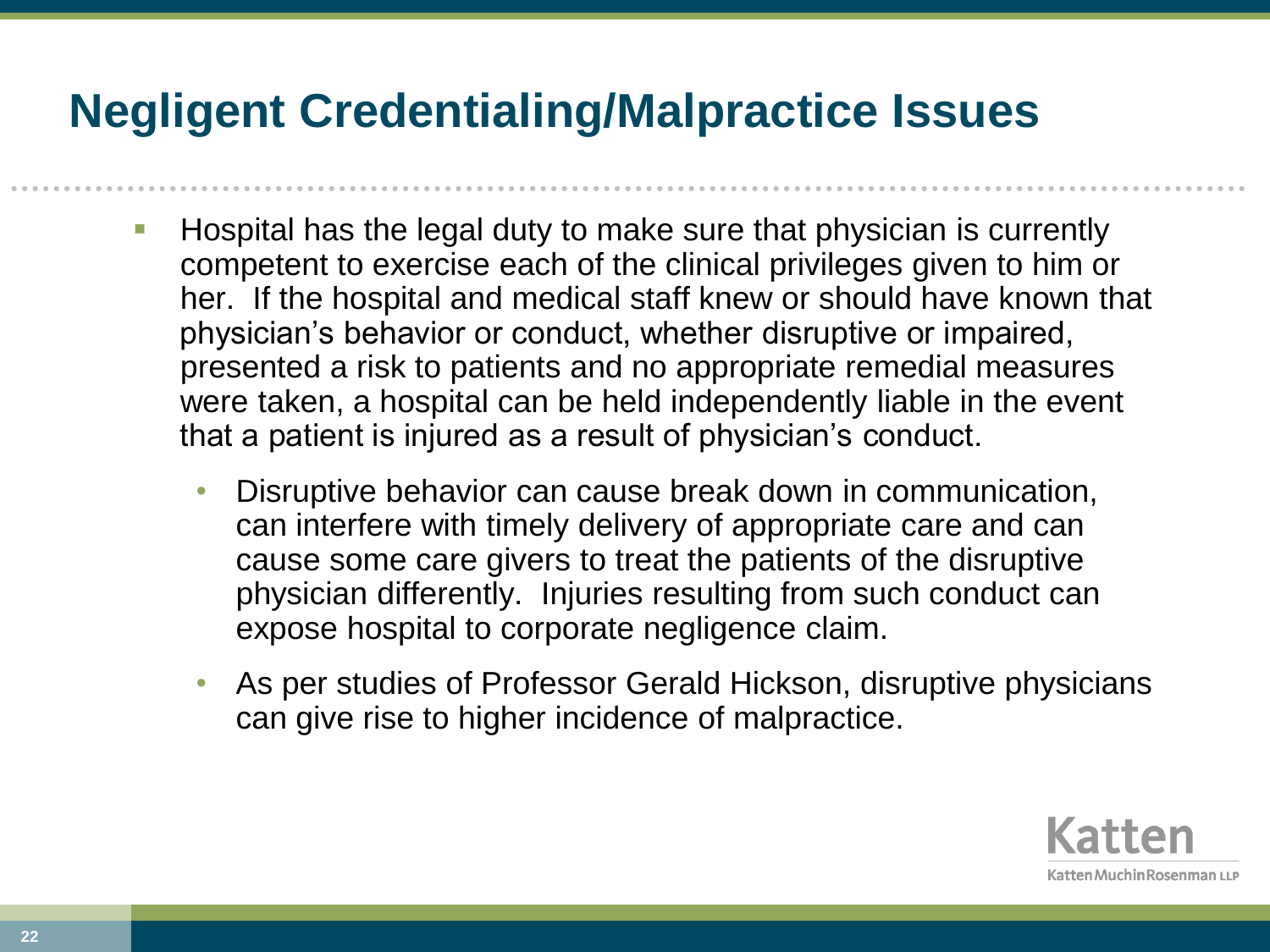# Negligent Credentialing/Malpractice Issues

- Hospital has the legal duty to make sure that physician is currently competent to exercise each of the clinical privileges given to him or her. If the hospital and medical staff knew or should have known that physician's behavior or conduct, whether disruptive or impaired, presented a risk to patients and no appropriate remedial measures were taken, a hospital can be held independently liable in the event that a patient is injured as a result of physician's conduct.
  - Disruptive behavior can cause break down in communication, can interfere with timely delivery of appropriate care and can cause some care givers to treat the patients of the disruptive physician differently. Injuries resulting from such conduct can expose hospital to corporate negligence claim.
  - As per studies of Professor Gerald Hickson, disruptive physicians can give rise to higher incidence of malpractice.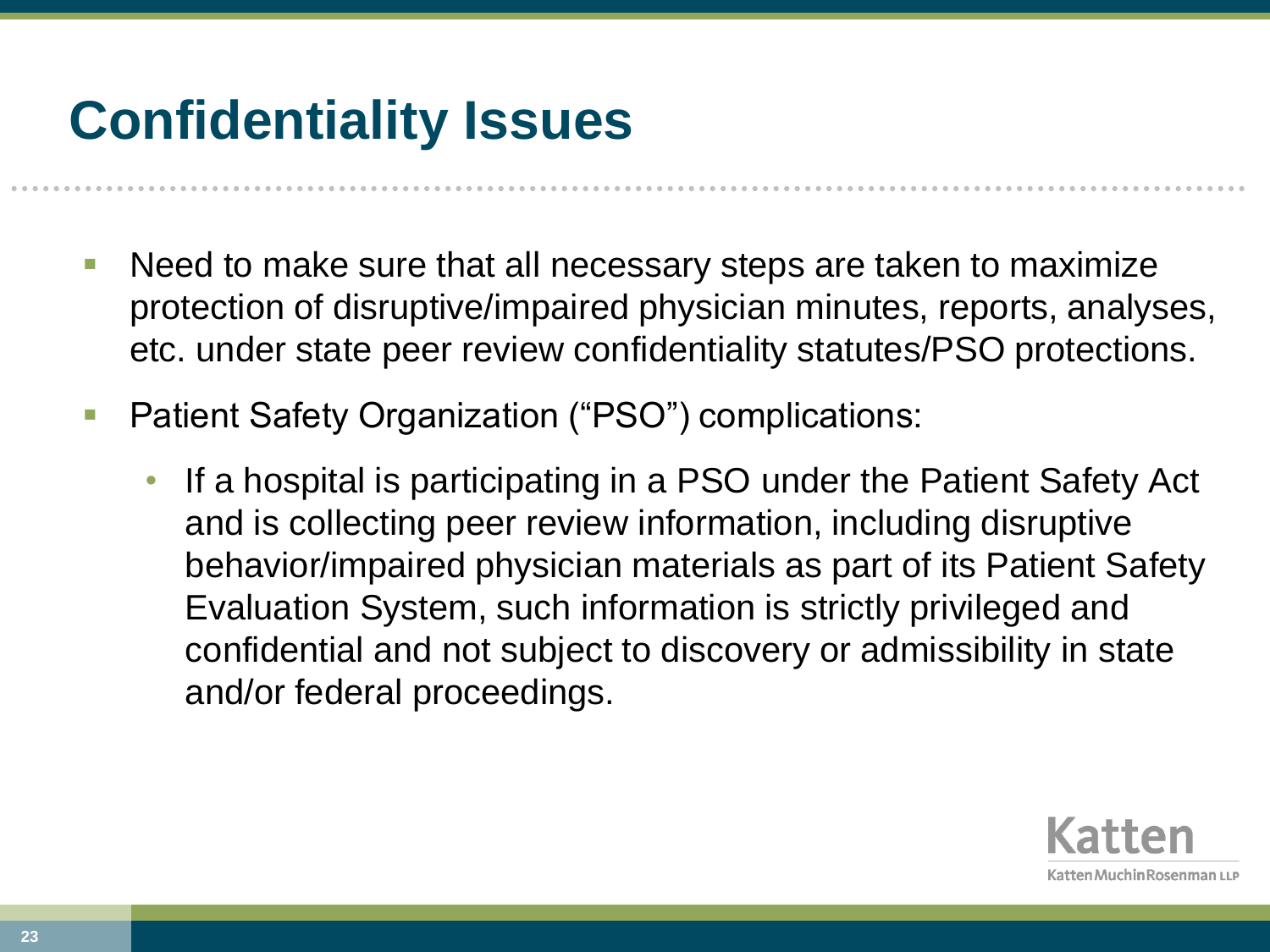# Confidentiality Issues

- Need to make sure that all necessary steps are taken to maximize protection of disruptive/impaired physician minutes, reports, analyses, etc. under state peer review confidentiality statutes/PSO protections.
- Patient Safety Organization ("PSO") complications:
  - If a hospital is participating in a PSO under the Patient Safety Act and is collecting peer review information, including disruptive behavior/impaired physician materials as part of its Patient Safety Evaluation System, such information is strictly privileged and confidential and not subject to discovery or admissibility in state and/or federal proceedings.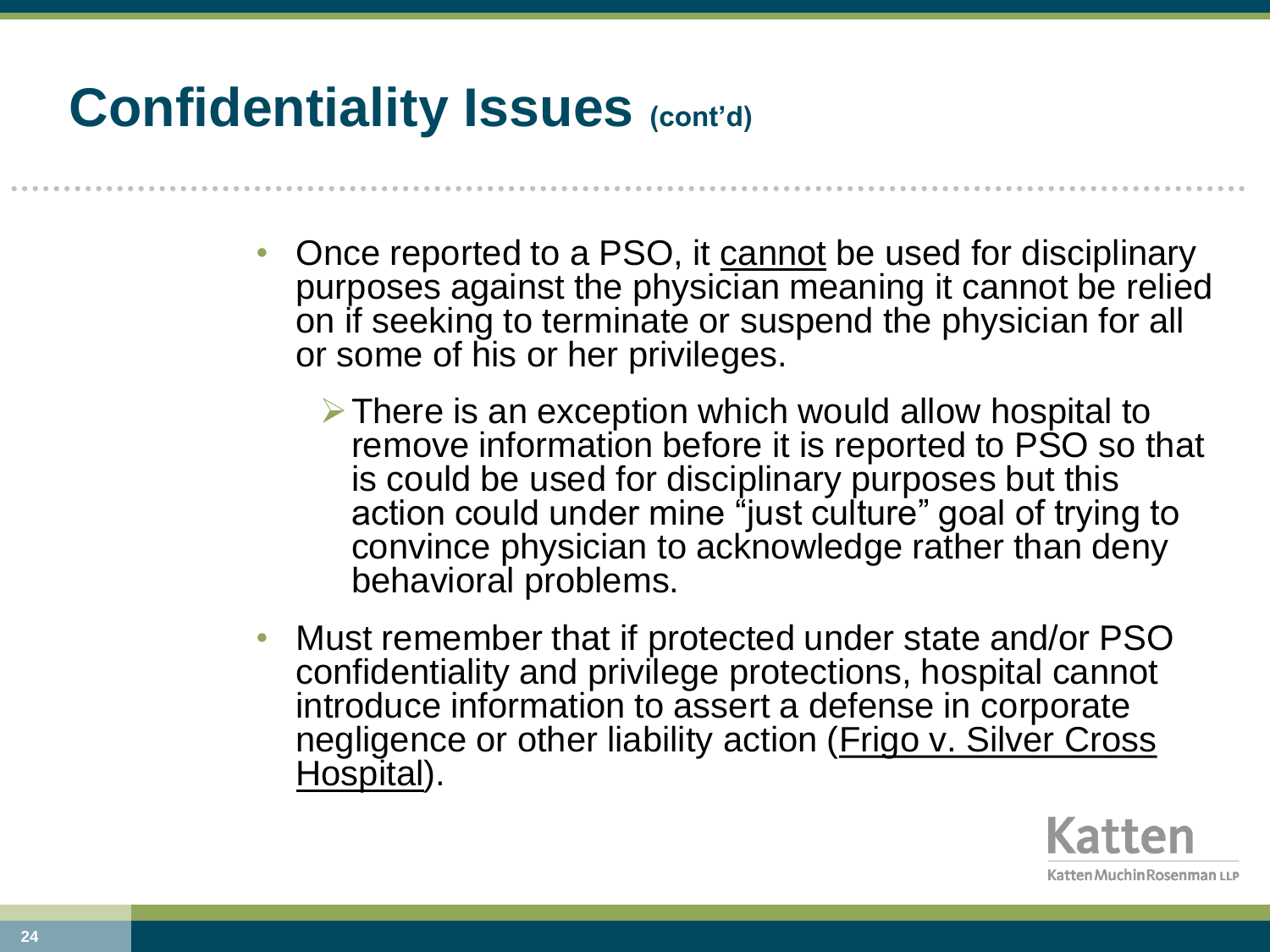# Confidentiality Issues (cont'd)

- Once reported to a PSO, it cannot be used for disciplinary purposes against the physician meaning it cannot be relied on if seeking to terminate or suspend the physician for all or some of his or her privileges.
  - There is an exception which would allow hospital to remove information before it is reported to PSO so that is could be used for disciplinary purposes but this action could under mine "just culture" goal of trying to convince physician to acknowledge rather than deny behavioral problems.
- Must remember that if protected under state and/or PSO confidentiality and privilege protections, hospital cannot introduce information to assert a defense in corporate negligence or other liability action (Frigo v. Silver Cross Hospital).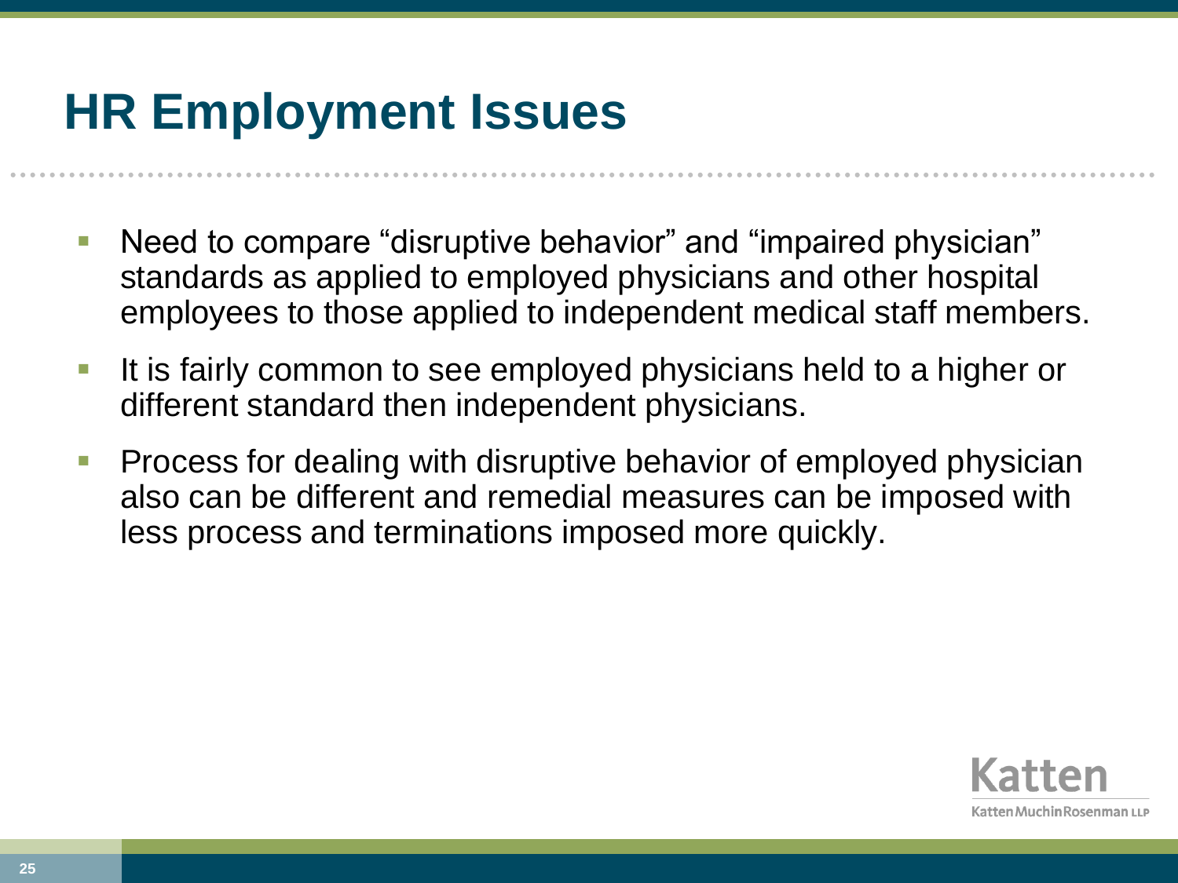# HR Employment Issues

- Need to compare “disruptive behavior” and “impaired physician” standards as applied to employed physicians and other hospital employees to those applied to independent medical staff members.
- It is fairly common to see employed physicians held to a higher or different standard then independent physicians.
- Process for dealing with disruptive behavior of employed physician also can be different and remedial measures can be imposed with less process and terminations imposed more quickly.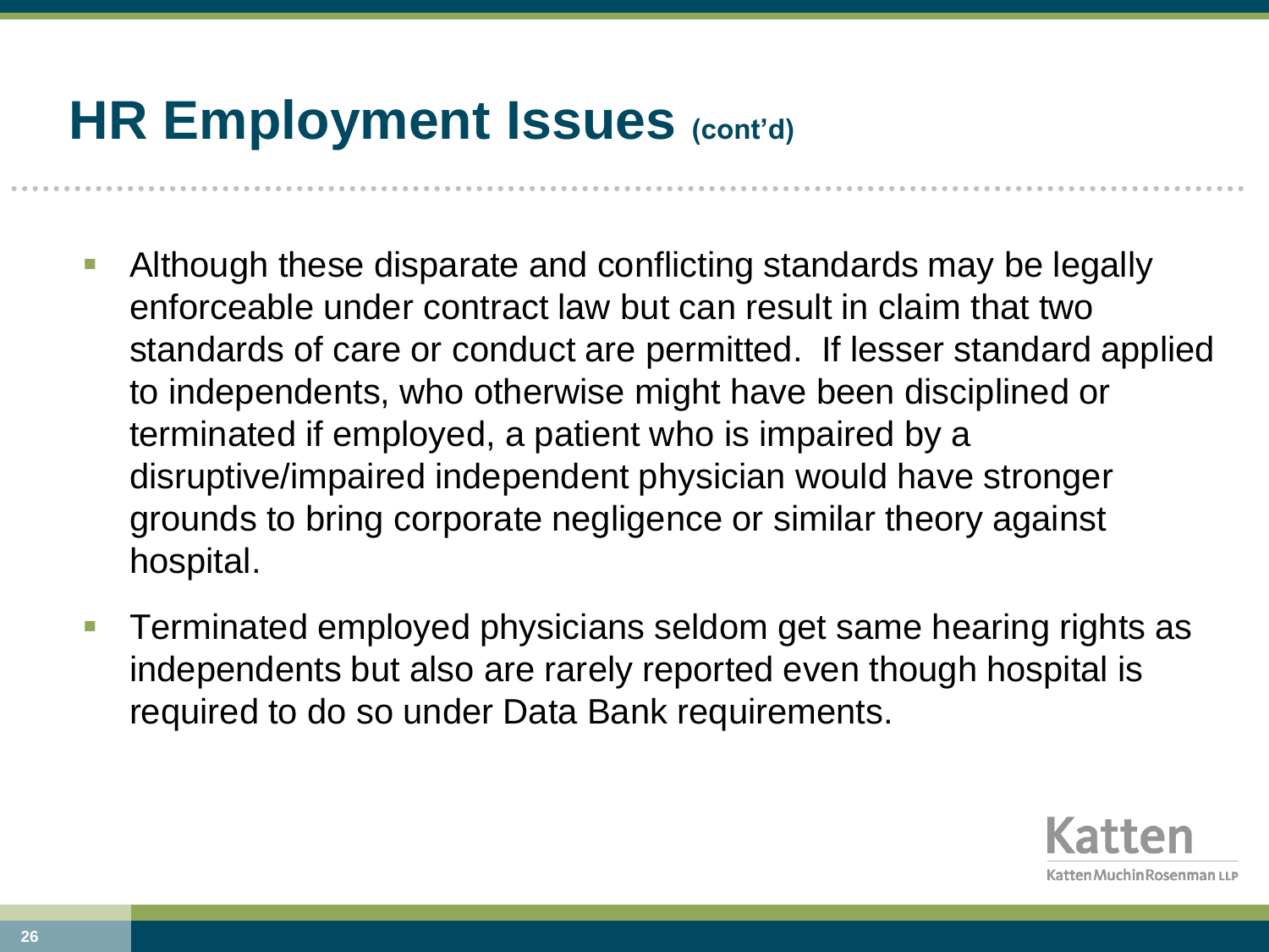# HR Employment Issues (cont'd)

- Although these disparate and conflicting standards may be legally enforceable under contract law but can result in claim that two standards of care or conduct are permitted. If lesser standard applied to independents, who otherwise might have been disciplined or terminated if employed, a patient who is impaired by a disruptive/impaired independent physician would have stronger grounds to bring corporate negligence or similar theory against hospital.
- Terminated employed physicians seldom get same hearing rights as independents but also are rarely reported even though hospital is required to do so under Data Bank requirements.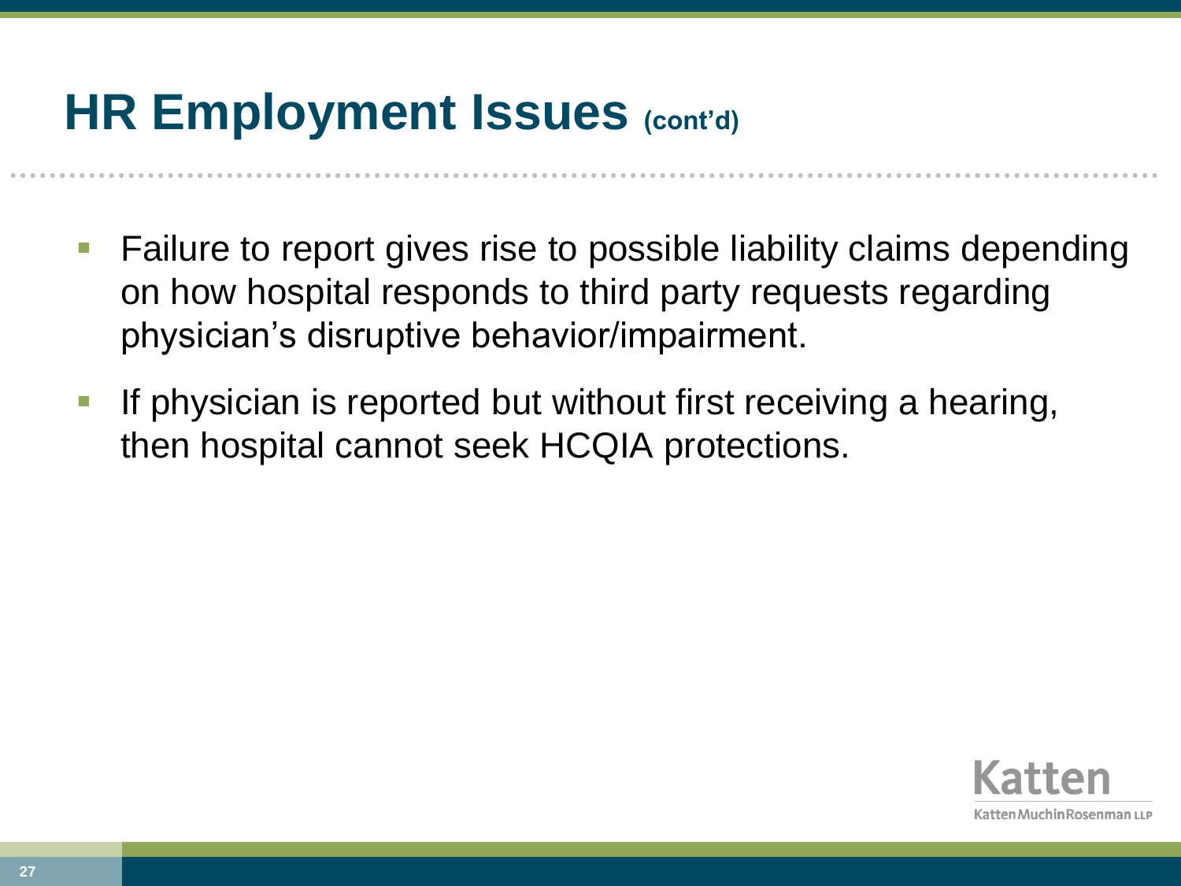# HR Employment Issues (cont'd)

- Failure to report gives rise to possible liability claims depending on how hospital responds to third party requests regarding physician's disruptive behavior/impairment.
- If physician is reported but without first receiving a hearing, then hospital cannot seek HCQIA protections.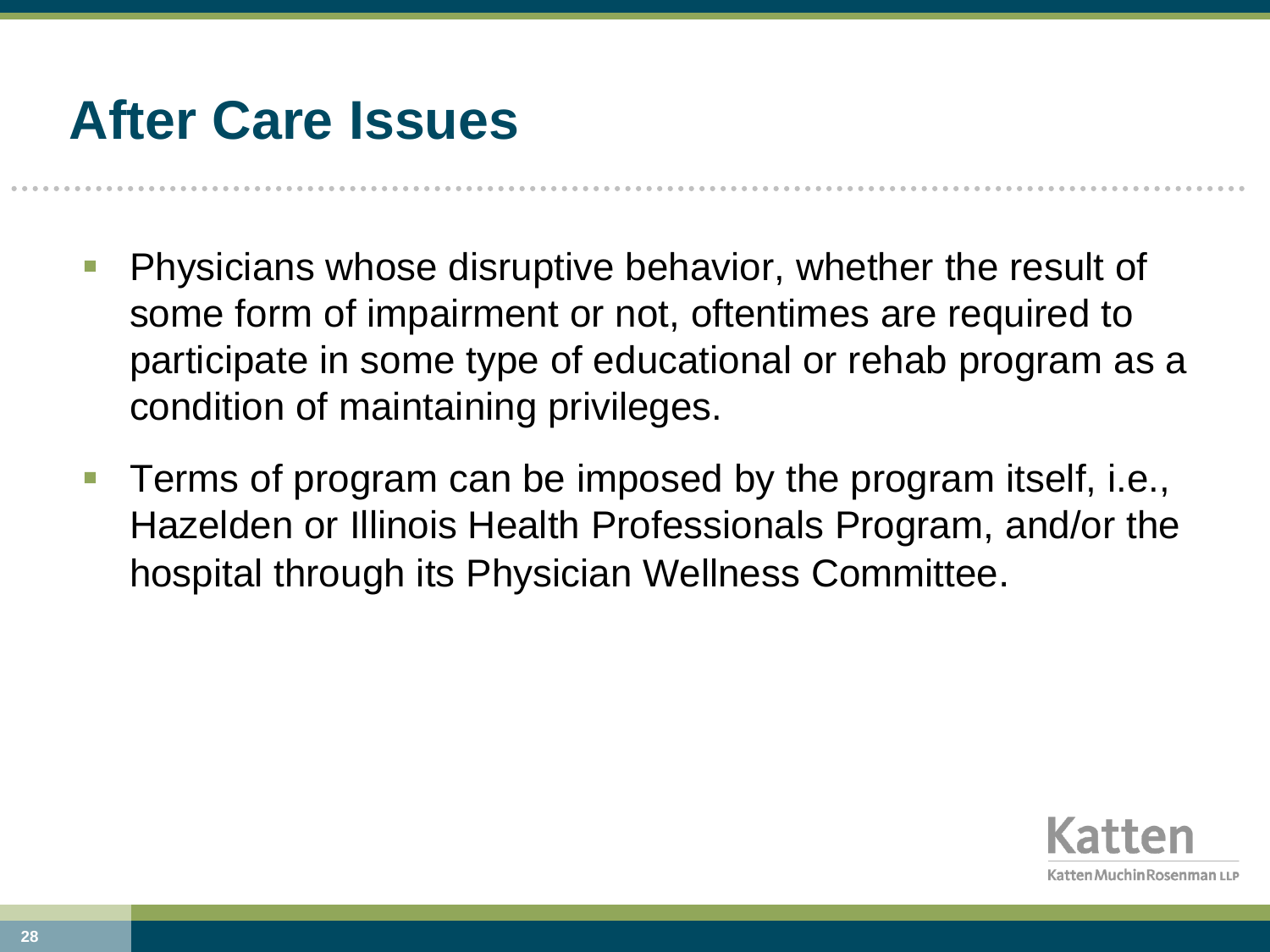# After Care Issues

- Physicians whose disruptive behavior, whether the result of some form of impairment or not, oftentimes are required to participate in some type of educational or rehab program as a condition of maintaining privileges.
- Terms of program can be imposed by the program itself, i.e., Hazelden or Illinois Health Professionals Program, and/or the hospital through its Physician Wellness Committee.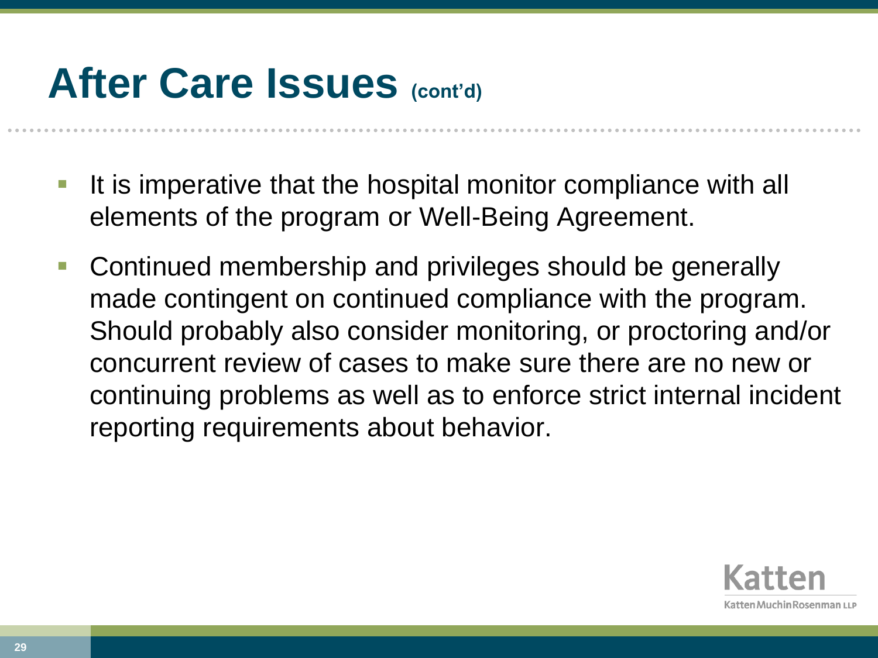# After Care Issues (cont'd)

- It is imperative that the hospital monitor compliance with all elements of the program or Well-Being Agreement.
- Continued membership and privileges should be generally made contingent on continued compliance with the program. Should probably also consider monitoring, or proctoring and/or concurrent review of cases to make sure there are no new or continuing problems as well as to enforce strict internal incident reporting requirements about behavior.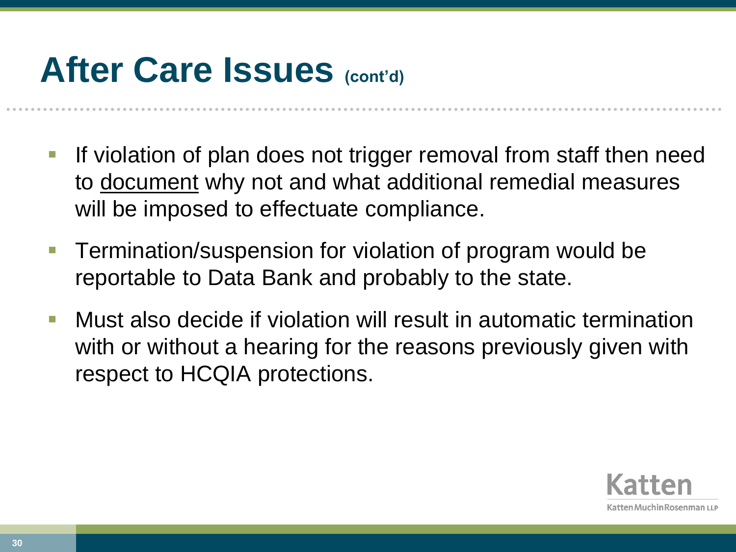# After Care Issues (cont'd)

- If violation of plan does not trigger removal from staff then need to <u>document</u> why not and what additional remedial measures will be imposed to effectuate compliance.
- Termination/suspension for violation of program would be reportable to Data Bank and probably to the state.
- Must also decide if violation will result in automatic termination with or without a hearing for the reasons previously given with respect to HCQIA protections.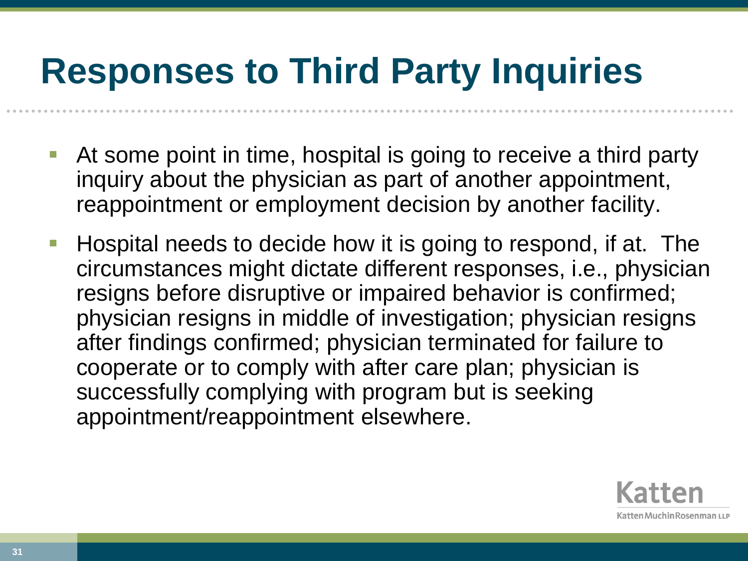# Responses to Third Party Inquiries

- At some point in time, hospital is going to receive a third party inquiry about the physician as part of another appointment, reappointment or employment decision by another facility.
- Hospital needs to decide how it is going to respond, if at. The circumstances might dictate different responses, i.e., physician resigns before disruptive or impaired behavior is confirmed; physician resigns in middle of investigation; physician resigns after findings confirmed; physician terminated for failure to cooperate or to comply with after care plan; physician is successfully complying with program but is seeking appointment/reappointment elsewhere.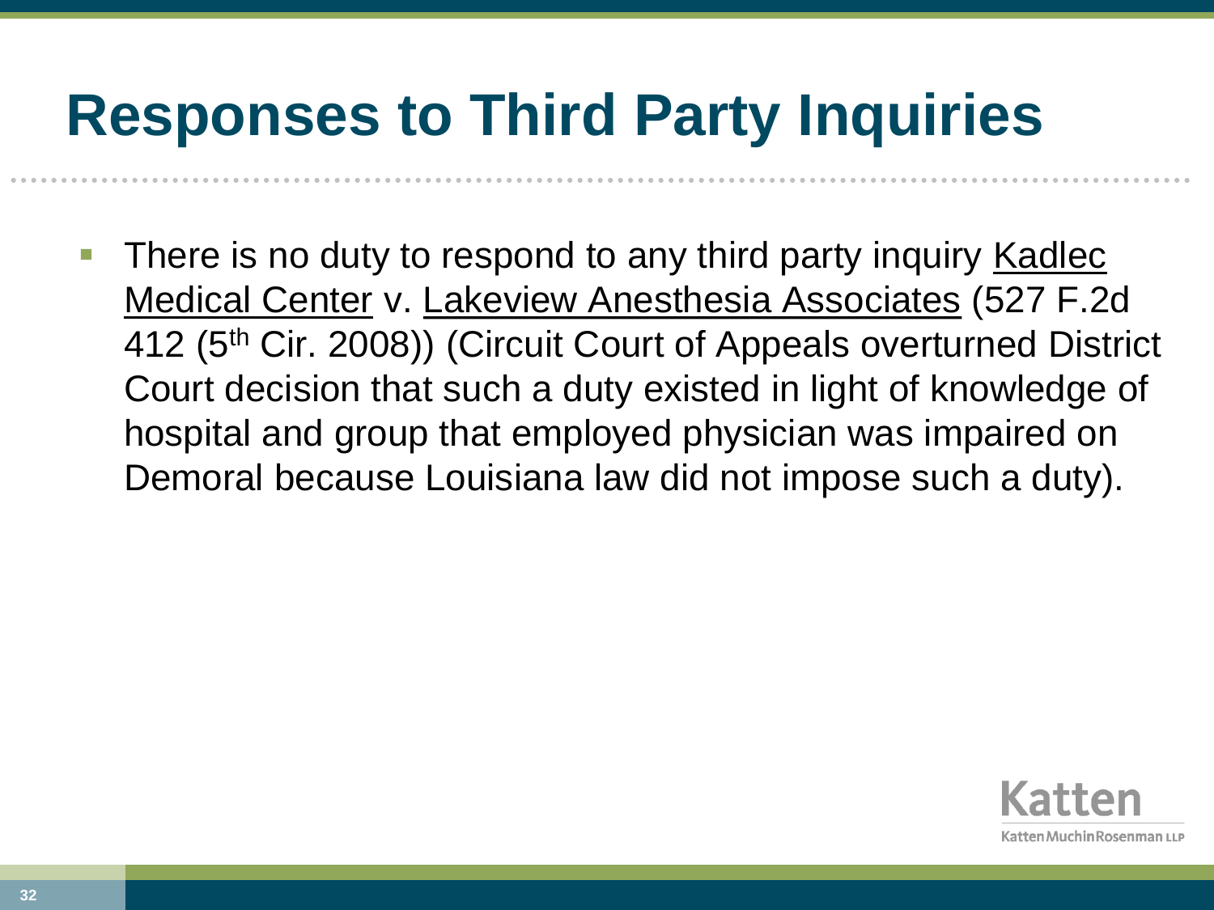# Responses to Third Party Inquiries

- There is no duty to respond to any third party inquiry <u>Kadlec Medical Center</u> v. <u>Lakeview Anesthesia Associates</u> (527 F.2d 412 (5th Cir. 2008)) (Circuit Court of Appeals overturned District Court decision that such a duty existed in light of knowledge of hospital and group that employed physician was impaired on Demoral because Louisiana law did not impose such a duty).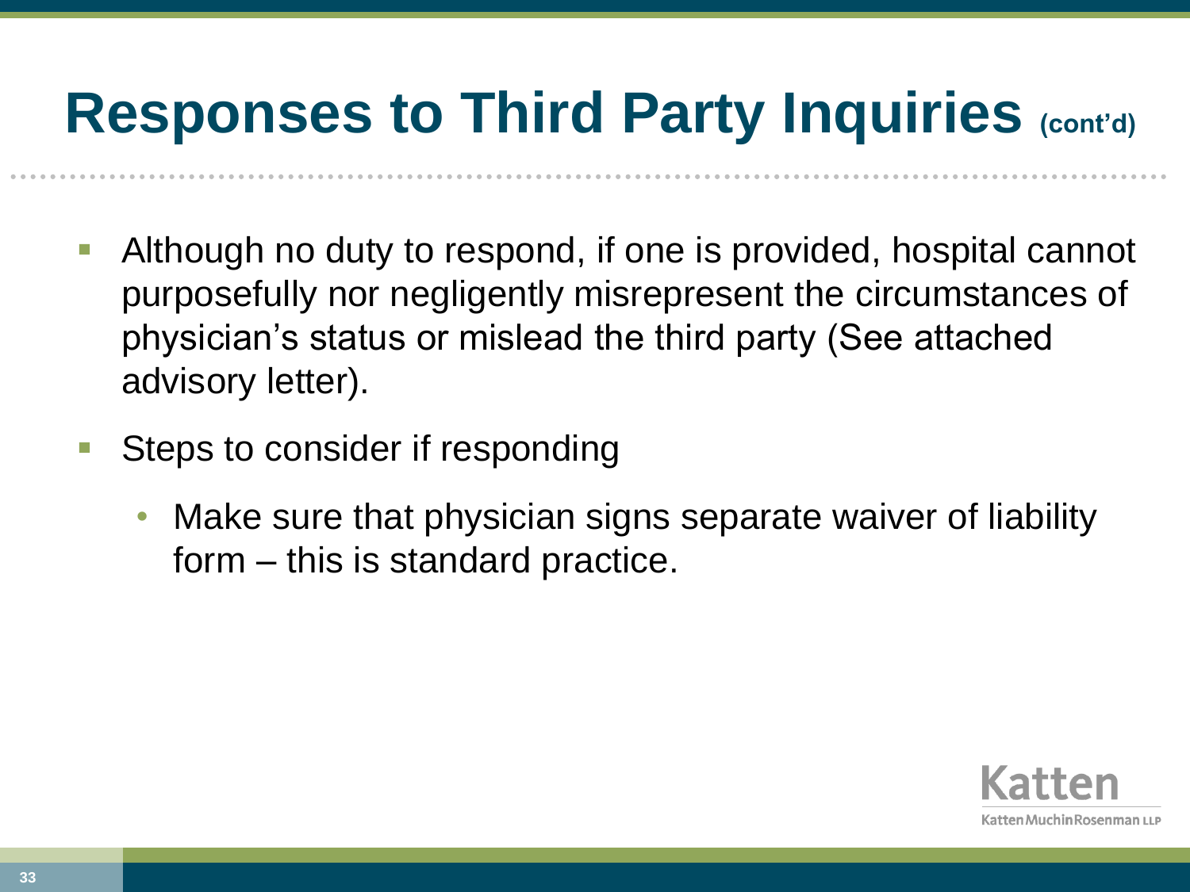# Responses to Third Party Inquiries (cont'd)

- Although no duty to respond, if one is provided, hospital cannot purposefully nor negligently misrepresent the circumstances of physician's status or mislead the third party (See attached advisory letter).
- Steps to consider if responding
  - Make sure that physician signs separate waiver of liability form – this is standard practice.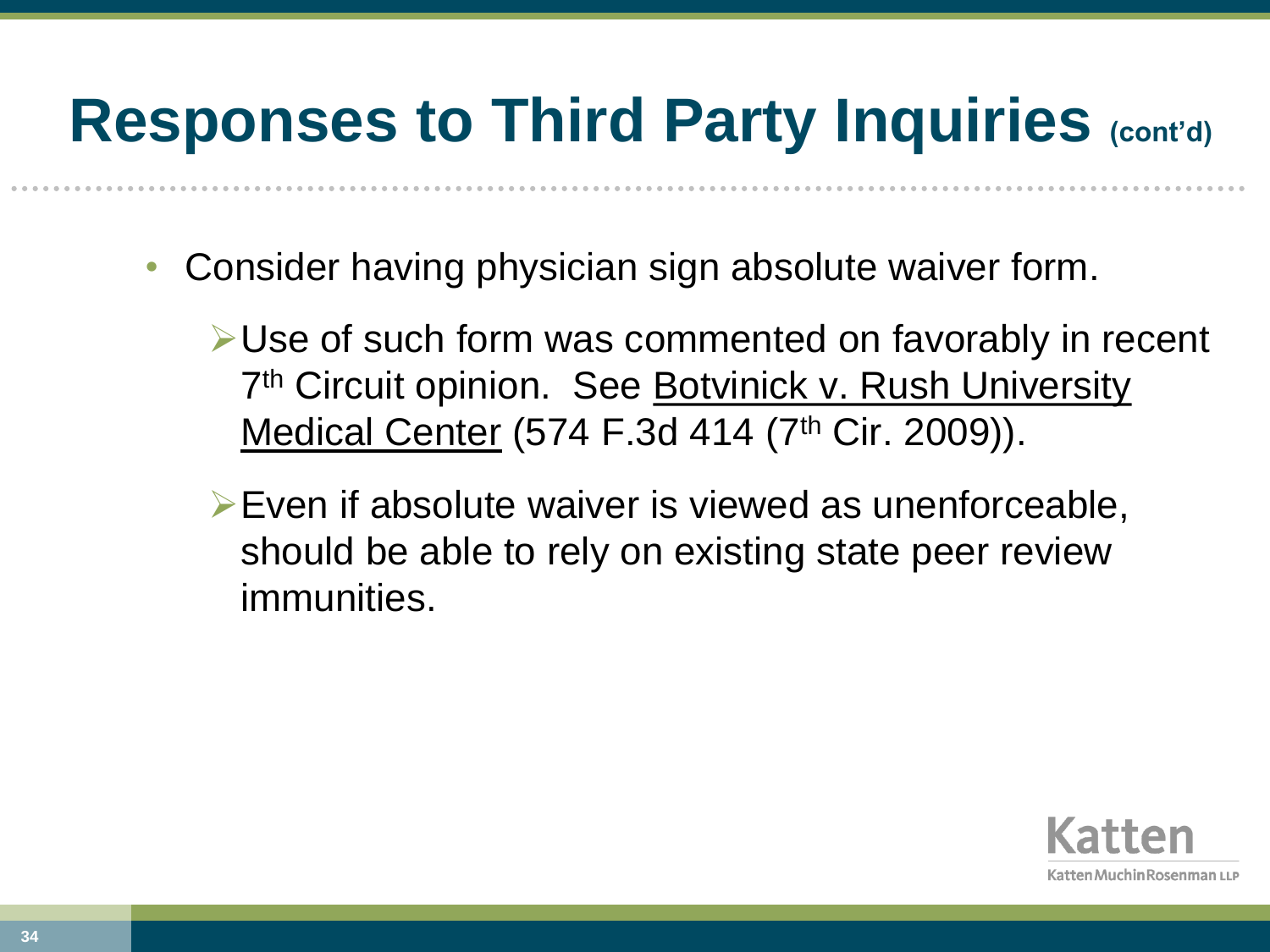# Responses to Third Party Inquiries (cont'd)

- Consider having physician sign absolute waiver form.
  - Use of such form was commented on favorably in recent 7th Circuit opinion. See Botvinick v. Rush University Medical Center (574 F.3d 414 (7th Cir. 2009)).
  - Even if absolute waiver is viewed as unenforceable, should be able to rely on existing state peer review immunities.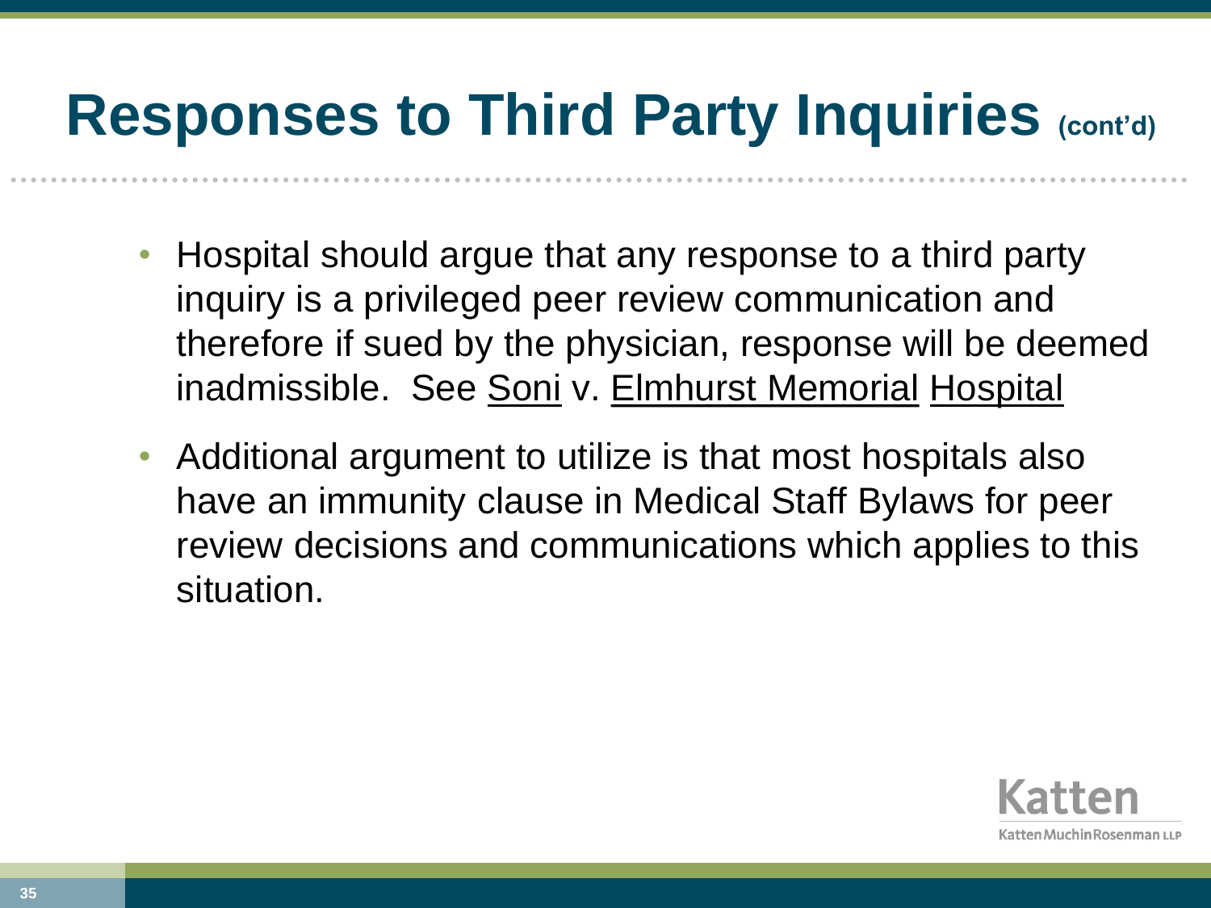# Responses to Third Party Inquiries (cont'd)

- Hospital should argue that any response to a third party inquiry is a privileged peer review communication and therefore if sued by the physician, response will be deemed inadmissible. See Soni v. Elmhurst Memorial Hospital
- Additional argument to utilize is that most hospitals also have an immunity clause in Medical Staff Bylaws for peer review decisions and communications which applies to this situation.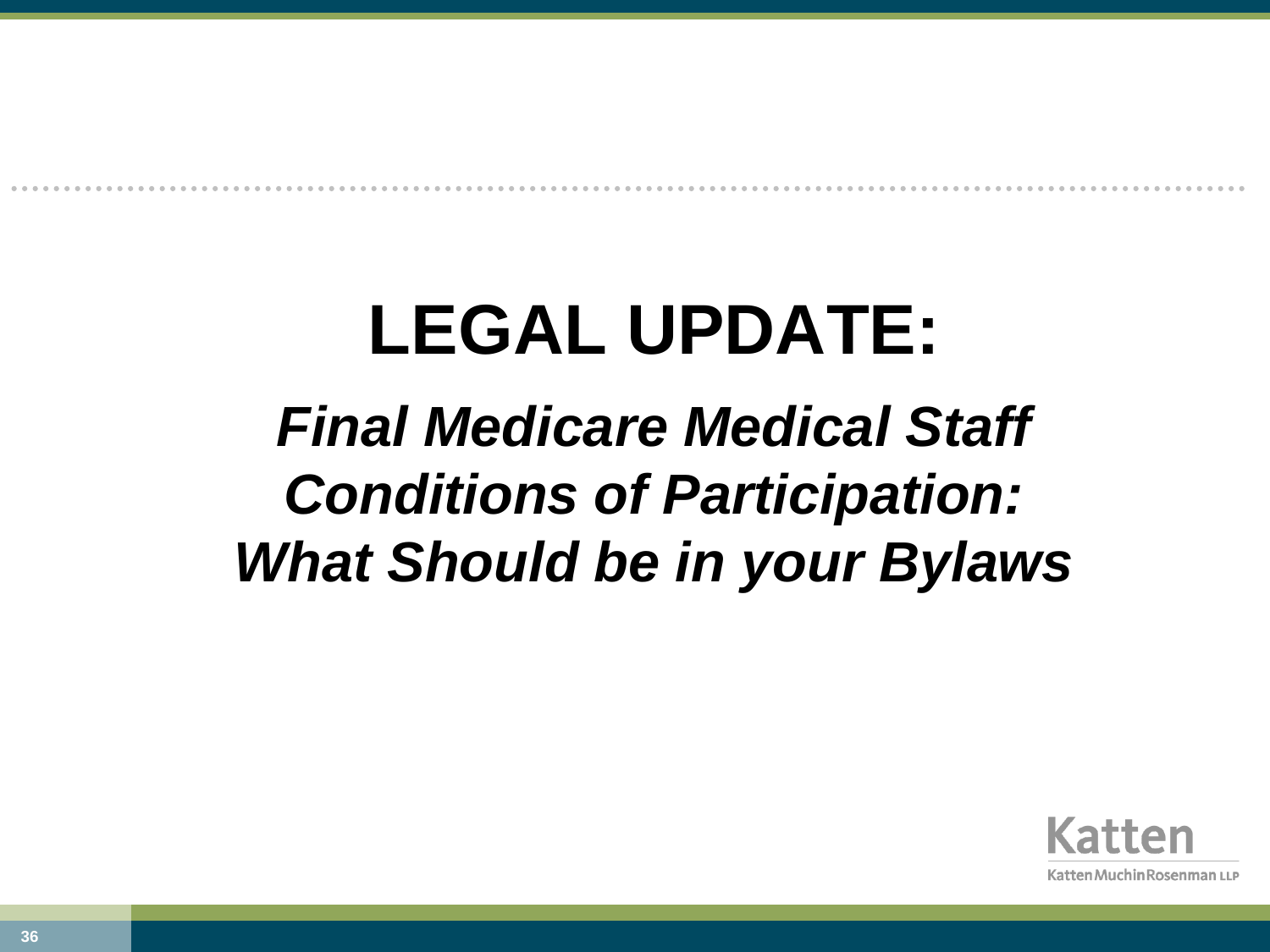# LEGAL UPDATE:

## *Final Medicare Medical Staff Conditions of Participation: What Should be in your Bylaws*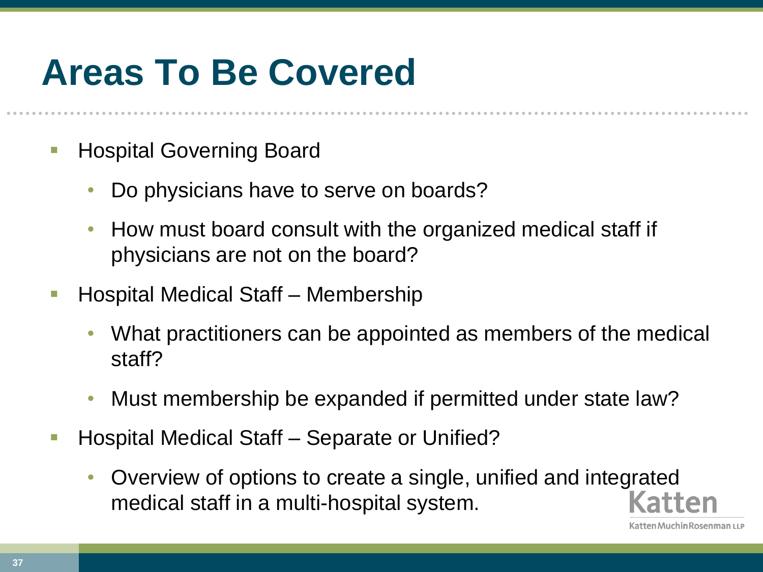# Areas To Be Covered

- Hospital Governing Board
  - Do physicians have to serve on boards?
  - How must board consult with the organized medical staff if physicians are not on the board?
- Hospital Medical Staff – Membership
  - What practitioners can be appointed as members of the medical staff?
  - Must membership be expanded if permitted under state law?
- Hospital Medical Staff – Separate or Unified?
  - Overview of options to create a single, unified and integrated medical staff in a multi-hospital system.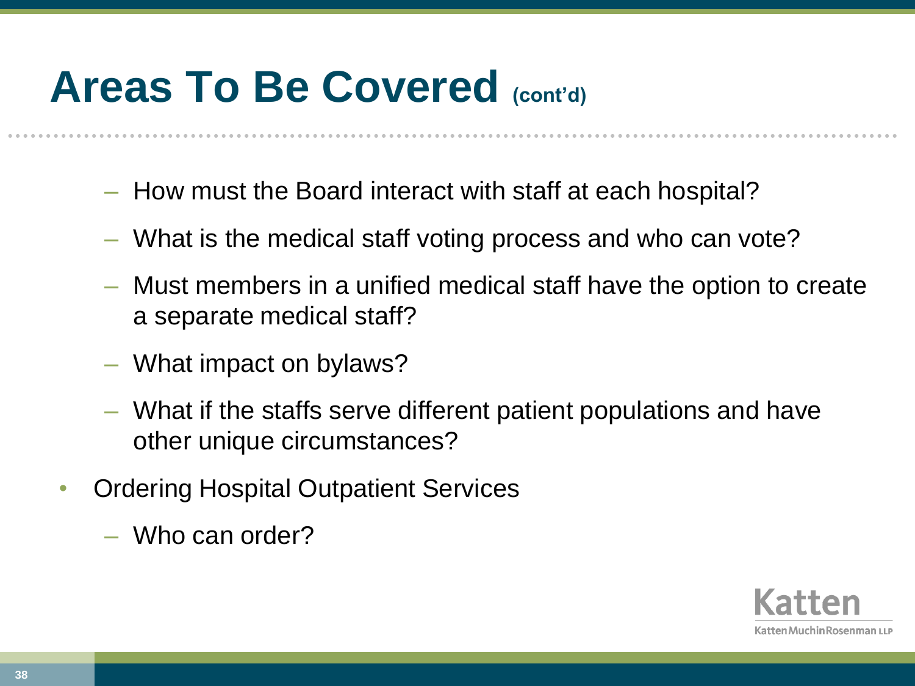# Areas To Be Covered (cont'd)

- How must the Board interact with staff at each hospital?
- What is the medical staff voting process and who can vote?
- Must members in a unified medical staff have the option to create a separate medical staff?
- What impact on bylaws?
- What if the staffs serve different patient populations and have other unique circumstances?

- Ordering Hospital Outpatient Services
  - Who can order?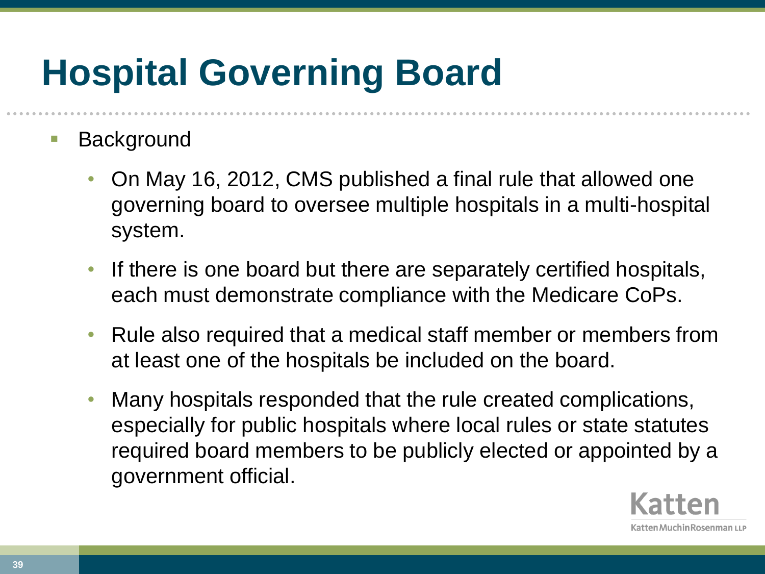# Hospital Governing Board

- Background
  - On May 16, 2012, CMS published a final rule that allowed one governing board to oversee multiple hospitals in a multi-hospital system.
  - If there is one board but there are separately certified hospitals, each must demonstrate compliance with the Medicare CoPs.
  - Rule also required that a medical staff member or members from at least one of the hospitals be included on the board.
  - Many hospitals responded that the rule created complications, especially for public hospitals where local rules or state statutes required board members to be publicly elected or appointed by a government official.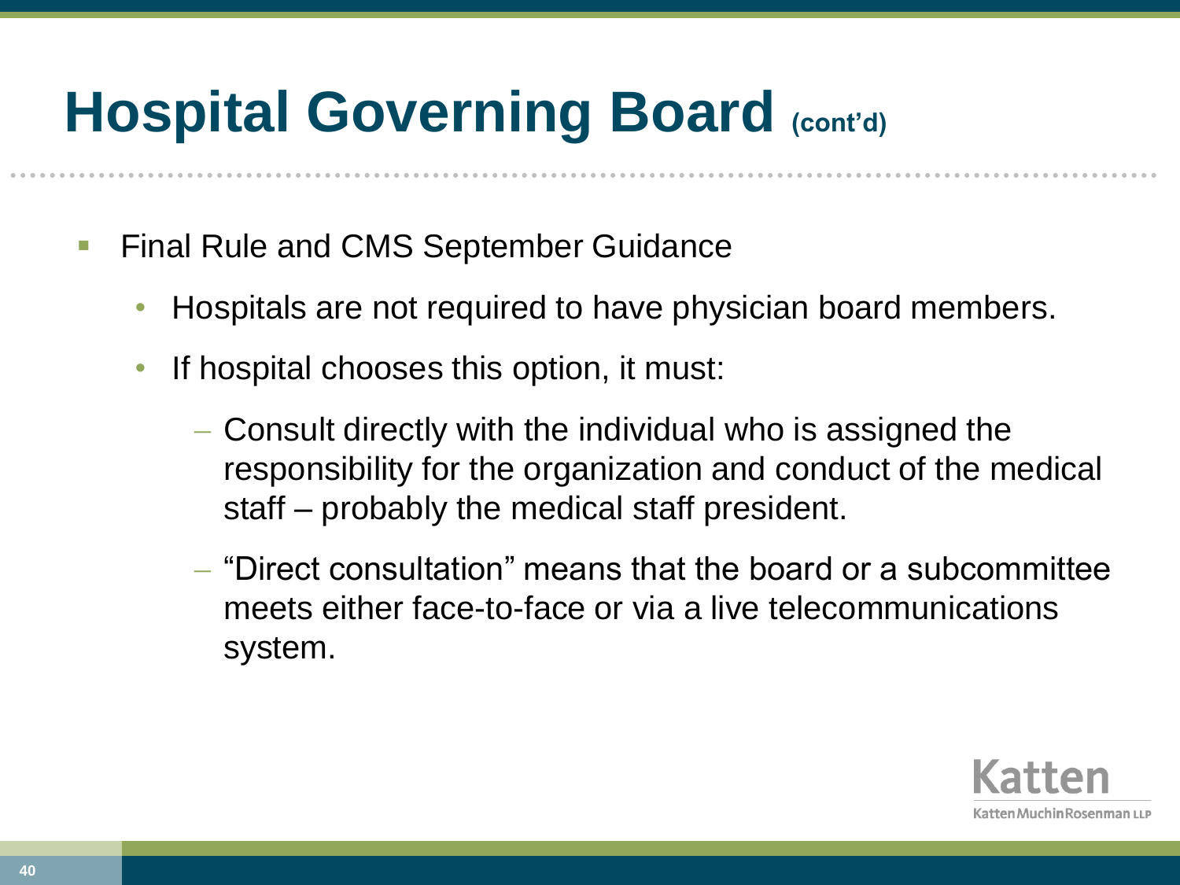# Hospital Governing Board (cont'd)

- Final Rule and CMS September Guidance
  - Hospitals are not required to have physician board members.
  - If hospital chooses this option, it must:
    - Consult directly with the individual who is assigned the responsibility for the organization and conduct of the medical staff – probably the medical staff president.
    - "Direct consultation" means that the board or a subcommittee meets either face-to-face or via a live telecommunications system.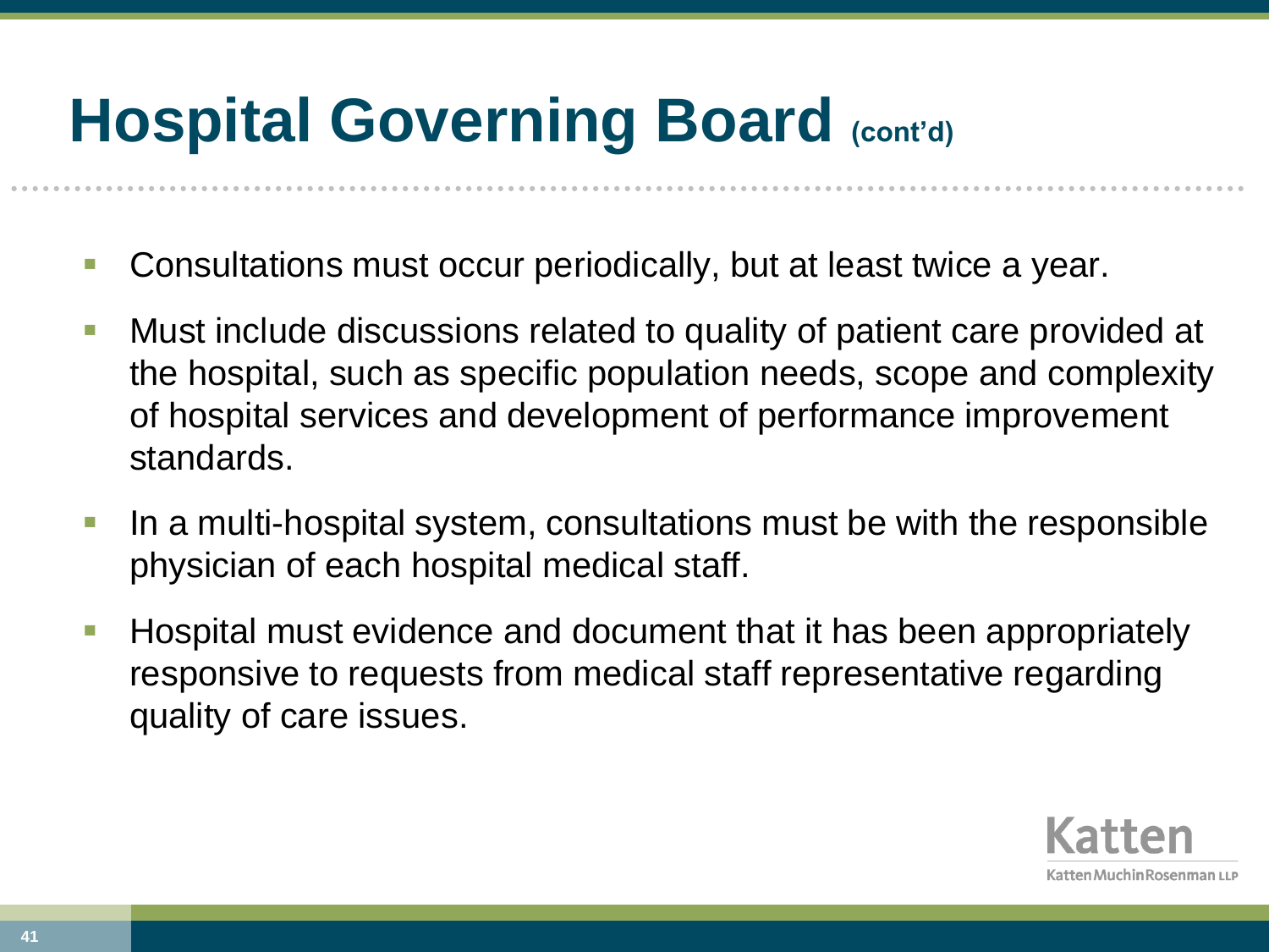# Hospital Governing Board (cont'd)

- Consultations must occur periodically, but at least twice a year.
- Must include discussions related to quality of patient care provided at the hospital, such as specific population needs, scope and complexity of hospital services and development of performance improvement standards.
- In a multi-hospital system, consultations must be with the responsible physician of each hospital medical staff.
- Hospital must evidence and document that it has been appropriately responsive to requests from medical staff representative regarding quality of care issues.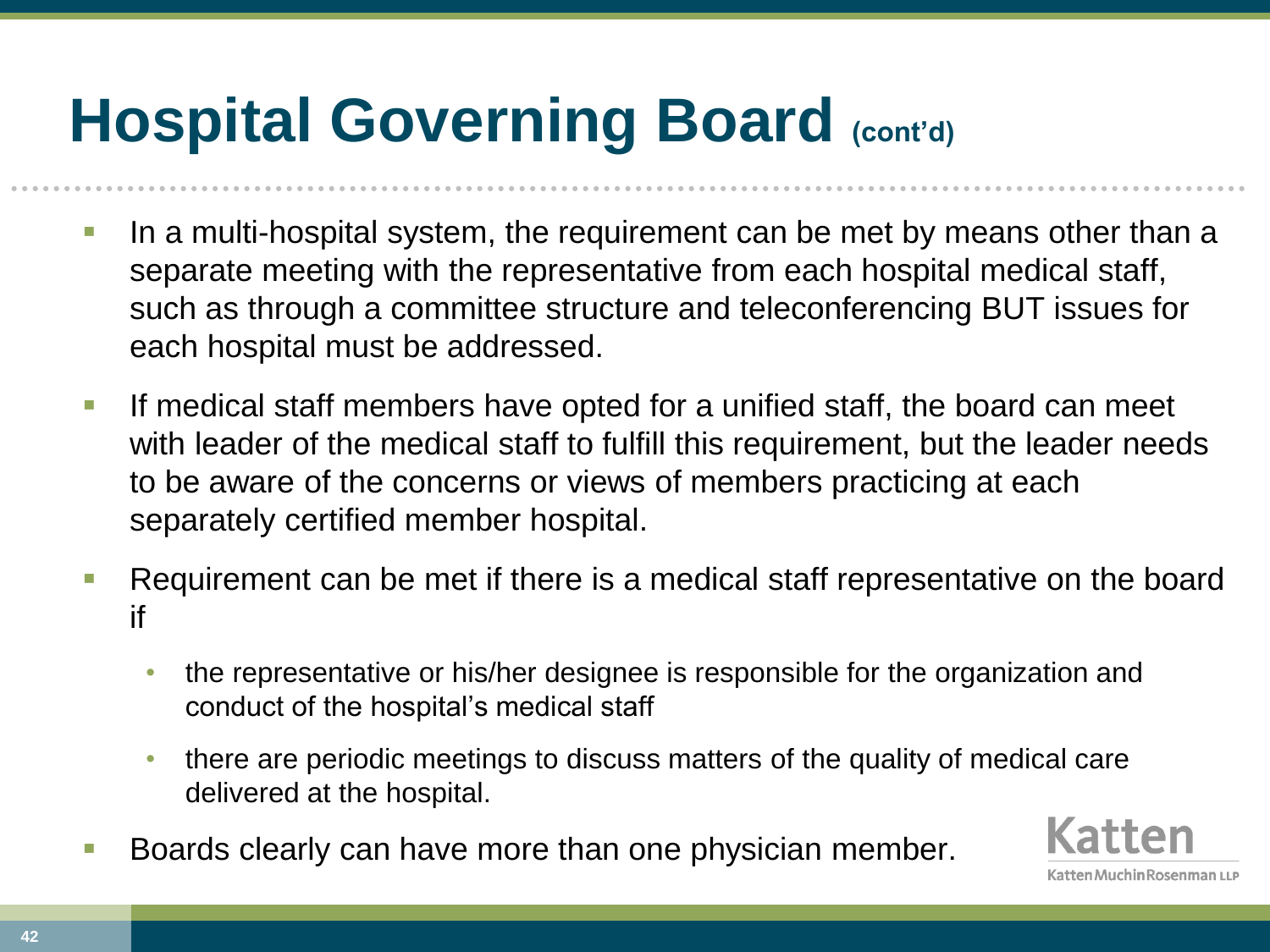# Hospital Governing Board (cont'd)

- In a multi-hospital system, the requirement can be met by means other than a separate meeting with the representative from each hospital medical staff, such as through a committee structure and teleconferencing BUT issues for each hospital must be addressed.
- If medical staff members have opted for a unified staff, the board can meet with leader of the medical staff to fulfill this requirement, but the leader needs to be aware of the concerns or views of members practicing at each separately certified member hospital.
- Requirement can be met if there is a medical staff representative on the board if
  - the representative or his/her designee is responsible for the organization and conduct of the hospital's medical staff
  - there are periodic meetings to discuss matters of the quality of medical care delivered at the hospital.
- Boards clearly can have more than one physician member.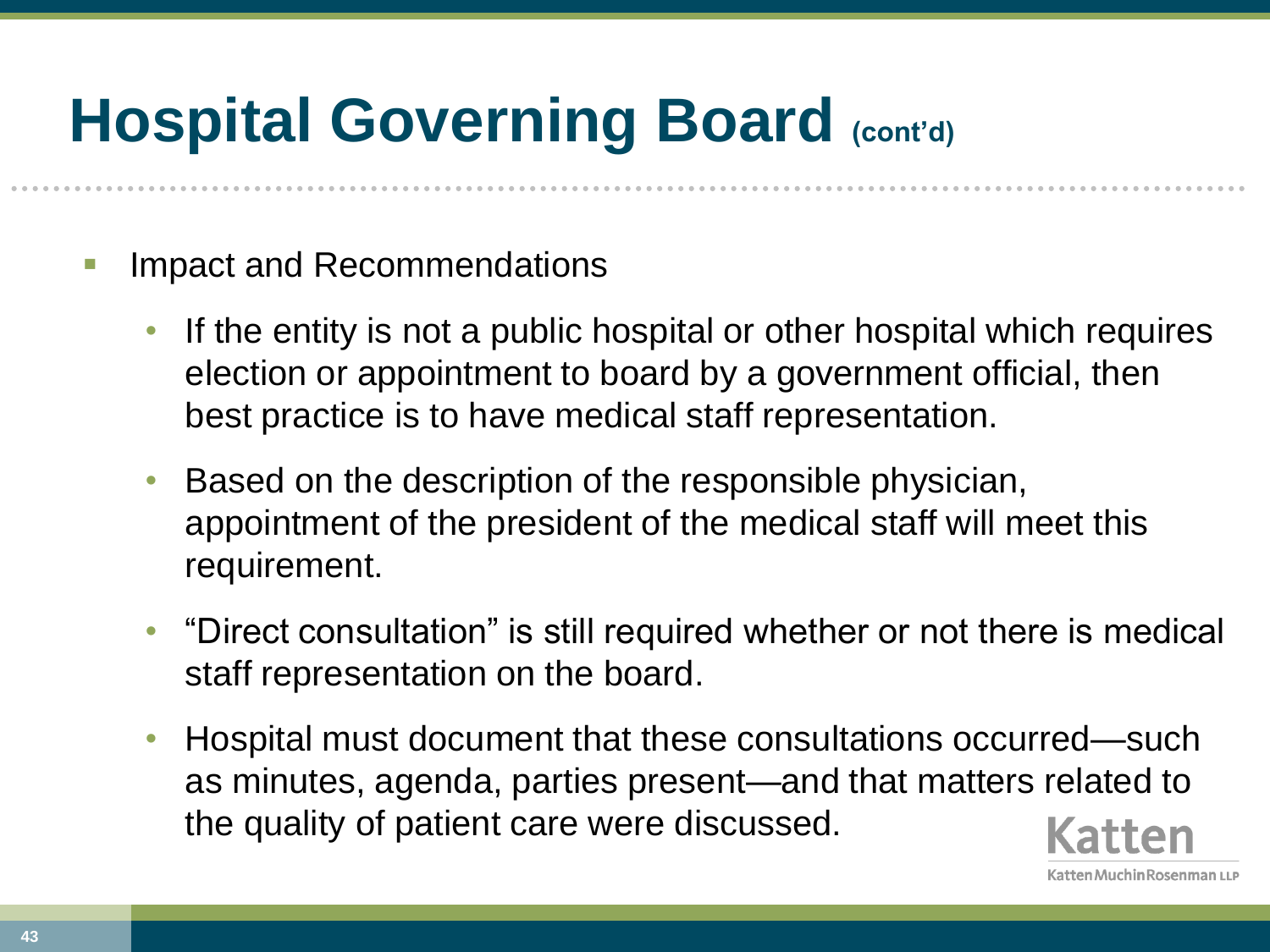# Hospital Governing Board (cont'd)

- Impact and Recommendations
  - If the entity is not a public hospital or other hospital which requires election or appointment to board by a government official, then best practice is to have medical staff representation.
  - Based on the description of the responsible physician, appointment of the president of the medical staff will meet this requirement.
  - "Direct consultation" is still required whether or not there is medical staff representation on the board.
  - Hospital must document that these consultations occurred—such as minutes, agenda, parties present—and that matters related to the quality of patient care were discussed.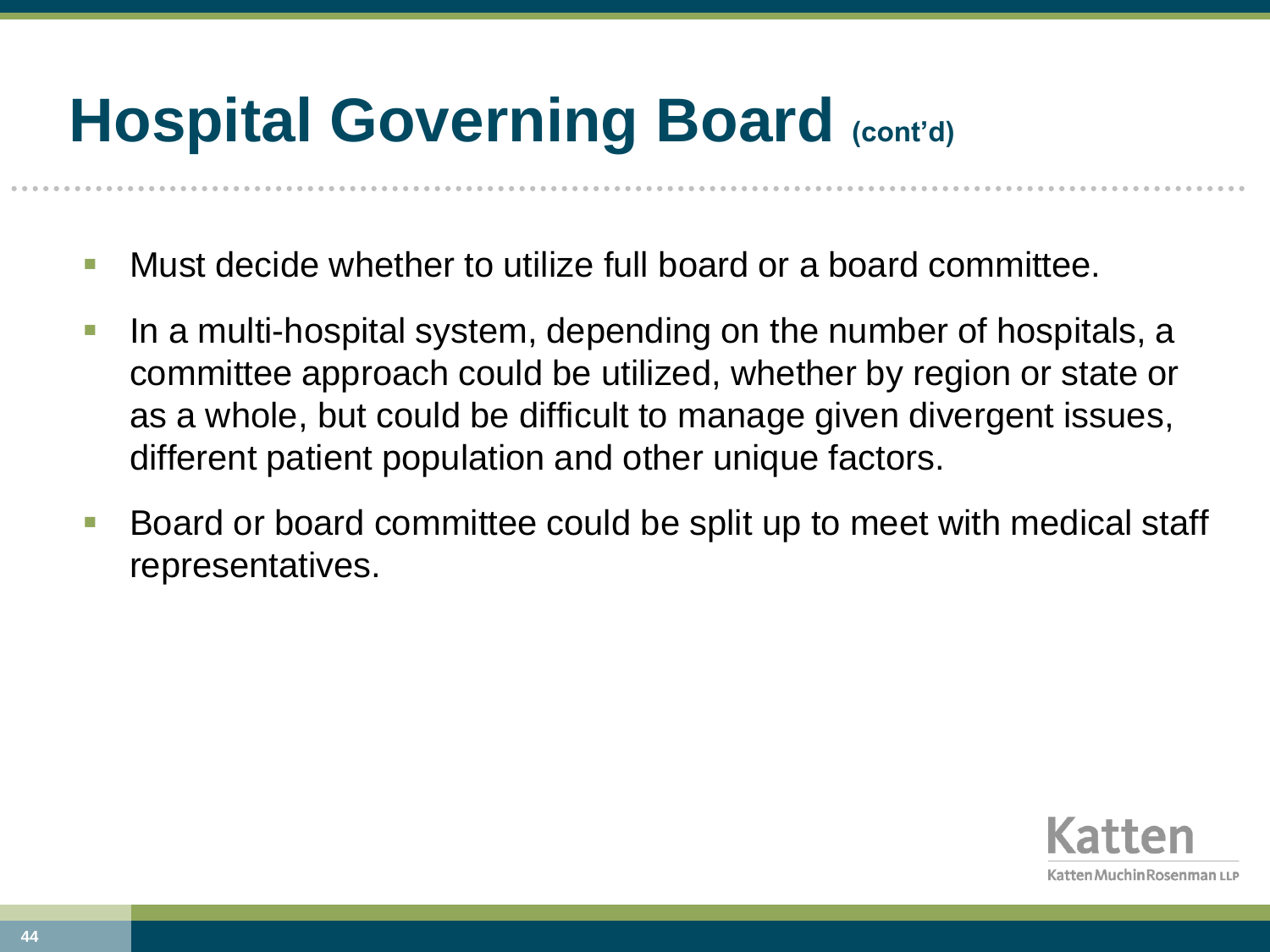# Hospital Governing Board (cont'd)

- Must decide whether to utilize full board or a board committee.
- In a multi-hospital system, depending on the number of hospitals, a committee approach could be utilized, whether by region or state or as a whole, but could be difficult to manage given divergent issues, different patient population and other unique factors.
- Board or board committee could be split up to meet with medical staff representatives.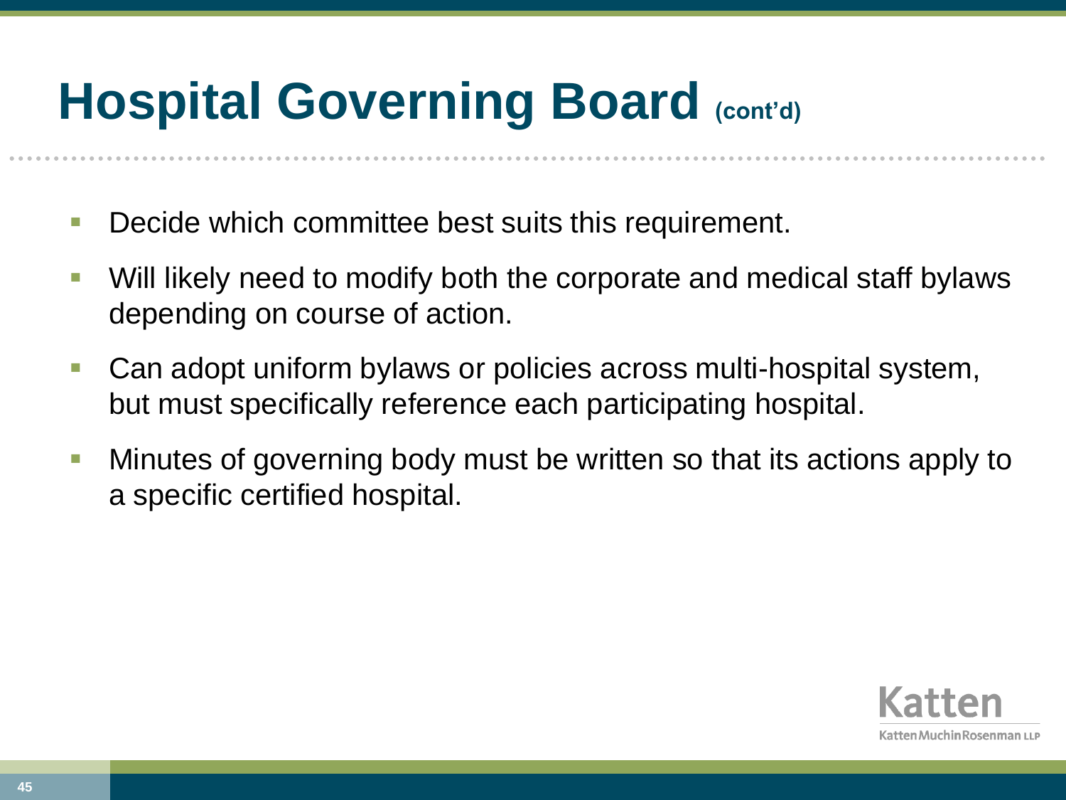# Hospital Governing Board (cont'd)

- Decide which committee best suits this requirement.
- Will likely need to modify both the corporate and medical staff bylaws depending on course of action.
- Can adopt uniform bylaws or policies across multi-hospital system, but must specifically reference each participating hospital.
- Minutes of governing body must be written so that its actions apply to a specific certified hospital.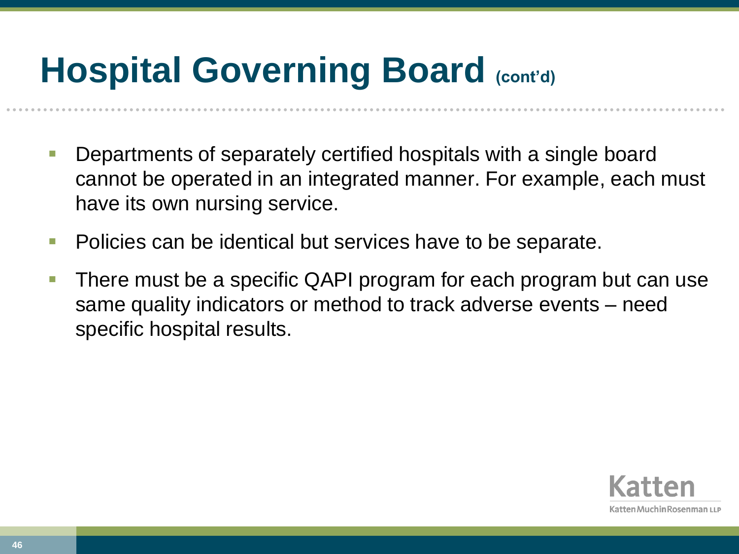# Hospital Governing Board (cont'd)

- Departments of separately certified hospitals with a single board cannot be operated in an integrated manner. For example, each must have its own nursing service.
- Policies can be identical but services have to be separate.
- There must be a specific QAPI program for each program but can use same quality indicators or method to track adverse events – need specific hospital results.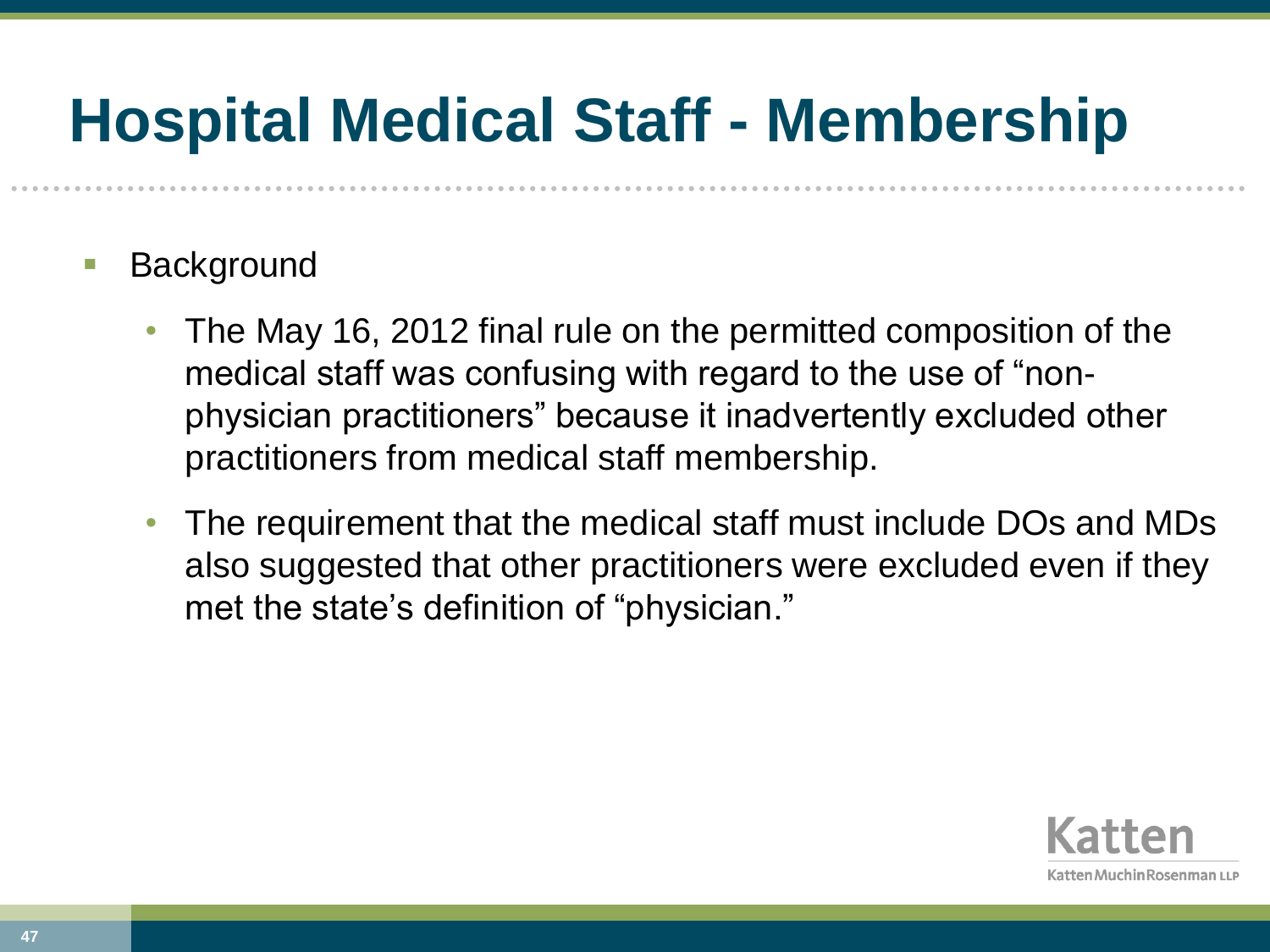# Hospital Medical Staff - Membership

- Background
  - The May 16, 2012 final rule on the permitted composition of the medical staff was confusing with regard to the use of "non-physician practitioners" because it inadvertently excluded other practitioners from medical staff membership.
  - The requirement that the medical staff must include DOs and MDs also suggested that other practitioners were excluded even if they met the state's definition of "physician."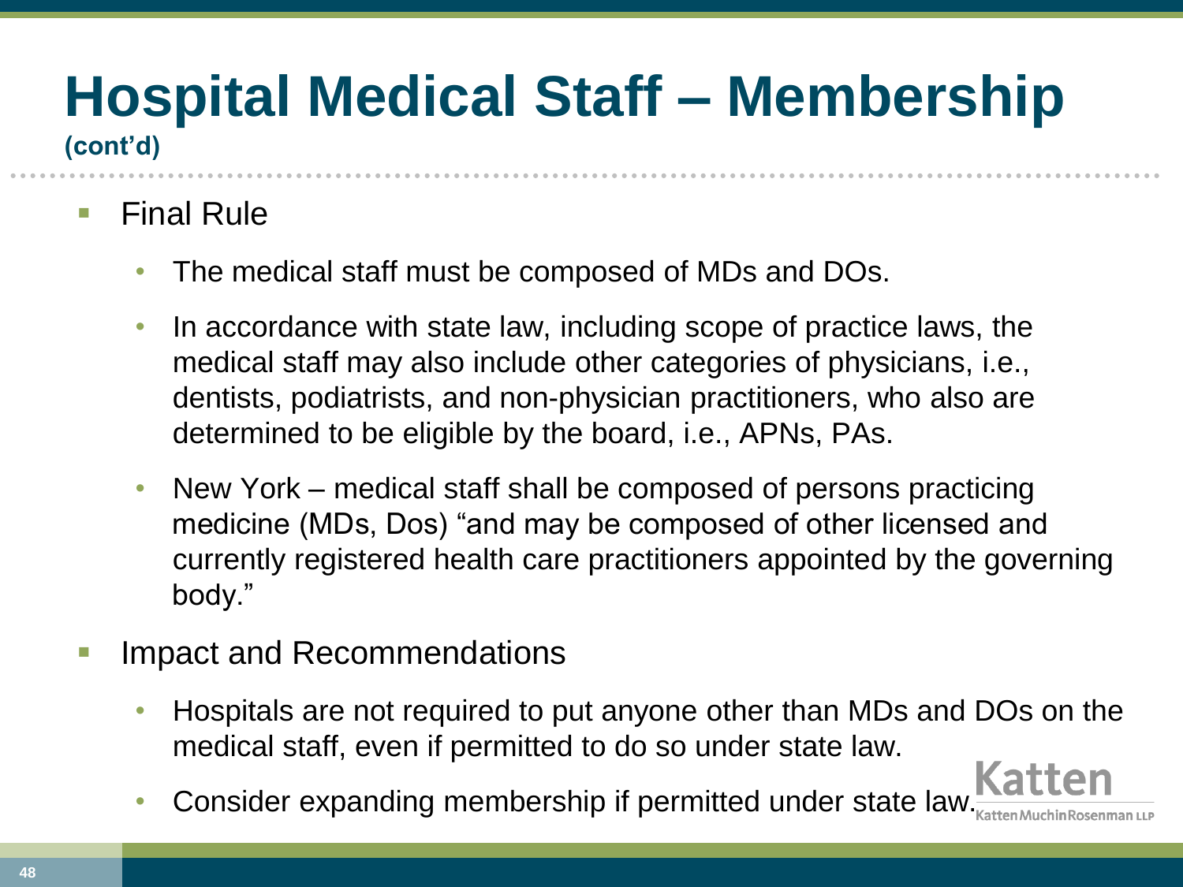# Hospital Medical Staff – Membership

**(cont'd)**

- Final Rule
  - The medical staff must be composed of MDs and DOs.
  - In accordance with state law, including scope of practice laws, the medical staff may also include other categories of physicians, i.e., dentists, podiatrists, and non-physician practitioners, who also are determined to be eligible by the board, i.e., APNs, PAs.
  - New York – medical staff shall be composed of persons practicing medicine (MDs, Dos) "and may be composed of other licensed and currently registered health care practitioners appointed by the governing body."
- Impact and Recommendations
  - Hospitals are not required to put anyone other than MDs and DOs on the medical staff, even if permitted to do so under state law.
  - Consider expanding membership if permitted under state law.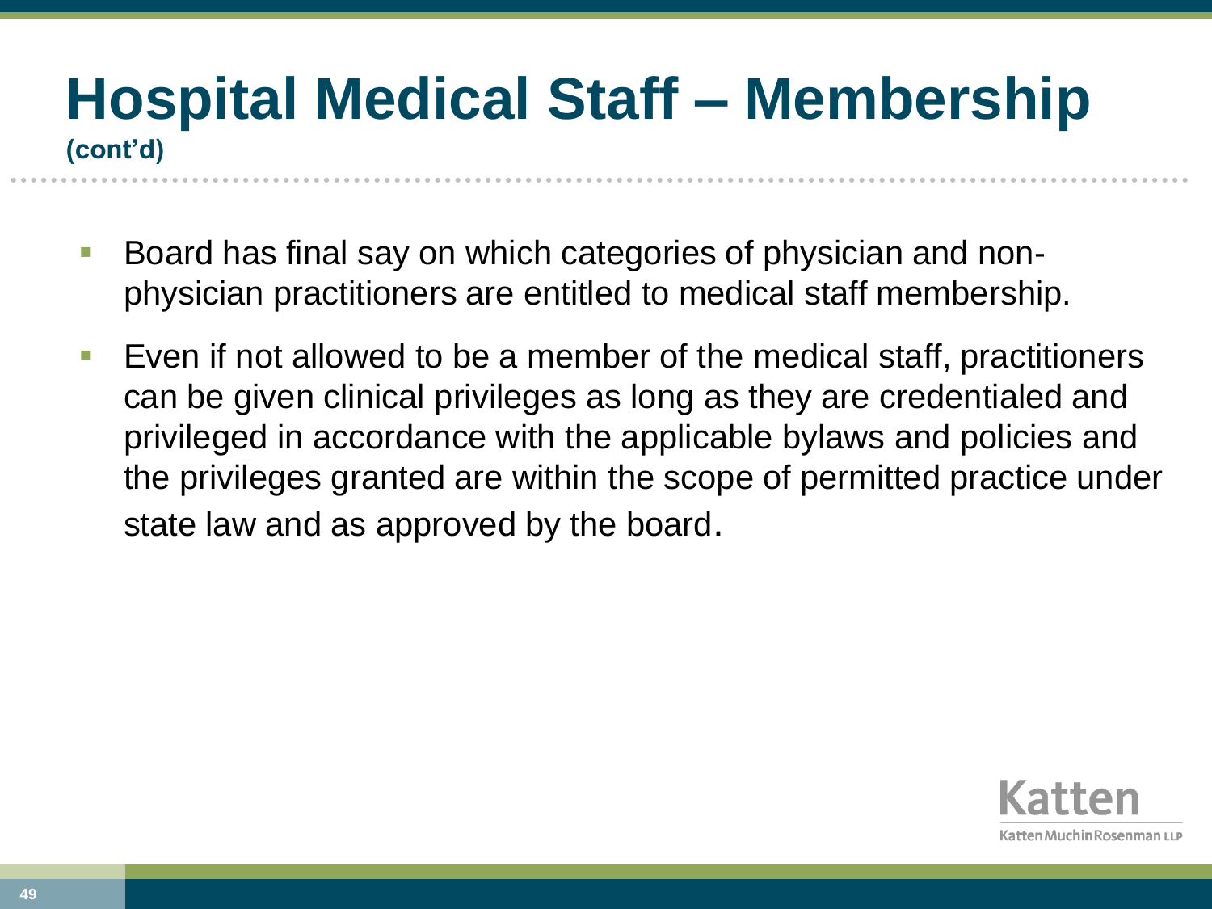# Hospital Medical Staff – Membership
**(cont'd)**

- Board has final say on which categories of physician and non-physician practitioners are entitled to medical staff membership.
- Even if not allowed to be a member of the medical staff, practitioners can be given clinical privileges as long as they are credentialed and privileged in accordance with the applicable bylaws and policies and the privileges granted are within the scope of permitted practice under state law and as approved by the board.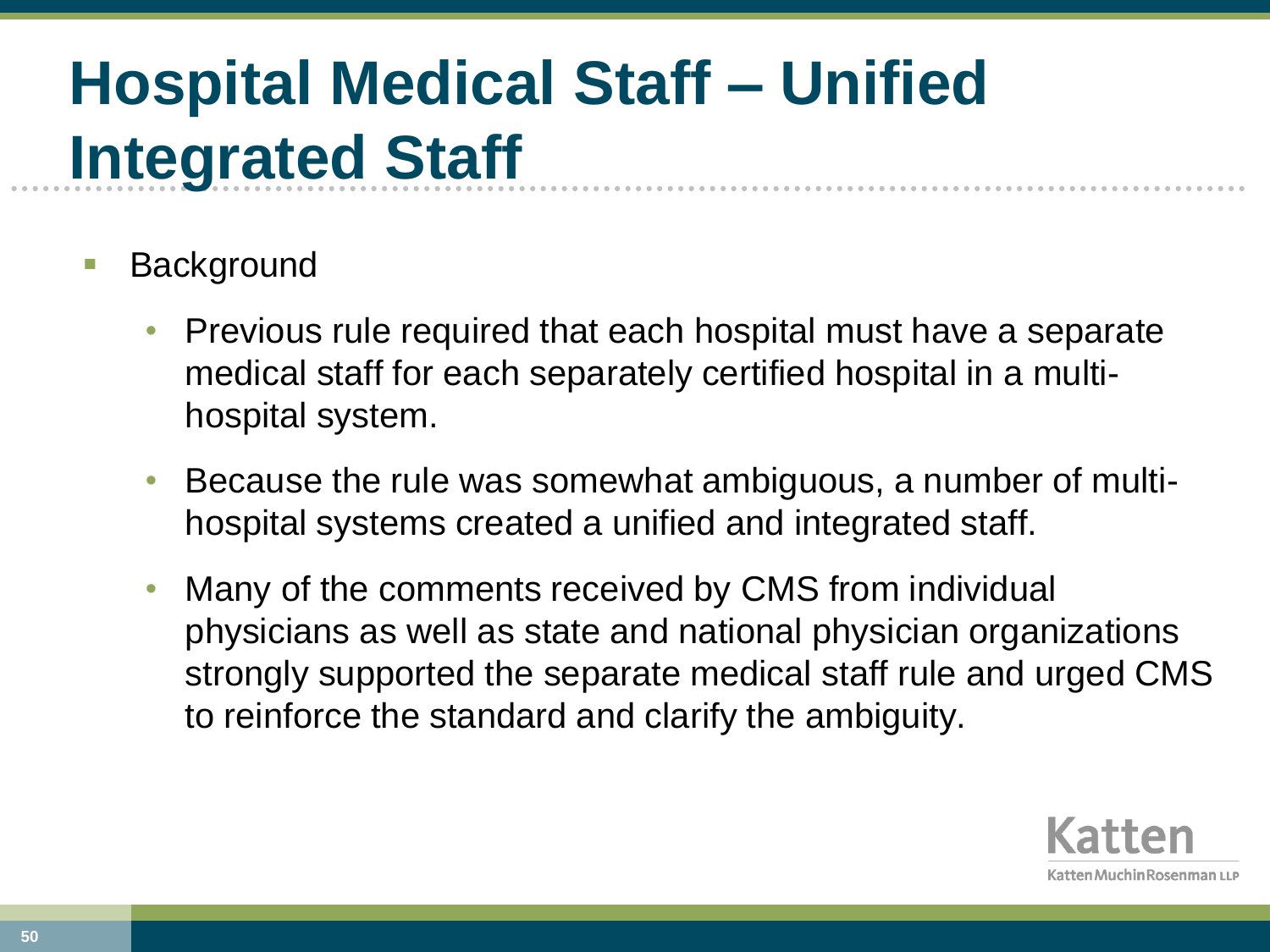# Hospital Medical Staff – Unified Integrated Staff

- Background
  - Previous rule required that each hospital must have a separate medical staff for each separately certified hospital in a multi-hospital system.
  - Because the rule was somewhat ambiguous, a number of multi-hospital systems created a unified and integrated staff.
  - Many of the comments received by CMS from individual physicians as well as state and national physician organizations strongly supported the separate medical staff rule and urged CMS to reinforce the standard and clarify the ambiguity.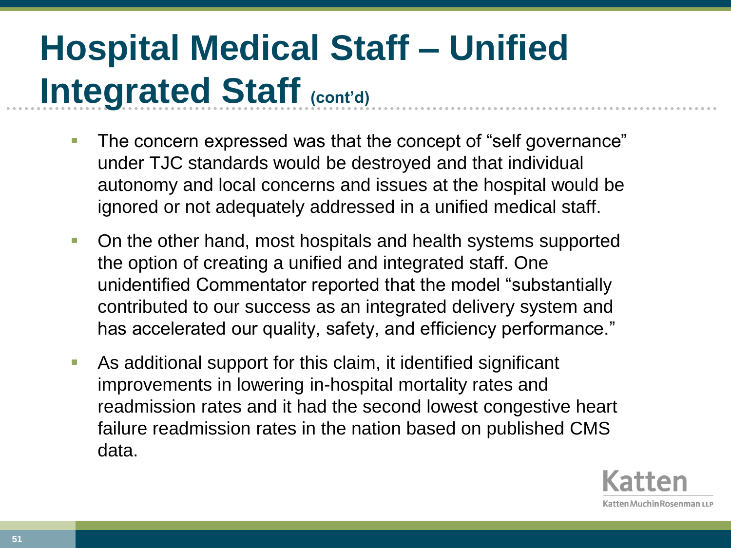# Hospital Medical Staff – Unified Integrated Staff (cont'd)

- The concern expressed was that the concept of "self governance" under TJC standards would be destroyed and that individual autonomy and local concerns and issues at the hospital would be ignored or not adequately addressed in a unified medical staff.
- On the other hand, most hospitals and health systems supported the option of creating a unified and integrated staff. One unidentified Commentator reported that the model "substantially contributed to our success as an integrated delivery system and has accelerated our quality, safety, and efficiency performance."
- As additional support for this claim, it identified significant improvements in lowering in-hospital mortality rates and readmission rates and it had the second lowest congestive heart failure readmission rates in the nation based on published CMS data.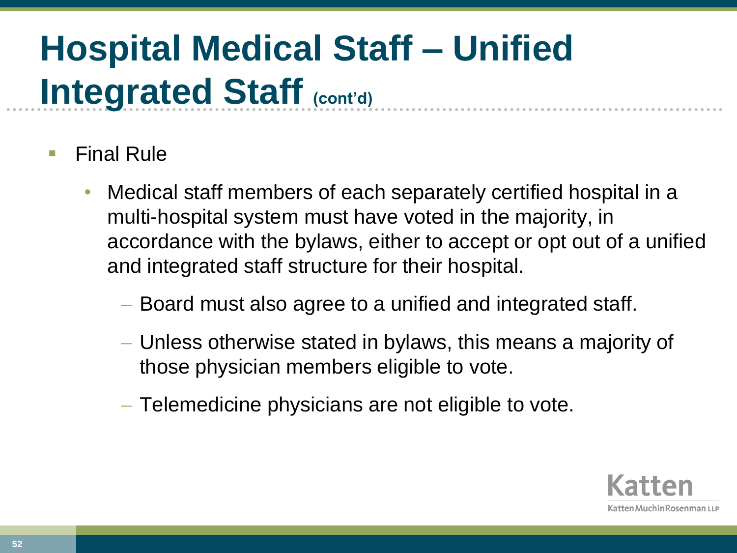# Hospital Medical Staff – Unified Integrated Staff (cont'd)

- Final Rule
  - Medical staff members of each separately certified hospital in a multi-hospital system must have voted in the majority, in accordance with the bylaws, either to accept or opt out of a unified and integrated staff structure for their hospital.
    - Board must also agree to a unified and integrated staff.
    - Unless otherwise stated in bylaws, this means a majority of those physician members eligible to vote.
    - Telemedicine physicians are not eligible to vote.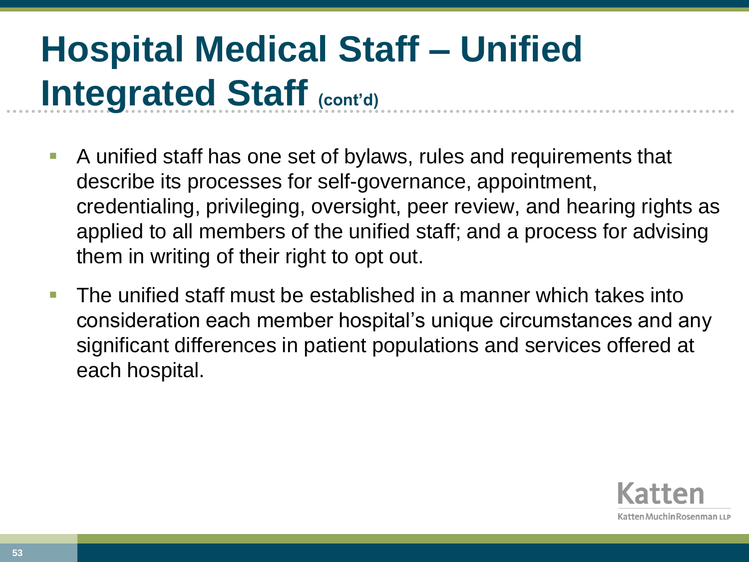# Hospital Medical Staff – Unified Integrated Staff (cont'd)

- A unified staff has one set of bylaws, rules and requirements that describe its processes for self-governance, appointment, credentialing, privileging, oversight, peer review, and hearing rights as applied to all members of the unified staff; and a process for advising them in writing of their right to opt out.
- The unified staff must be established in a manner which takes into consideration each member hospital's unique circumstances and any significant differences in patient populations and services offered at each hospital.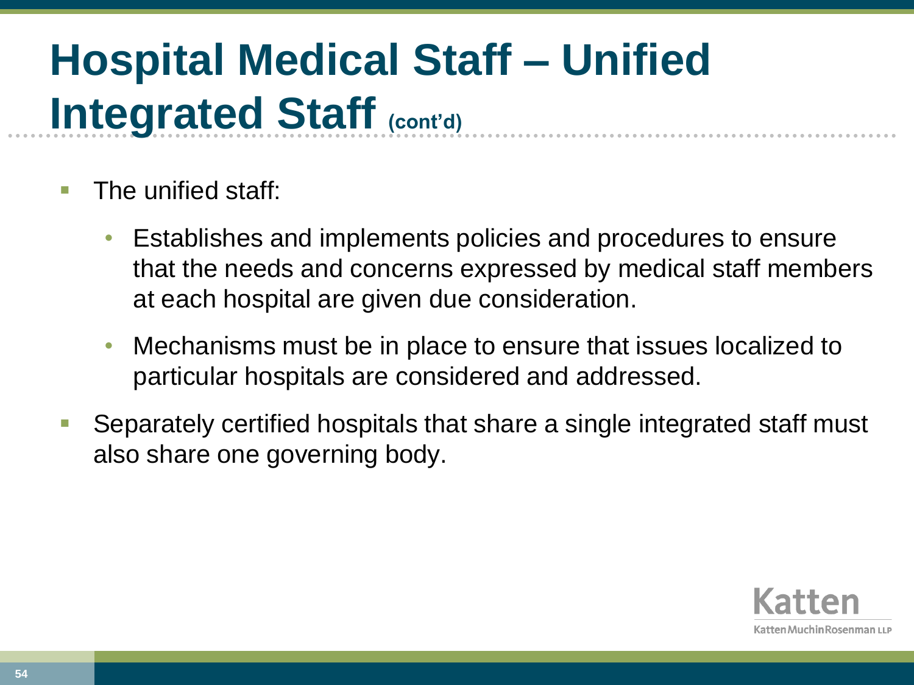# Hospital Medical Staff – Unified Integrated Staff (cont'd)

- The unified staff:
  - Establishes and implements policies and procedures to ensure that the needs and concerns expressed by medical staff members at each hospital are given due consideration.
  - Mechanisms must be in place to ensure that issues localized to particular hospitals are considered and addressed.
- Separately certified hospitals that share a single integrated staff must also share one governing body.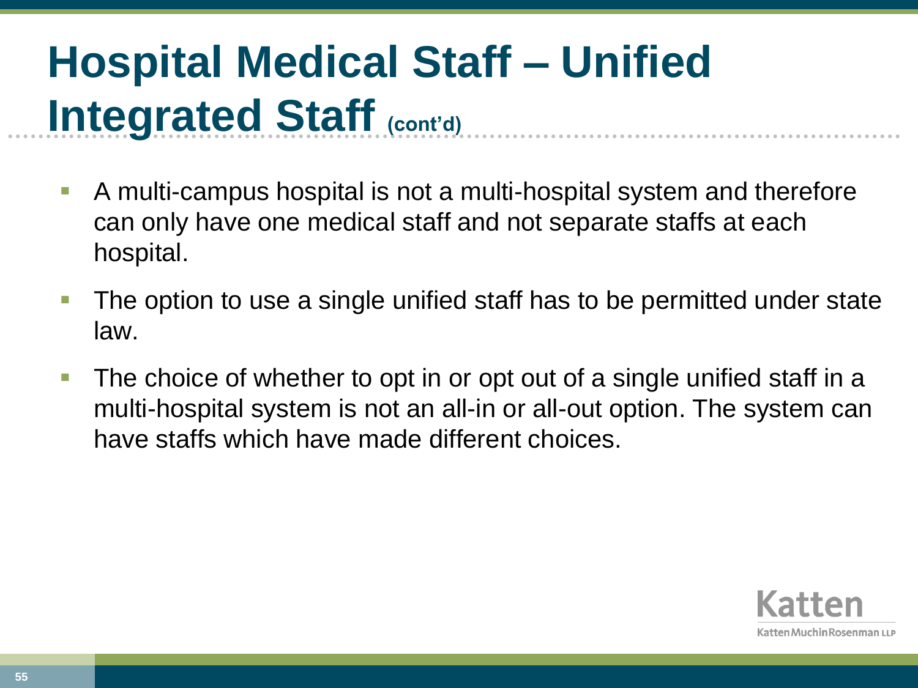# Hospital Medical Staff – Unified Integrated Staff (cont'd)

- A multi-campus hospital is not a multi-hospital system and therefore can only have one medical staff and not separate staffs at each hospital.
- The option to use a single unified staff has to be permitted under state law.
- The choice of whether to opt in or opt out of a single unified staff in a multi-hospital system is not an all-in or all-out option. The system can have staffs which have made different choices.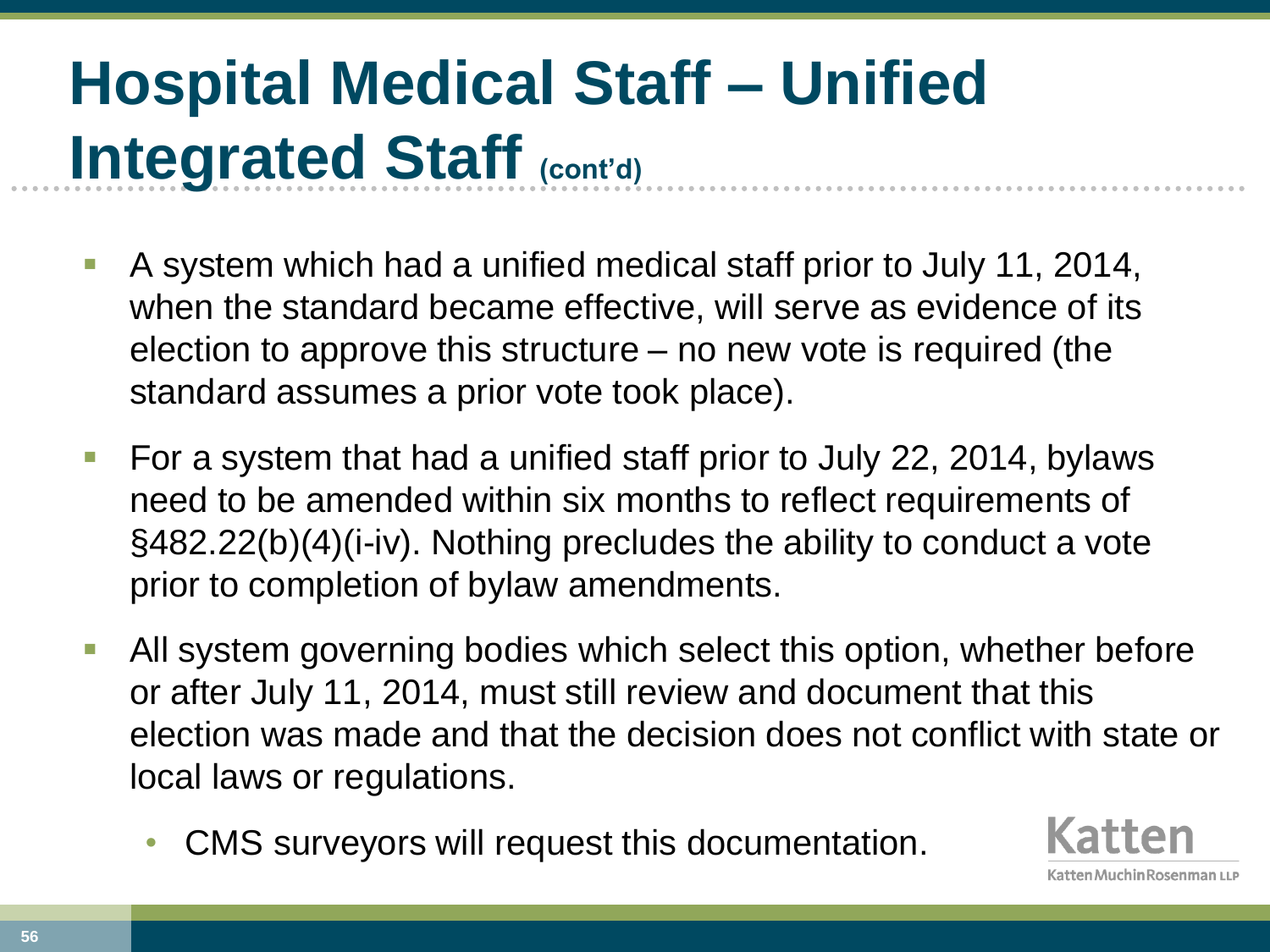# Hospital Medical Staff – Unified Integrated Staff (cont'd)

- A system which had a unified medical staff prior to July 11, 2014, when the standard became effective, will serve as evidence of its election to approve this structure – no new vote is required (the standard assumes a prior vote took place).
- For a system that had a unified staff prior to July 22, 2014, bylaws need to be amended within six months to reflect requirements of §482.22(b)(4)(i-iv). Nothing precludes the ability to conduct a vote prior to completion of bylaw amendments.
- All system governing bodies which select this option, whether before or after July 11, 2014, must still review and document that this election was made and that the decision does not conflict with state or local laws or regulations.
  - CMS surveyors will request this documentation.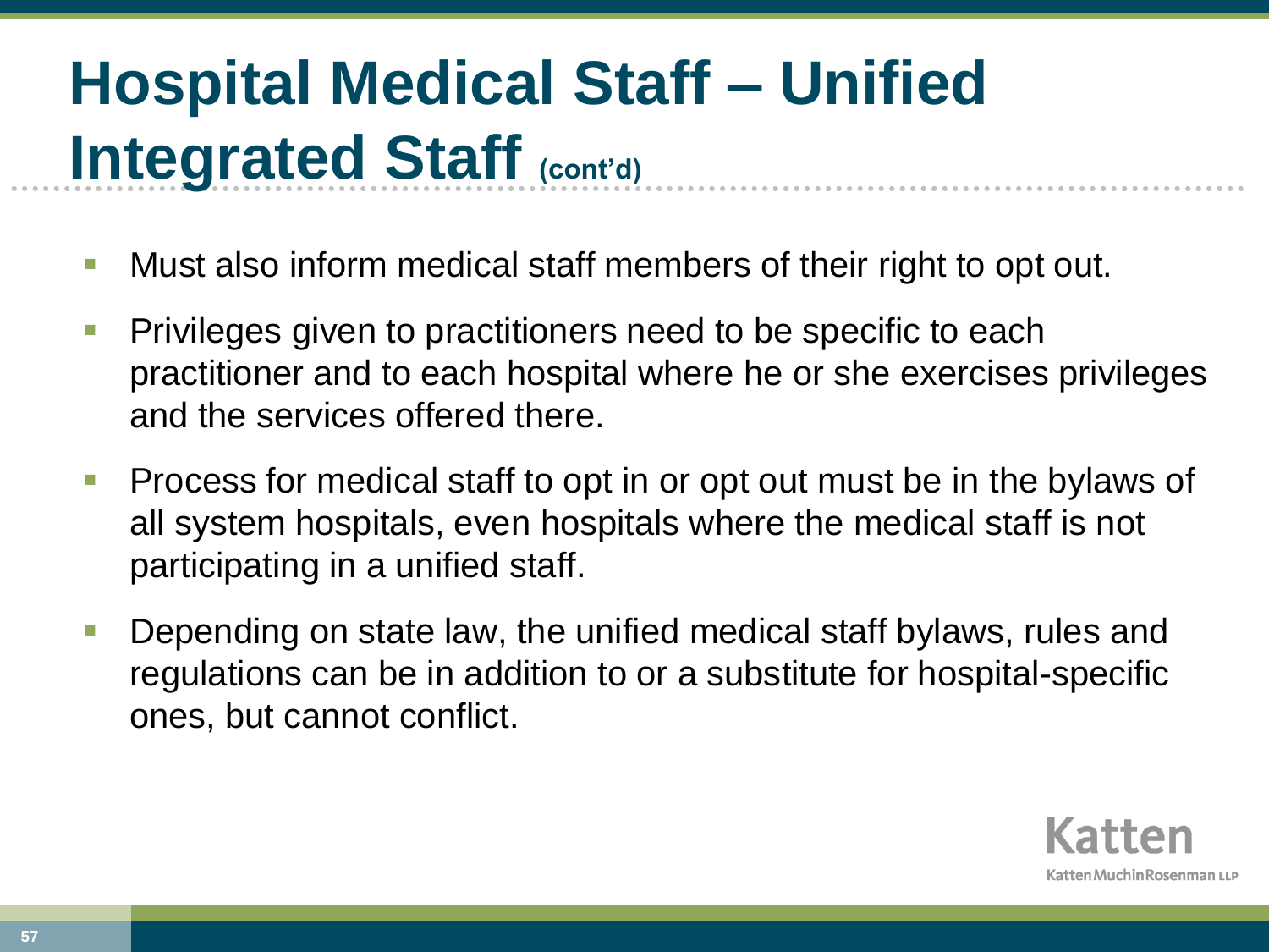# Hospital Medical Staff – Unified Integrated Staff (cont'd)

- Must also inform medical staff members of their right to opt out.
- Privileges given to practitioners need to be specific to each practitioner and to each hospital where he or she exercises privileges and the services offered there.
- Process for medical staff to opt in or opt out must be in the bylaws of all system hospitals, even hospitals where the medical staff is not participating in a unified staff.
- Depending on state law, the unified medical staff bylaws, rules and regulations can be in addition to or a substitute for hospital-specific ones, but cannot conflict.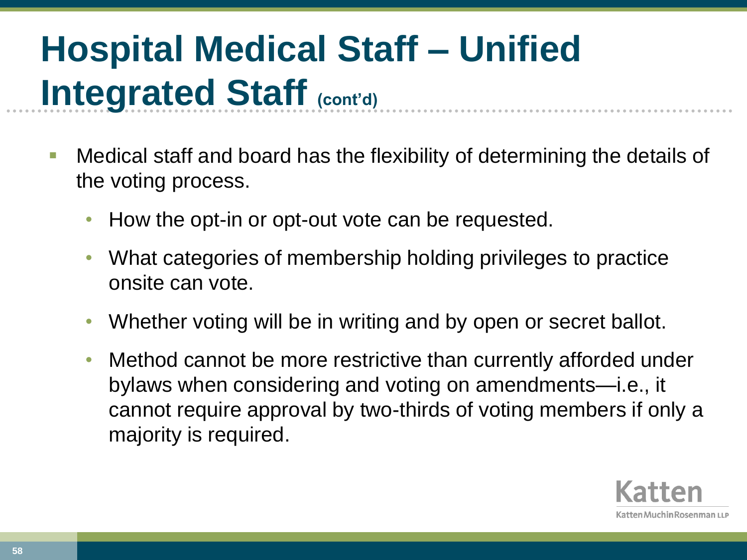# Hospital Medical Staff – Unified Integrated Staff (cont'd)

- Medical staff and board has the flexibility of determining the details of the voting process.
  - How the opt-in or opt-out vote can be requested.
  - What categories of membership holding privileges to practice onsite can vote.
  - Whether voting will be in writing and by open or secret ballot.
  - Method cannot be more restrictive than currently afforded under bylaws when considering and voting on amendments—i.e., it cannot require approval by two-thirds of voting members if only a majority is required.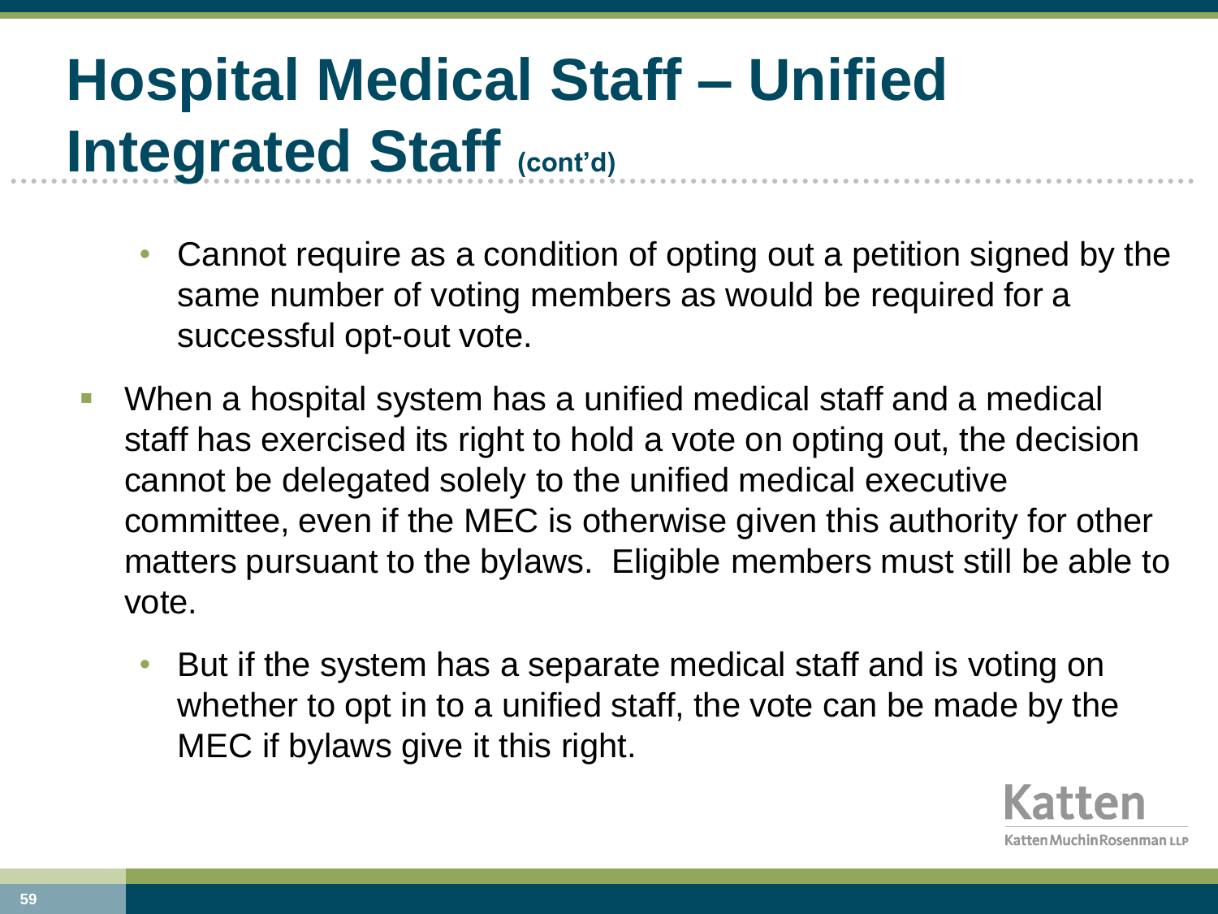# Hospital Medical Staff – Unified Integrated Staff (cont'd)

  - Cannot require as a condition of opting out a petition signed by the same number of voting members as would be required for a successful opt-out vote.
- When a hospital system has a unified medical staff and a medical staff has exercised its right to hold a vote on opting out, the decision cannot be delegated solely to the unified medical executive committee, even if the MEC is otherwise given this authority for other matters pursuant to the bylaws. Eligible members must still be able to vote.
  - But if the system has a separate medical staff and is voting on whether to opt in to a unified staff, the vote can be made by the MEC if bylaws give it this right.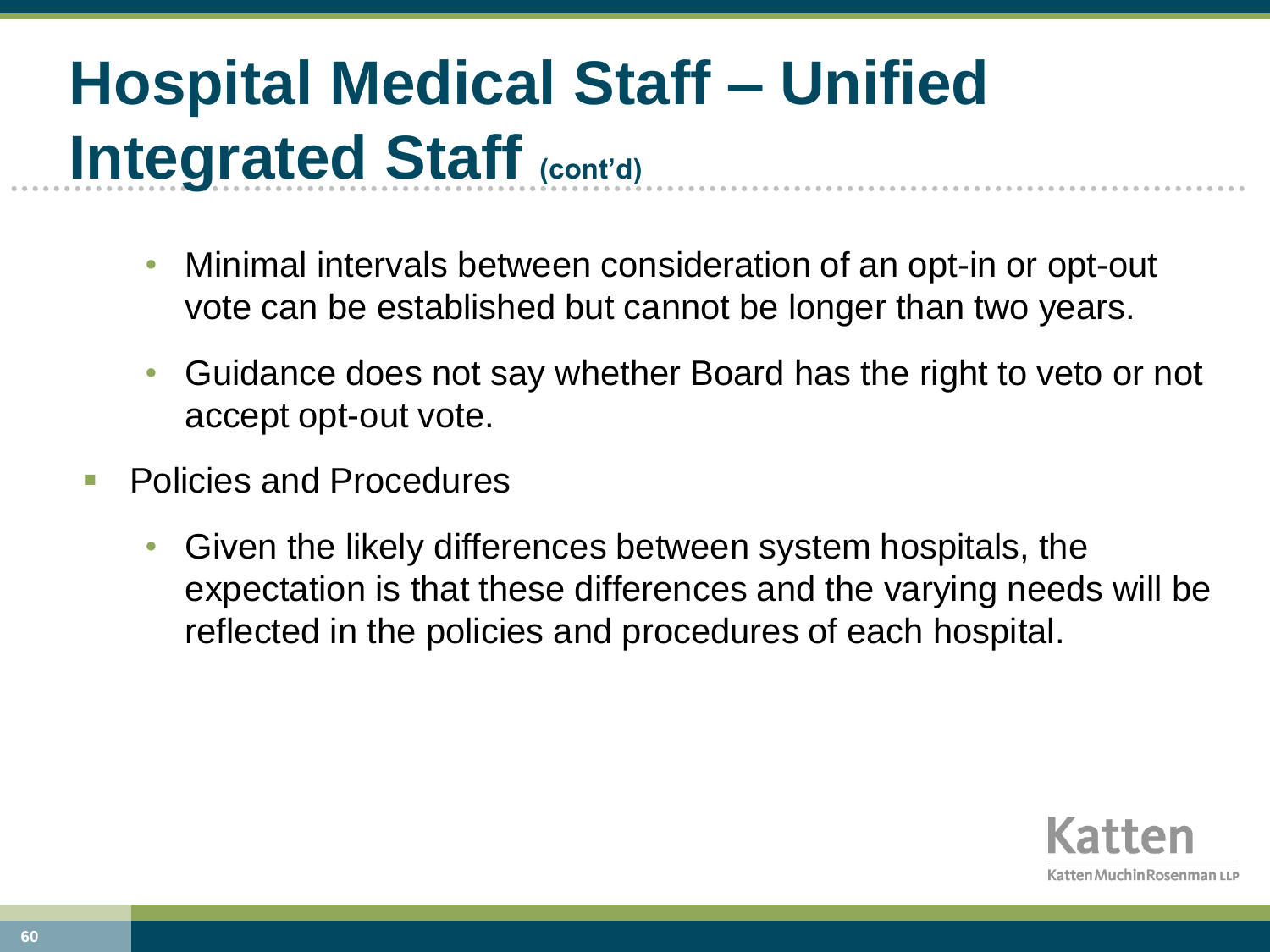# Hospital Medical Staff – Unified Integrated Staff (cont'd)

- Minimal intervals between consideration of an opt-in or opt-out vote can be established but cannot be longer than two years.
- Guidance does not say whether Board has the right to veto or not accept opt-out vote.

- Policies and Procedures
  - Given the likely differences between system hospitals, the expectation is that these differences and the varying needs will be reflected in the policies and procedures of each hospital.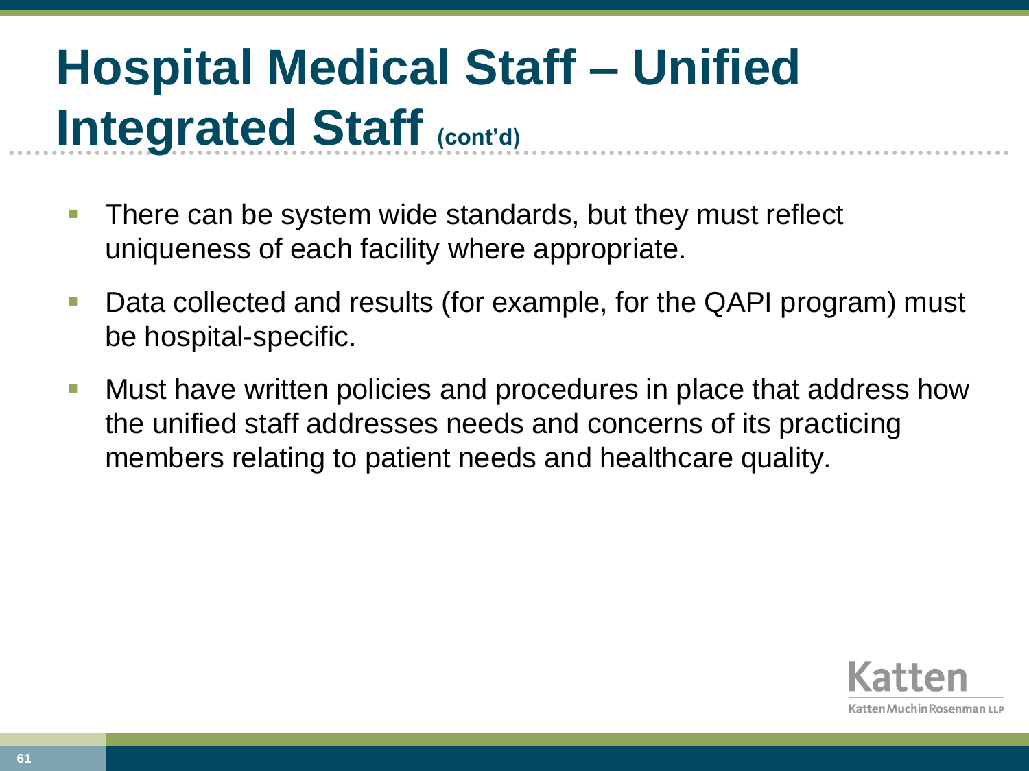# Hospital Medical Staff – Unified Integrated Staff (cont'd)

- There can be system wide standards, but they must reflect uniqueness of each facility where appropriate.
- Data collected and results (for example, for the QAPI program) must be hospital-specific.
- Must have written policies and procedures in place that address how the unified staff addresses needs and concerns of its practicing members relating to patient needs and healthcare quality.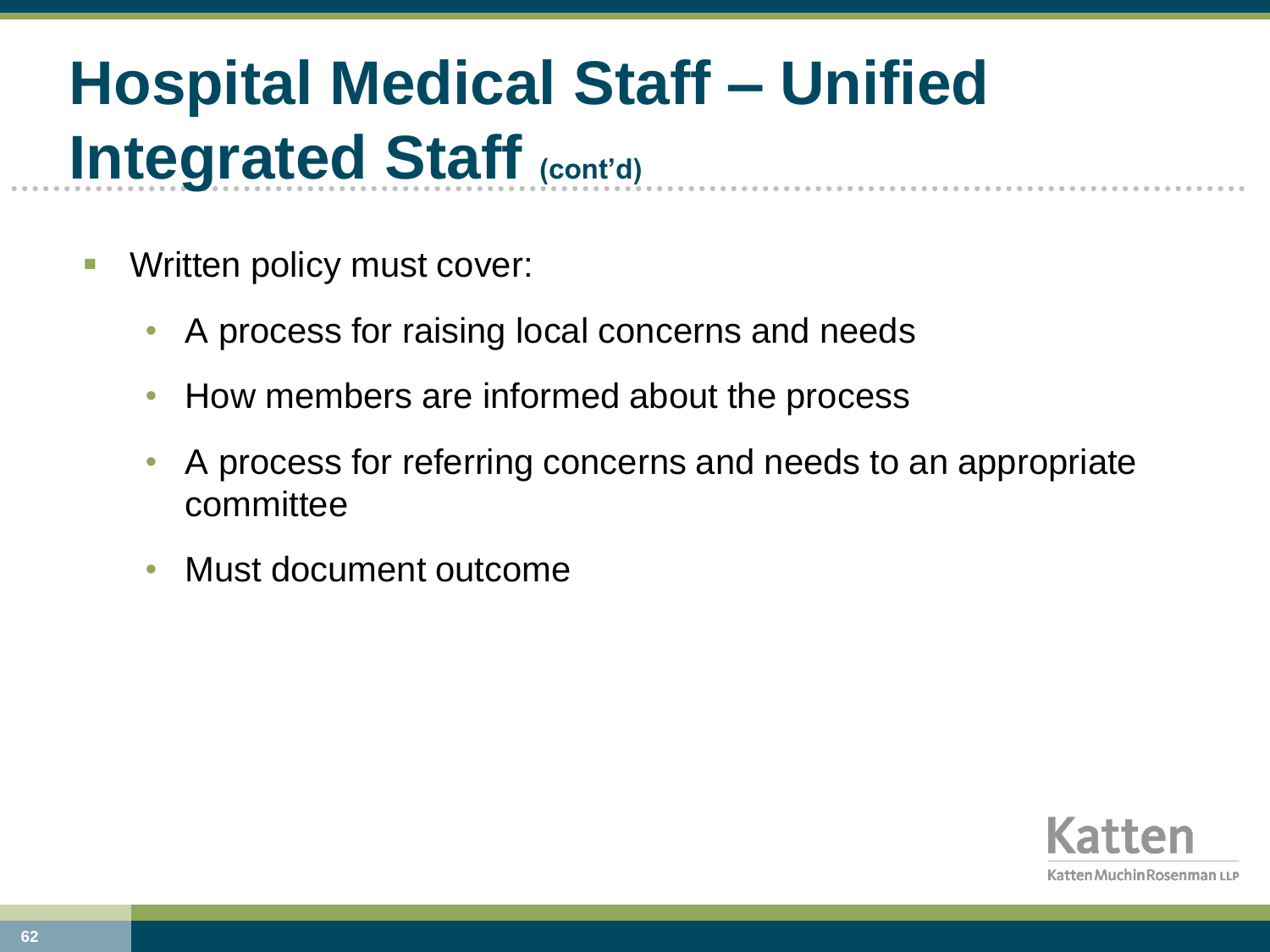# Hospital Medical Staff – Unified Integrated Staff (cont'd)

- Written policy must cover:
  - A process for raising local concerns and needs
  - How members are informed about the process
  - A process for referring concerns and needs to an appropriate committee
  - Must document outcome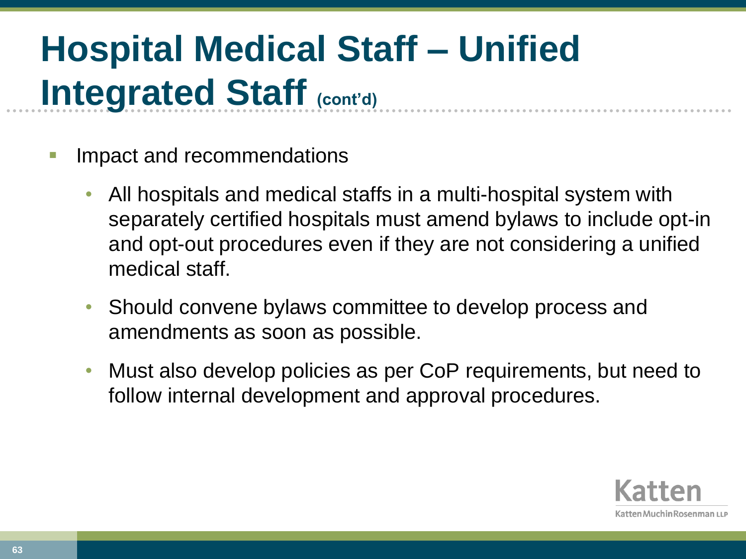# Hospital Medical Staff – Unified Integrated Staff (cont'd)

- Impact and recommendations
  - All hospitals and medical staffs in a multi-hospital system with separately certified hospitals must amend bylaws to include opt-in and opt-out procedures even if they are not considering a unified medical staff.
  - Should convene bylaws committee to develop process and amendments as soon as possible.
  - Must also develop policies as per CoP requirements, but need to follow internal development and approval procedures.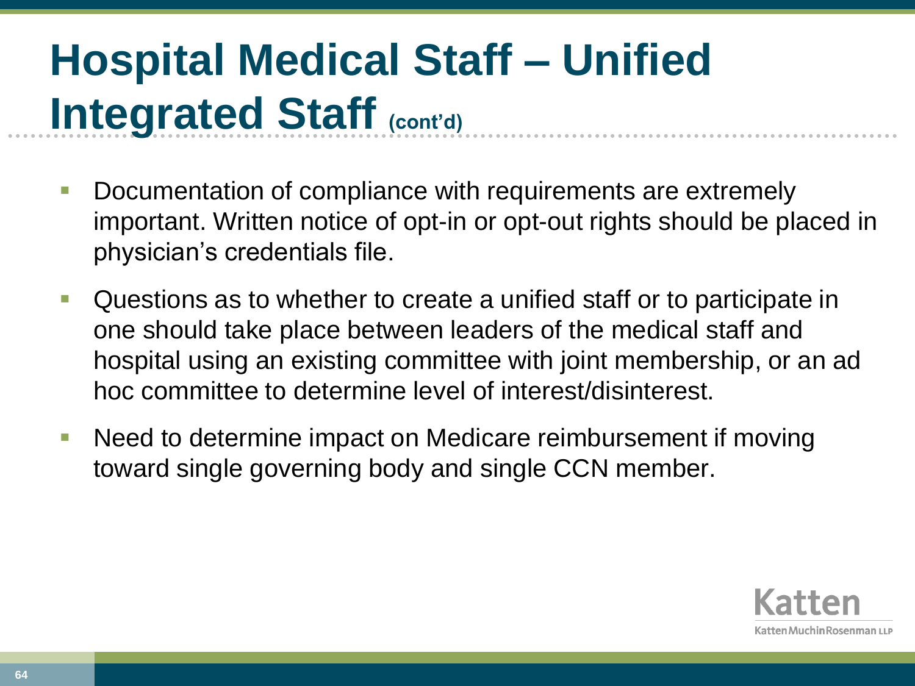# Hospital Medical Staff – Unified Integrated Staff (cont'd)

- Documentation of compliance with requirements are extremely important. Written notice of opt-in or opt-out rights should be placed in physician's credentials file.
- Questions as to whether to create a unified staff or to participate in one should take place between leaders of the medical staff and hospital using an existing committee with joint membership, or an ad hoc committee to determine level of interest/disinterest.
- Need to determine impact on Medicare reimbursement if moving toward single governing body and single CCN member.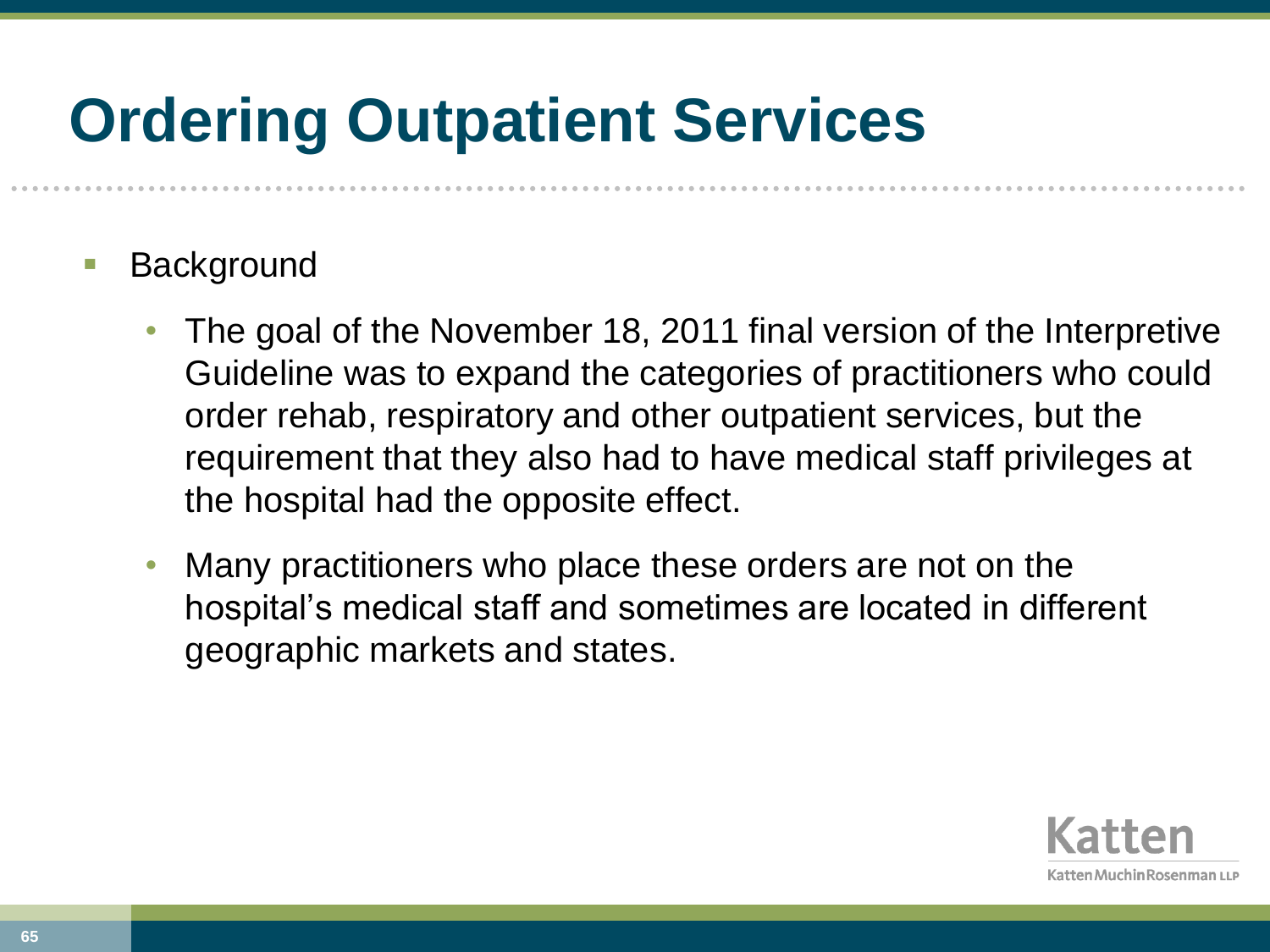# Ordering Outpatient Services

- Background
  - The goal of the November 18, 2011 final version of the Interpretive Guideline was to expand the categories of practitioners who could order rehab, respiratory and other outpatient services, but the requirement that they also had to have medical staff privileges at the hospital had the opposite effect.
  - Many practitioners who place these orders are not on the hospital's medical staff and sometimes are located in different geographic markets and states.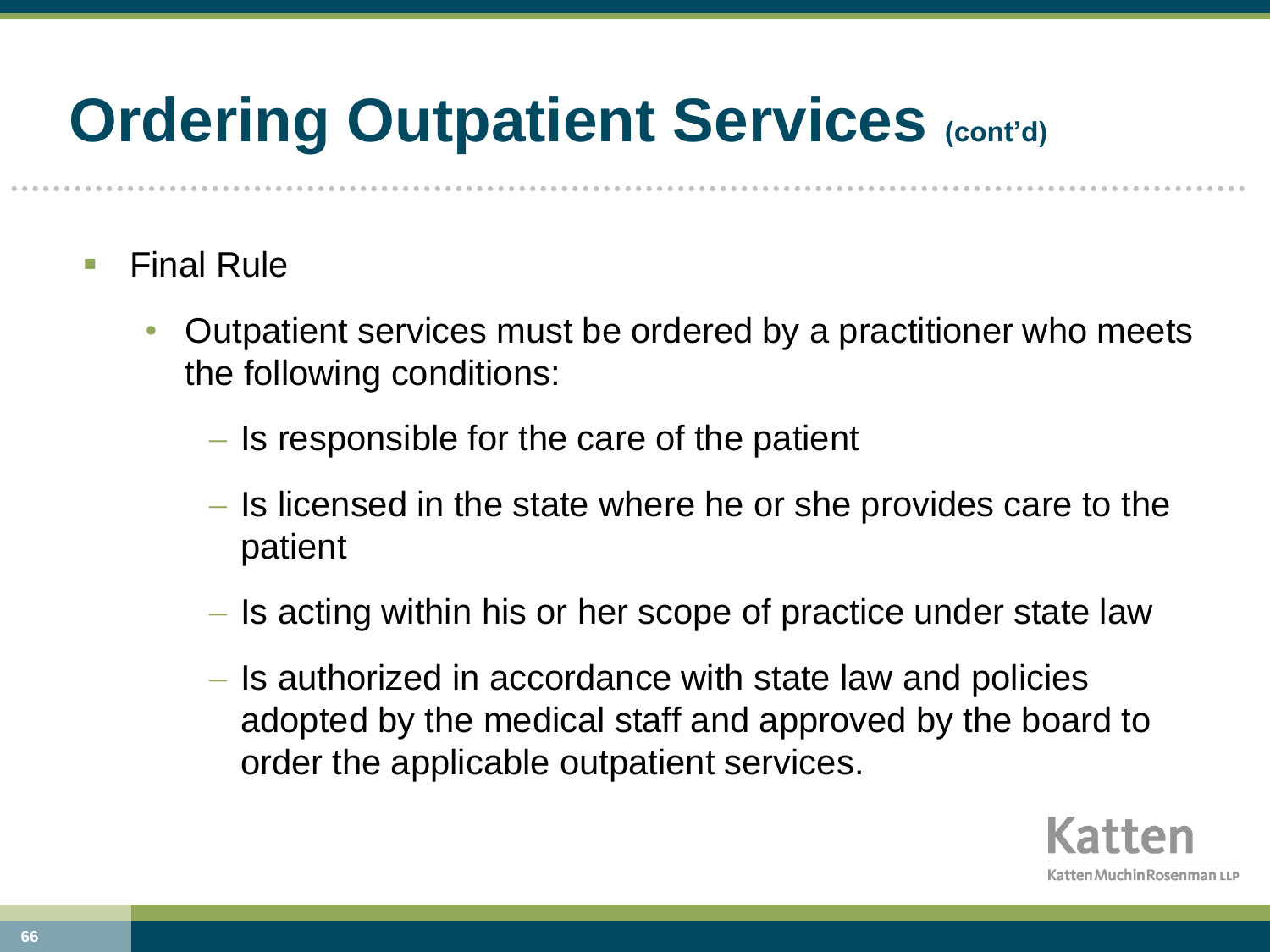# Ordering Outpatient Services (cont'd)

- Final Rule
  - Outpatient services must be ordered by a practitioner who meets the following conditions:
    - Is responsible for the care of the patient
    - Is licensed in the state where he or she provides care to the patient
    - Is acting within his or her scope of practice under state law
    - Is authorized in accordance with state law and policies adopted by the medical staff and approved by the board to order the applicable outpatient services.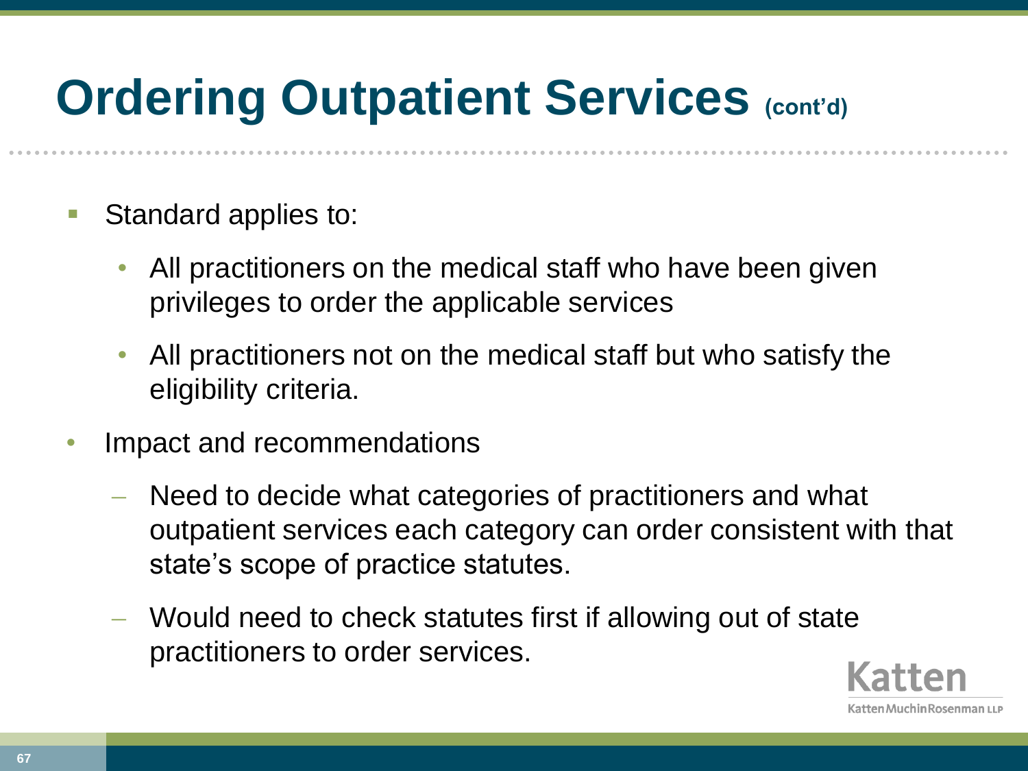# Ordering Outpatient Services (cont'd)

- Standard applies to:
  - All practitioners on the medical staff who have been given privileges to order the applicable services
  - All practitioners not on the medical staff but who satisfy the eligibility criteria.
- Impact and recommendations
  - Need to decide what categories of practitioners and what outpatient services each category can order consistent with that state's scope of practice statutes.
  - Would need to check statutes first if allowing out of state practitioners to order services.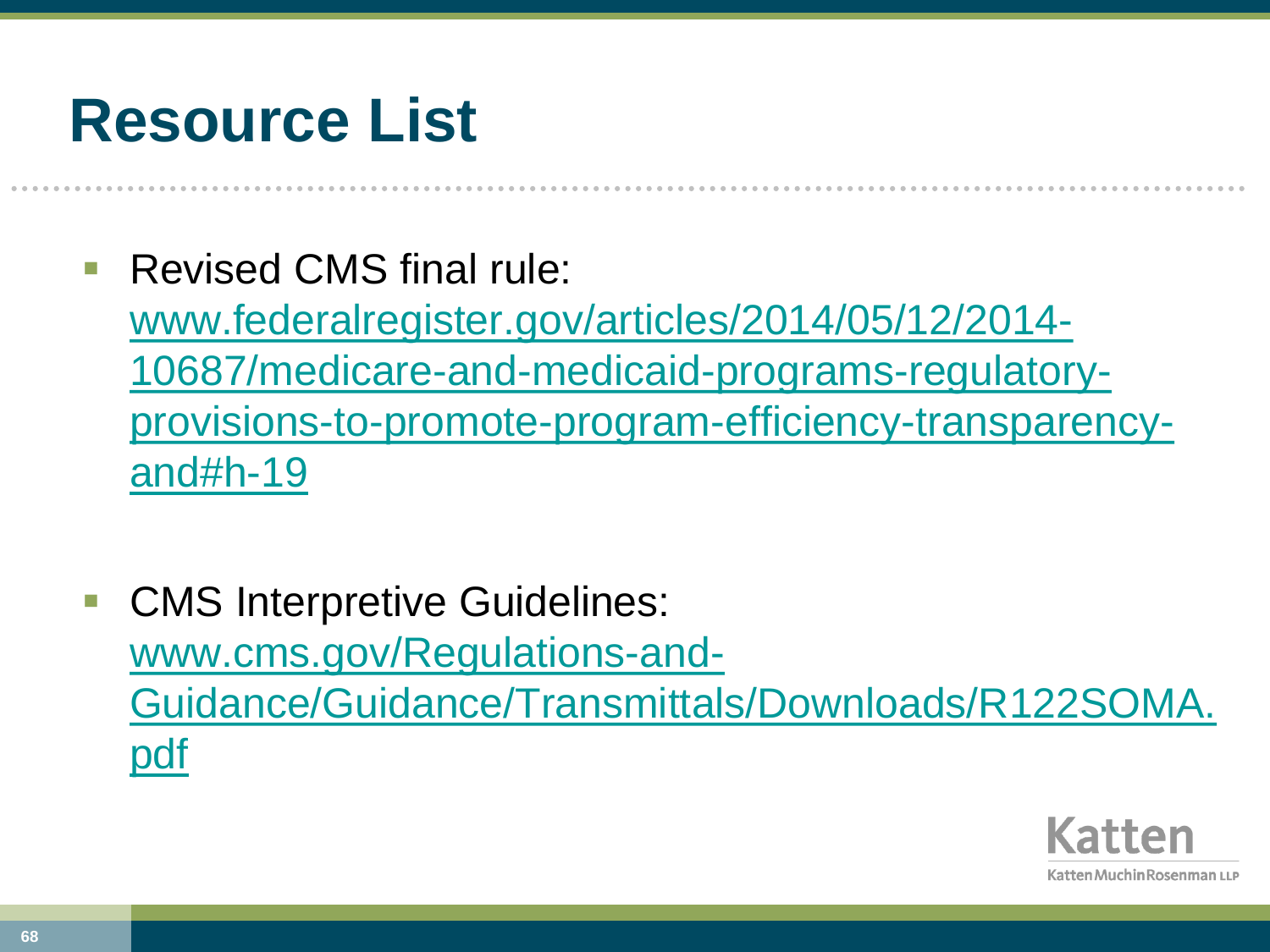# Resource List

- Revised CMS final rule: www.federalregister.gov/articles/2014/05/12/2014-10687/medicare-and-medicaid-programs-regulatory-provisions-to-promote-program-efficiency-transparency-and#h-19

- CMS Interpretive Guidelines: www.cms.gov/Regulations-and-Guidance/Guidance/Transmittals/Downloads/R122SOMA.pdf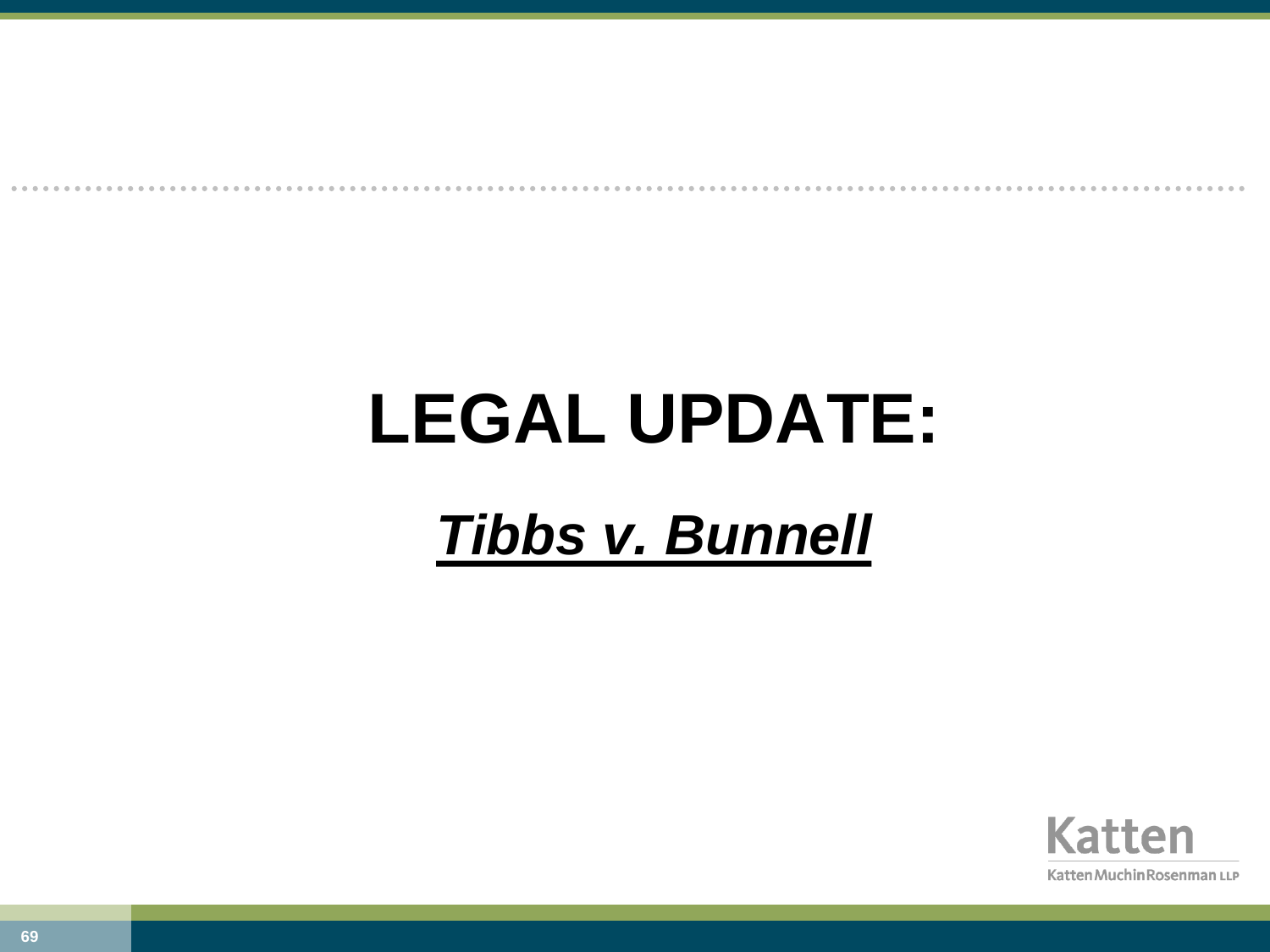# LEGAL UPDATE:

## ***Tibbs v. Bunnell***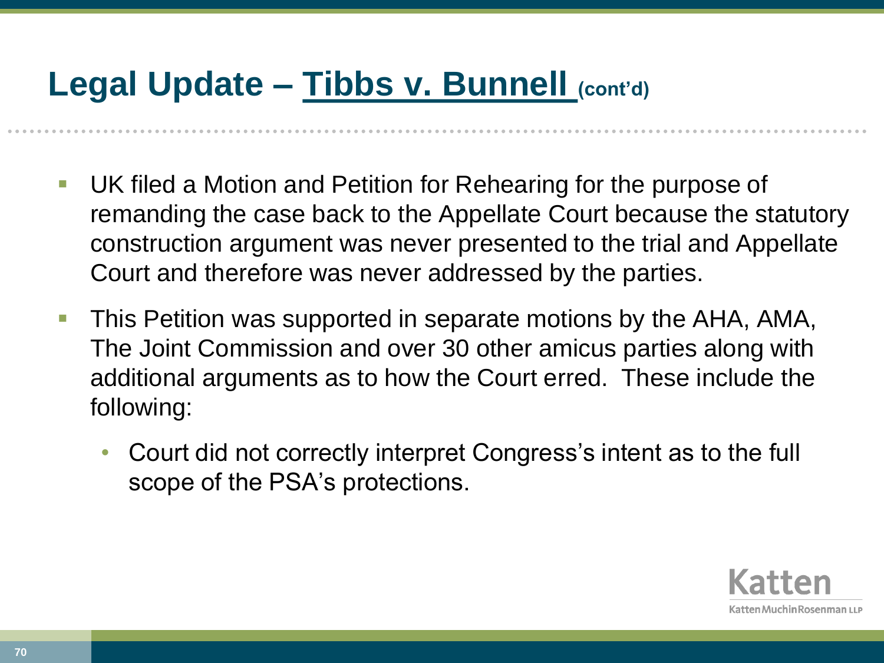# Legal Update – Tibbs v. Bunnell (cont'd)

- UK filed a Motion and Petition for Rehearing for the purpose of remanding the case back to the Appellate Court because the statutory construction argument was never presented to the trial and Appellate Court and therefore was never addressed by the parties.
- This Petition was supported in separate motions by the AHA, AMA, The Joint Commission and over 30 other amicus parties along with additional arguments as to how the Court erred. These include the following:
  - Court did not correctly interpret Congress's intent as to the full scope of the PSA's protections.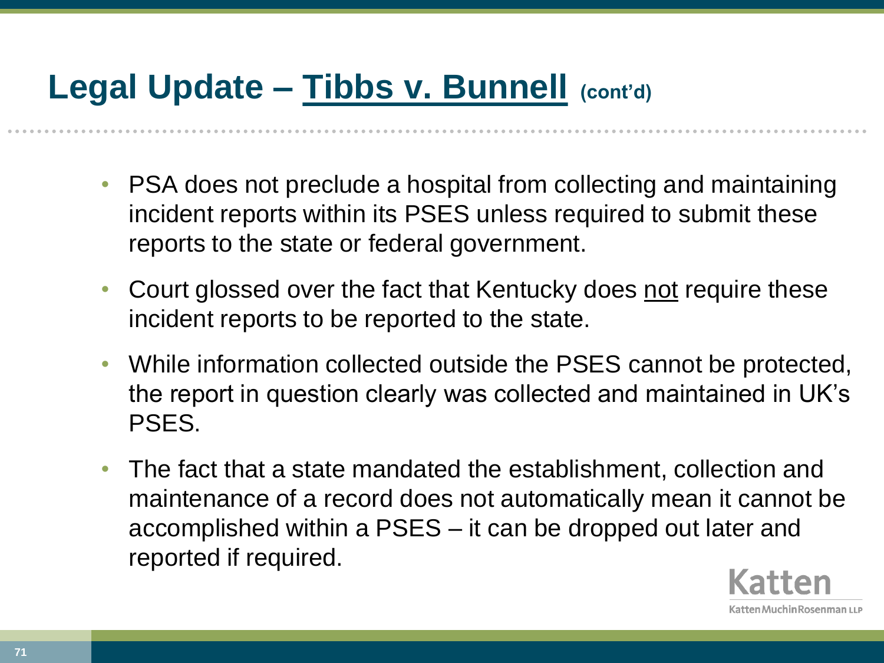# Legal Update – Tibbs v. Bunnell (cont'd)

- PSA does not preclude a hospital from collecting and maintaining incident reports within its PSES unless required to submit these reports to the state or federal government.
- Court glossed over the fact that Kentucky does not require these incident reports to be reported to the state.
- While information collected outside the PSES cannot be protected, the report in question clearly was collected and maintained in UK's PSES.
- The fact that a state mandated the establishment, collection and maintenance of a record does not automatically mean it cannot be accomplished within a PSES – it can be dropped out later and reported if required.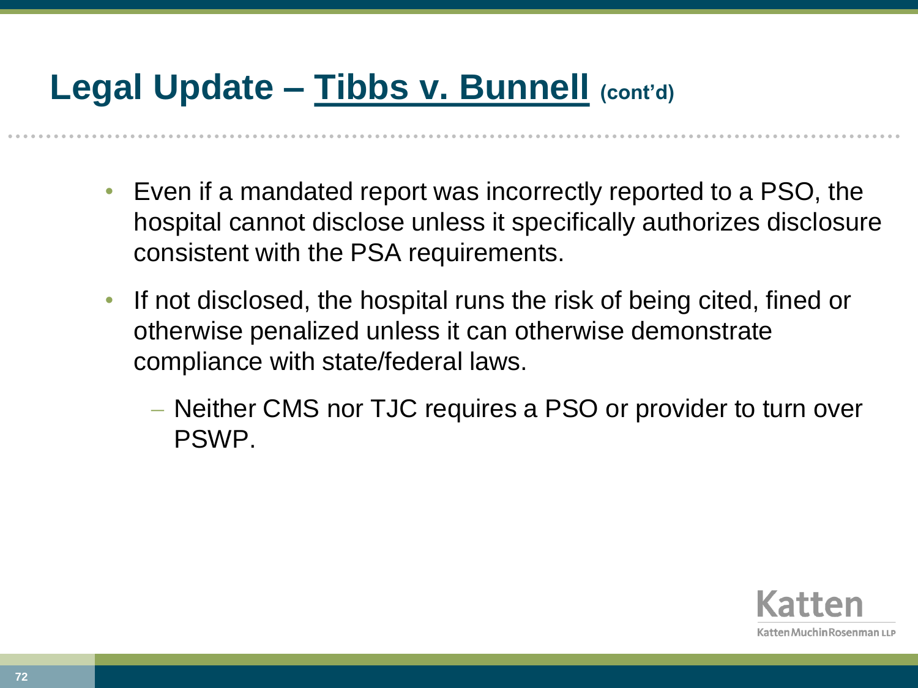# Legal Update – Tibbs v. Bunnell (cont'd)

- Even if a mandated report was incorrectly reported to a PSO, the hospital cannot disclose unless it specifically authorizes disclosure consistent with the PSA requirements.
- If not disclosed, the hospital runs the risk of being cited, fined or otherwise penalized unless it can otherwise demonstrate compliance with state/federal laws.
  - Neither CMS nor TJC requires a PSO or provider to turn over PSWP.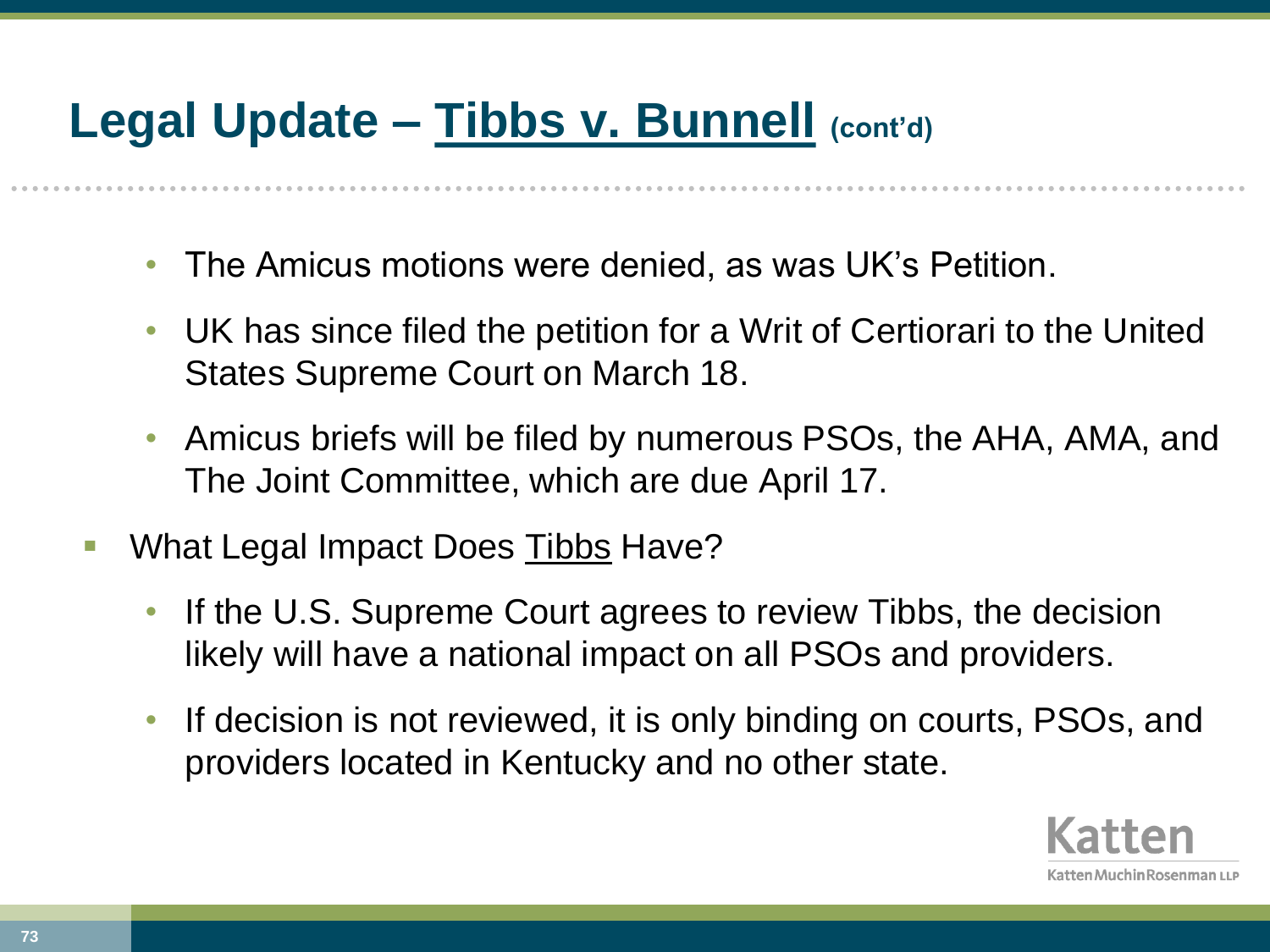# Legal Update – Tibbs v. Bunnell (cont'd)

  - The Amicus motions were denied, as was UK's Petition.
  - UK has since filed the petition for a Writ of Certiorari to the United States Supreme Court on March 18.
  - Amicus briefs will be filed by numerous PSOs, the AHA, AMA, and The Joint Committee, which are due April 17.
- What Legal Impact Does Tibbs Have?
  - If the U.S. Supreme Court agrees to review Tibbs, the decision likely will have a national impact on all PSOs and providers.
  - If decision is not reviewed, it is only binding on courts, PSOs, and providers located in Kentucky and no other state.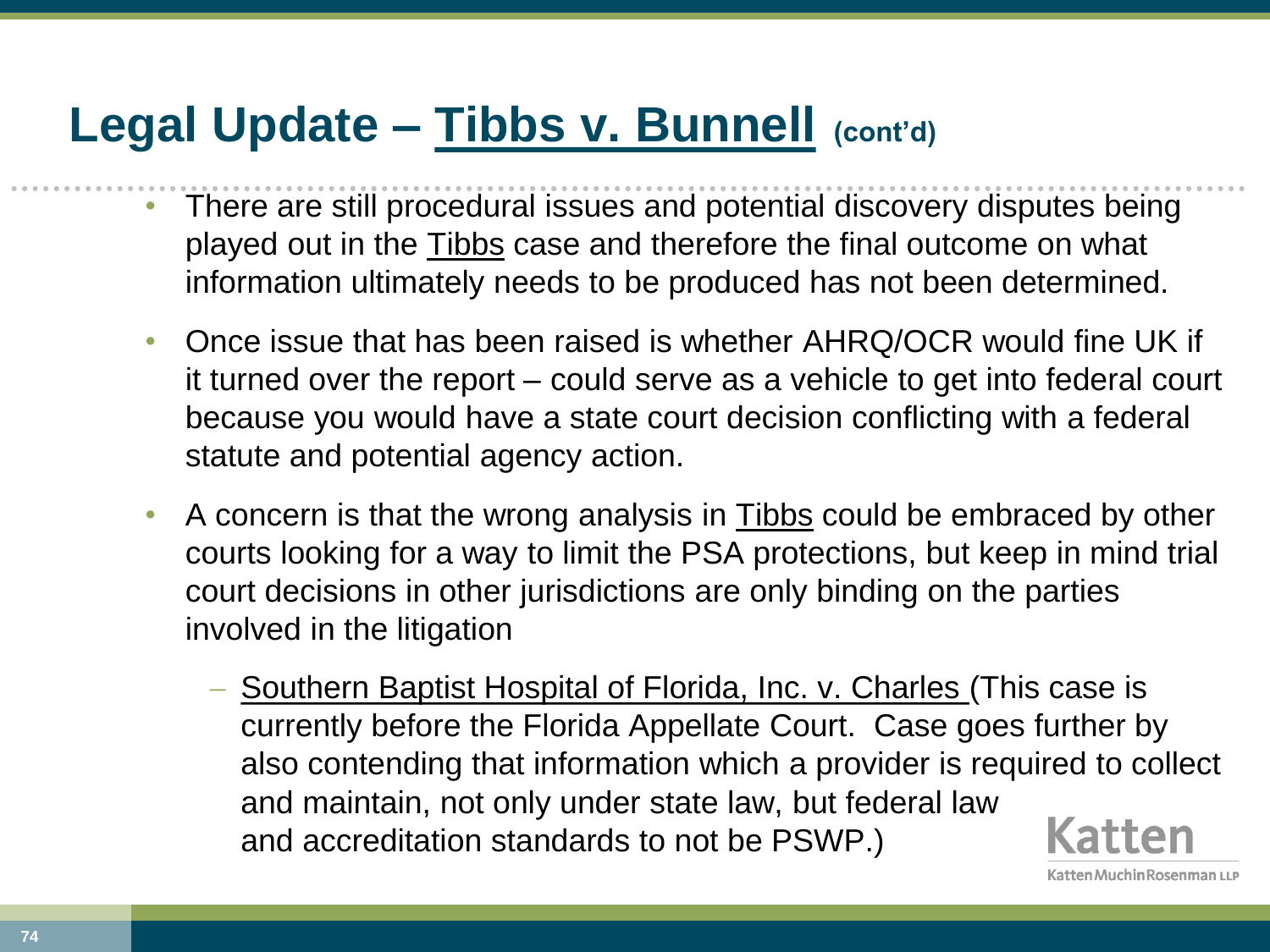# Legal Update – Tibbs v. Bunnell (cont'd)

- There are still procedural issues and potential discovery disputes being played out in the Tibbs case and therefore the final outcome on what information ultimately needs to be produced has not been determined.
- Once issue that has been raised is whether AHRQ/OCR would fine UK if it turned over the report – could serve as a vehicle to get into federal court because you would have a state court decision conflicting with a federal statute and potential agency action.
- A concern is that the wrong analysis in Tibbs could be embraced by other courts looking for a way to limit the PSA protections, but keep in mind trial court decisions in other jurisdictions are only binding on the parties involved in the litigation
  - Southern Baptist Hospital of Florida, Inc. v. Charles (This case is currently before the Florida Appellate Court. Case goes further by also contending that information which a provider is required to collect and maintain, not only under state law, but federal law and accreditation standards to not be PSWP.)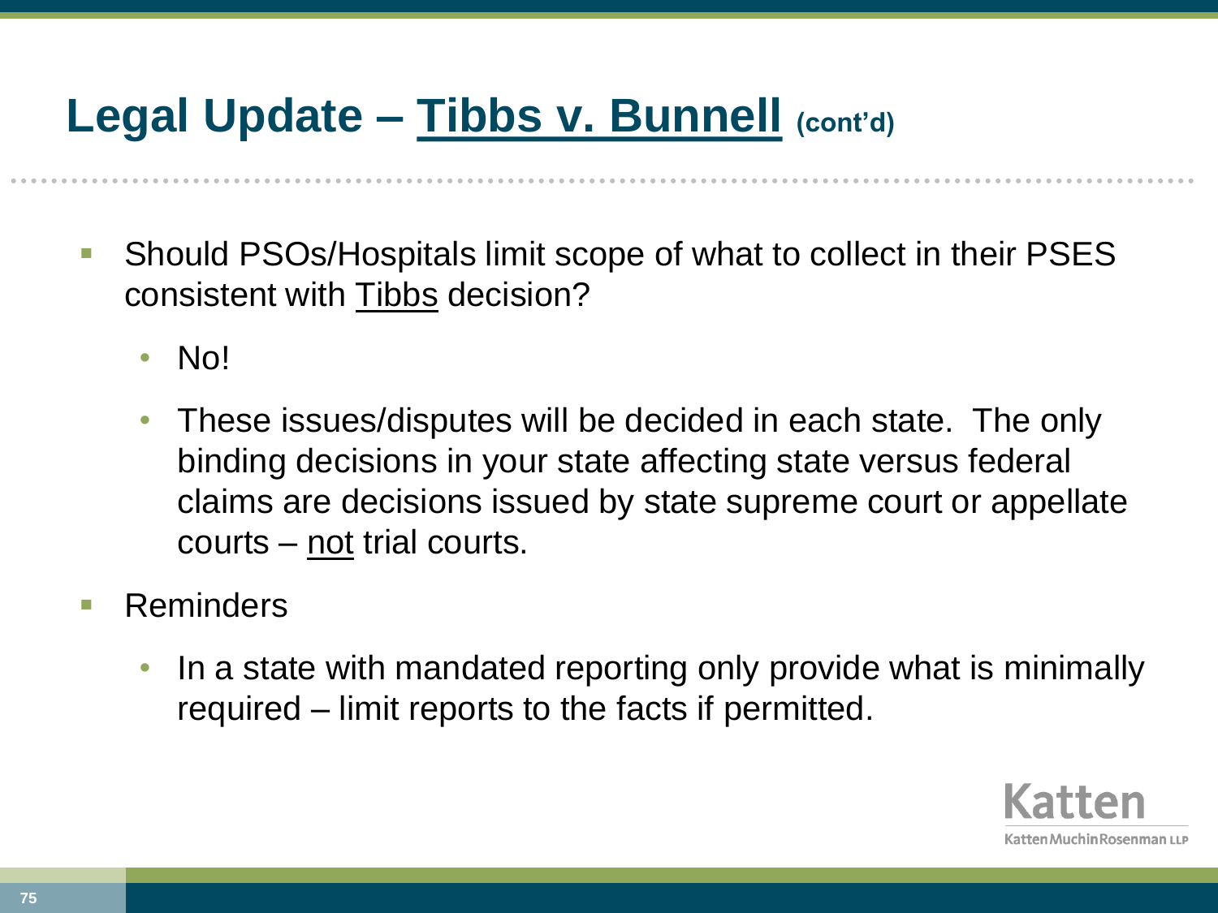# Legal Update – Tibbs v. Bunnell (cont'd)

- Should PSOs/Hospitals limit scope of what to collect in their PSES consistent with Tibbs decision?
  - No!
  - These issues/disputes will be decided in each state. The only binding decisions in your state affecting state versus federal claims are decisions issued by state supreme court or appellate courts – not trial courts.
- Reminders
  - In a state with mandated reporting only provide what is minimally required – limit reports to the facts if permitted.

Katten
Katten Muchin Rosenman LLP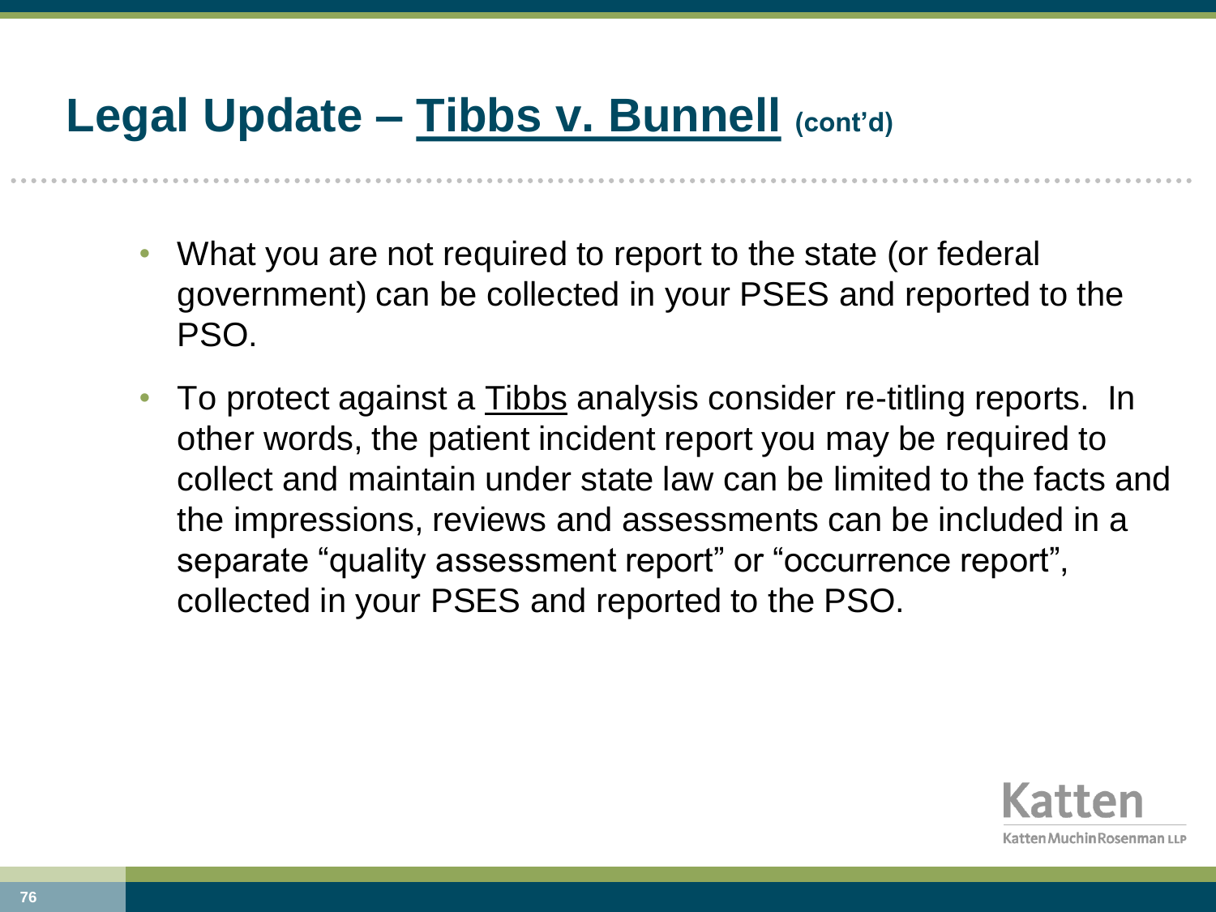# Legal Update – Tibbs v. Bunnell (cont'd)

- What you are not required to report to the state (or federal government) can be collected in your PSES and reported to the PSO.
- To protect against a Tibbs analysis consider re-titling reports. In other words, the patient incident report you may be required to collect and maintain under state law can be limited to the facts and the impressions, reviews and assessments can be included in a separate "quality assessment report" or "occurrence report", collected in your PSES and reported to the PSO.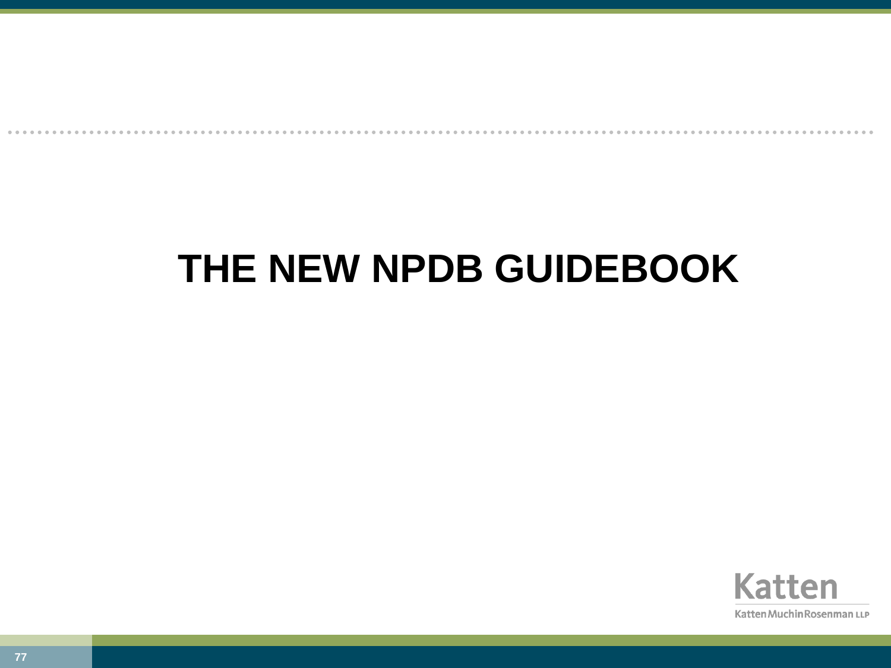# THE NEW NPDB GUIDEBOOK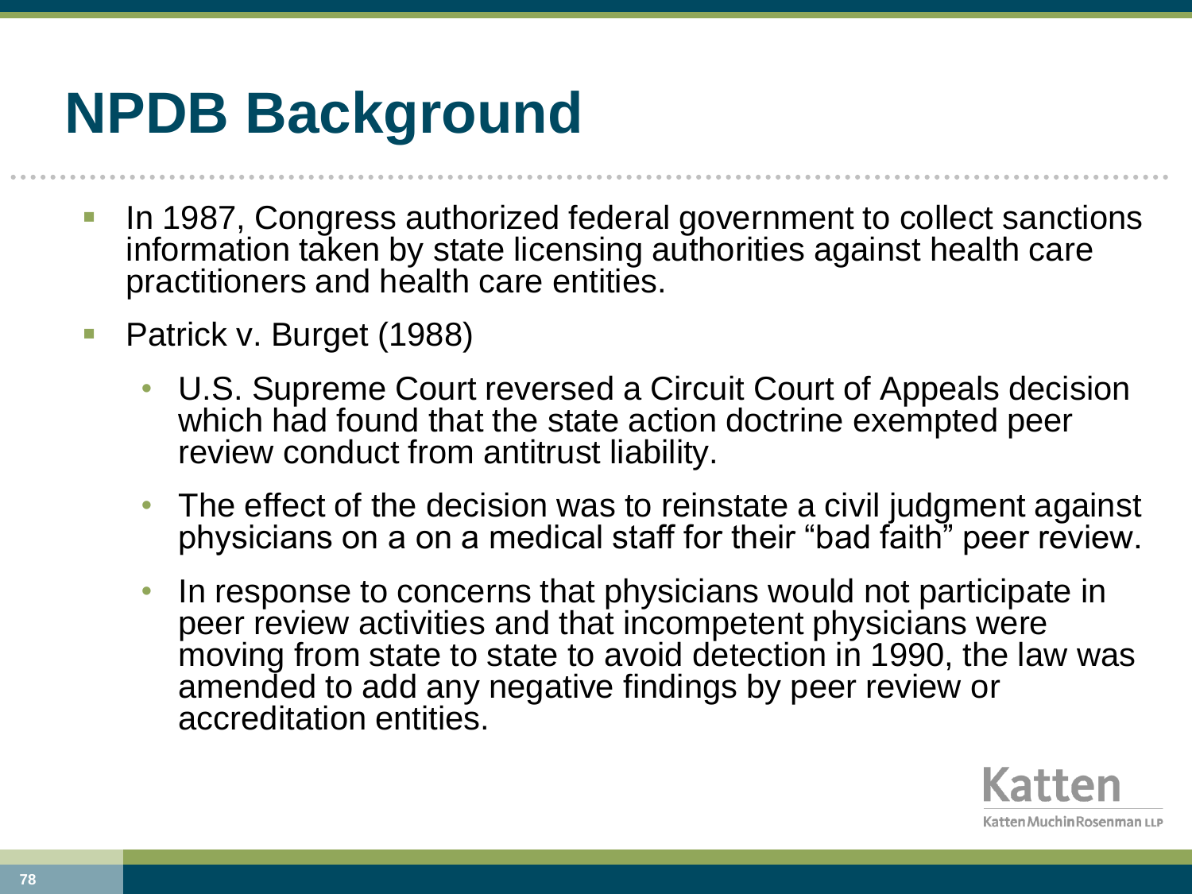# NPDB Background

- In 1987, Congress authorized federal government to collect sanctions information taken by state licensing authorities against health care practitioners and health care entities.
- Patrick v. Burget (1988)
  - U.S. Supreme Court reversed a Circuit Court of Appeals decision which had found that the state action doctrine exempted peer review conduct from antitrust liability.
  - The effect of the decision was to reinstate a civil judgment against physicians on a on a medical staff for their "bad faith" peer review.
  - In response to concerns that physicians would not participate in peer review activities and that incompetent physicians were moving from state to state to avoid detection in 1990, the law was amended to add any negative findings by peer review or accreditation entities.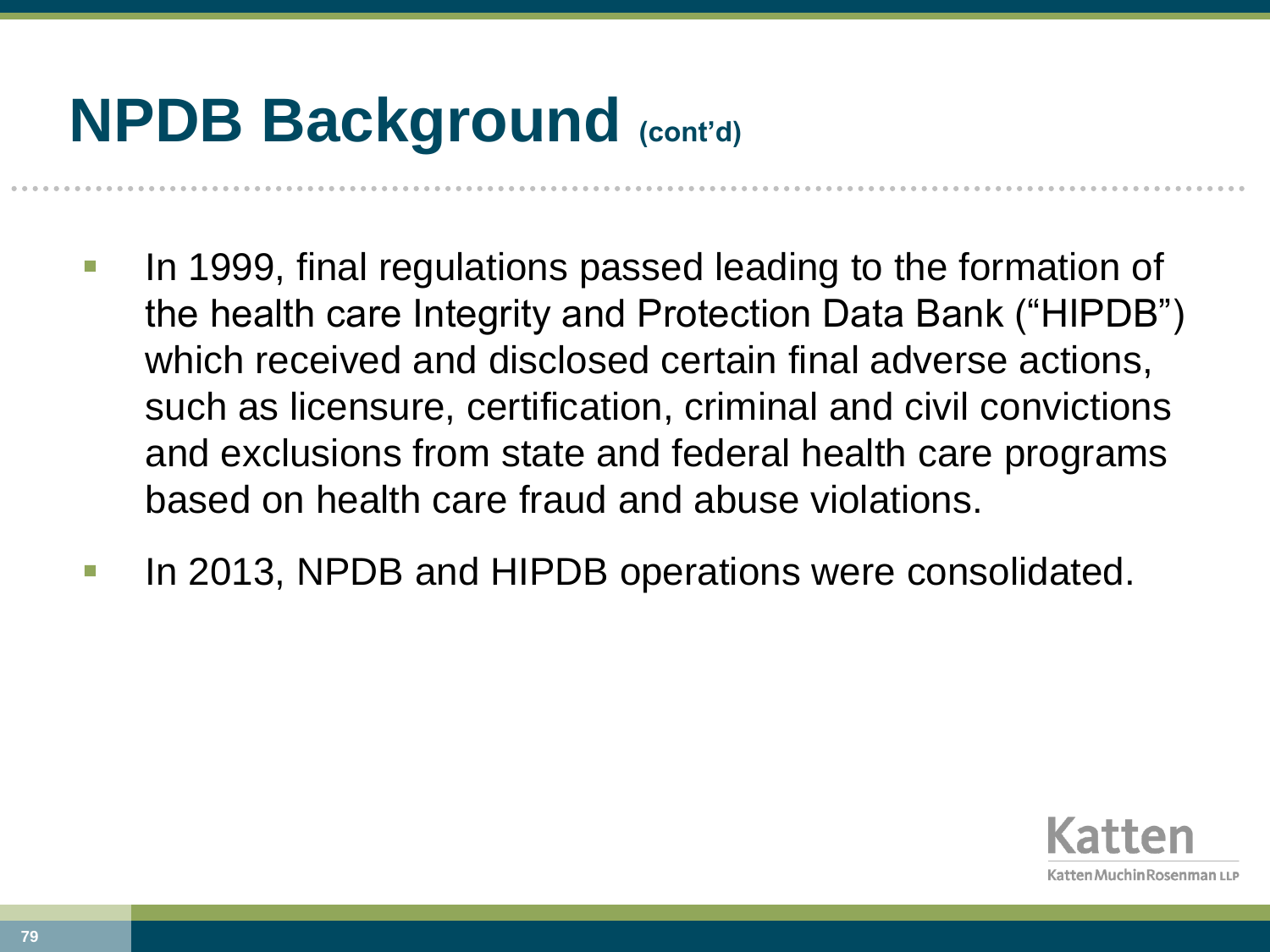# NPDB Background (cont'd)

- In 1999, final regulations passed leading to the formation of the health care Integrity and Protection Data Bank ("HIPDB") which received and disclosed certain final adverse actions, such as licensure, certification, criminal and civil convictions and exclusions from state and federal health care programs based on health care fraud and abuse violations.
- In 2013, NPDB and HIPDB operations were consolidated.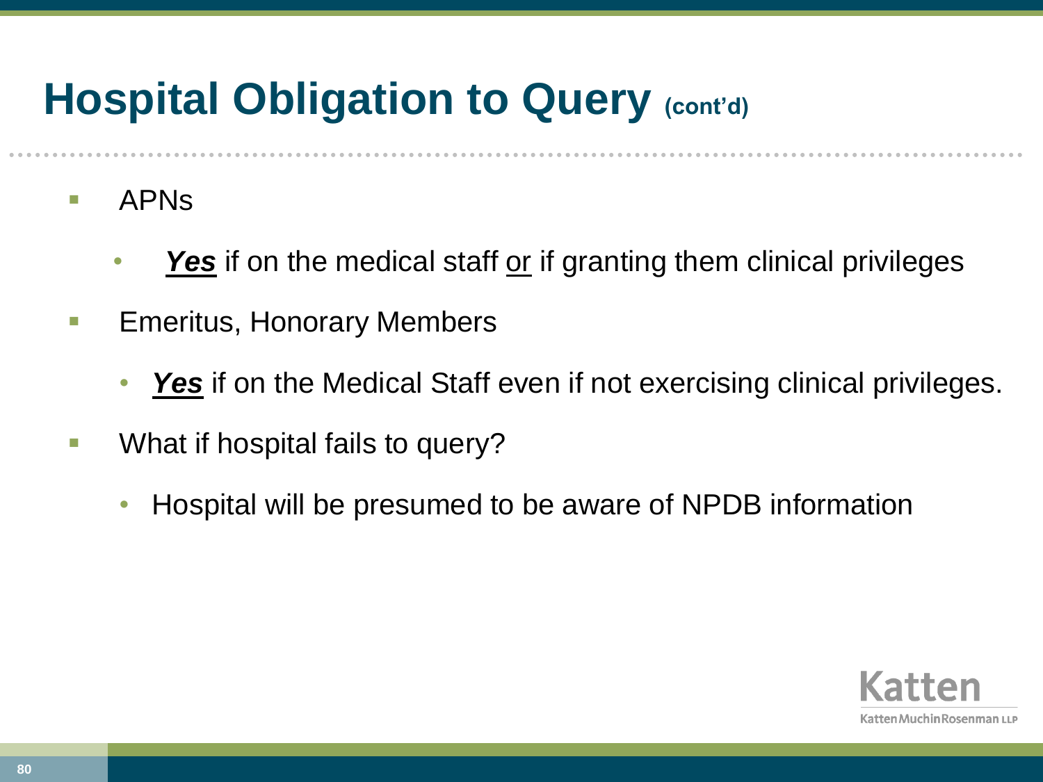# Hospital Obligation to Query (cont'd)

- APNs
  - ***Yes*** if on the medical staff or if granting them clinical privileges
- Emeritus, Honorary Members
  - ***Yes*** if on the Medical Staff even if not exercising clinical privileges.
- What if hospital fails to query?
  - Hospital will be presumed to be aware of NPDB information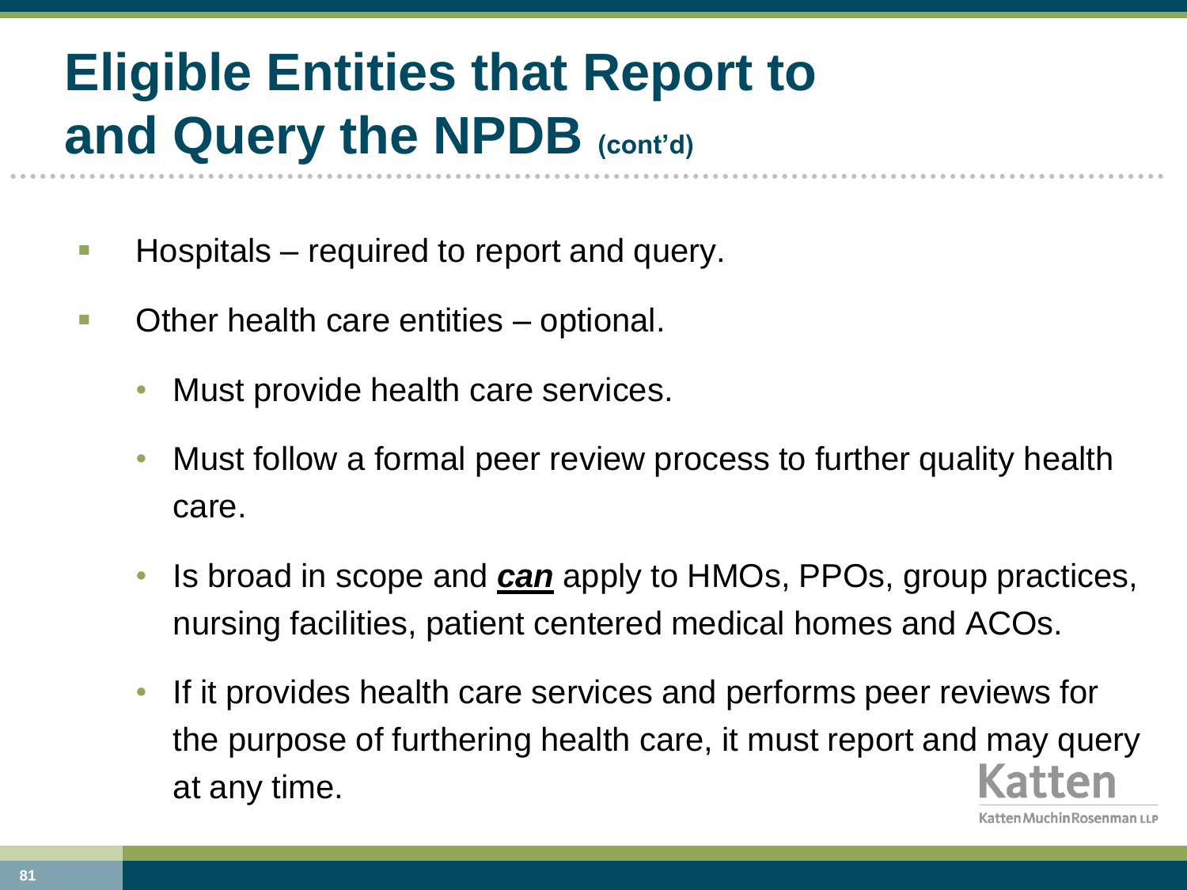# Eligible Entities that Report to and Query the NPDB (cont'd)

- Hospitals – required to report and query.
- Other health care entities – optional.
  - Must provide health care services.
  - Must follow a formal peer review process to further quality health care.
  - Is broad in scope and ***can*** apply to HMOs, PPOs, group practices, nursing facilities, patient centered medical homes and ACOs.
  - If it provides health care services and performs peer reviews for the purpose of furthering health care, it must report and may query at any time.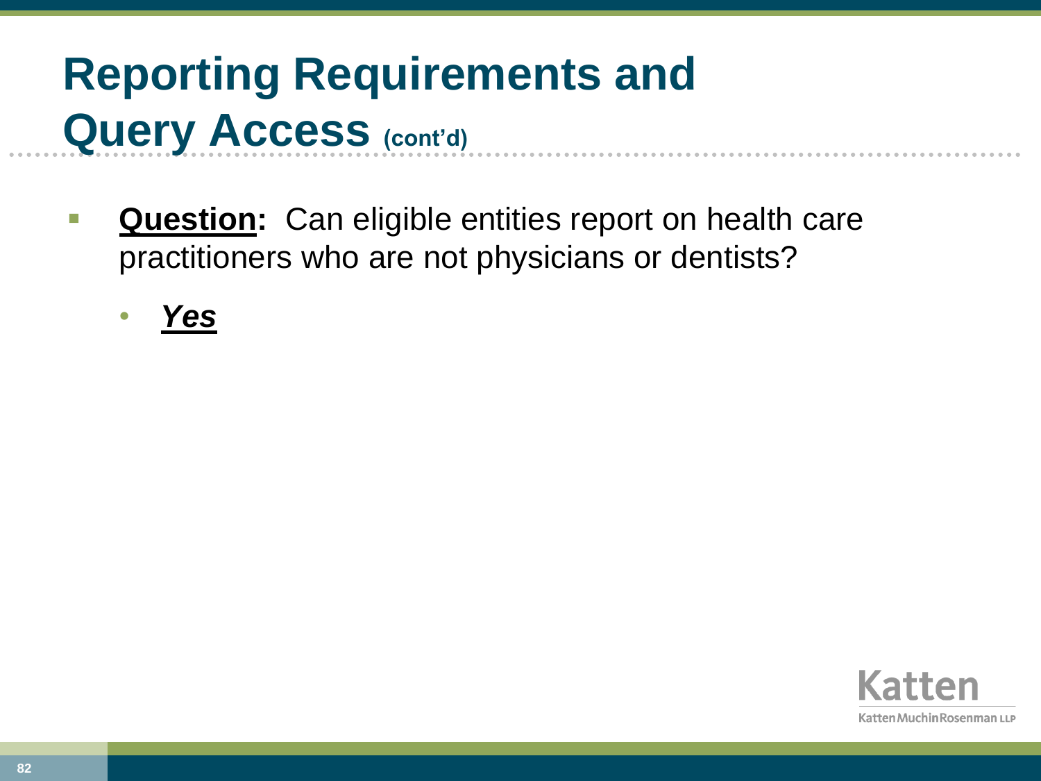# Reporting Requirements and Query Access (cont'd)

- **Question:** Can eligible entities report on health care practitioners who are not physicians or dentists?
  - ***Yes***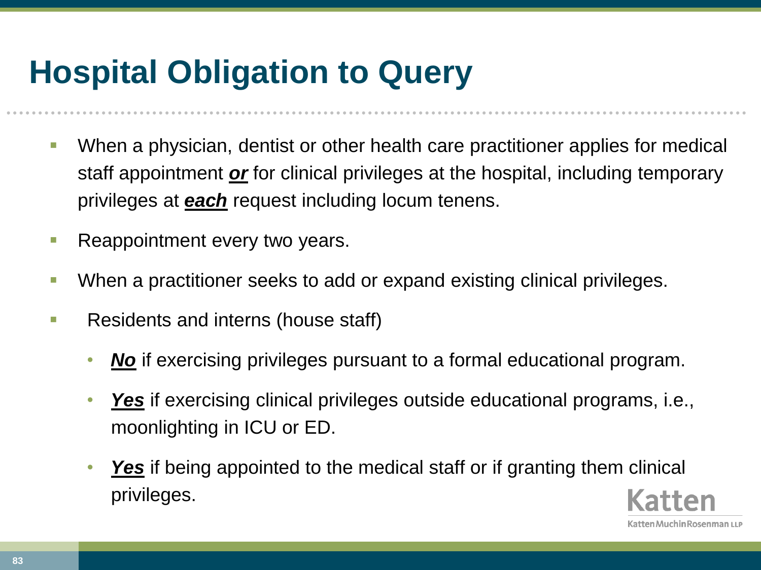# Hospital Obligation to Query

- When a physician, dentist or other health care practitioner applies for medical staff appointment ***or*** for clinical privileges at the hospital, including temporary privileges at ***each*** request including locum tenens.
- Reappointment every two years.
- When a practitioner seeks to add or expand existing clinical privileges.
- Residents and interns (house staff)
  - ***No*** if exercising privileges pursuant to a formal educational program.
  - ***Yes*** if exercising clinical privileges outside educational programs, i.e., moonlighting in ICU or ED.
  - ***Yes*** if being appointed to the medical staff or if granting them clinical privileges.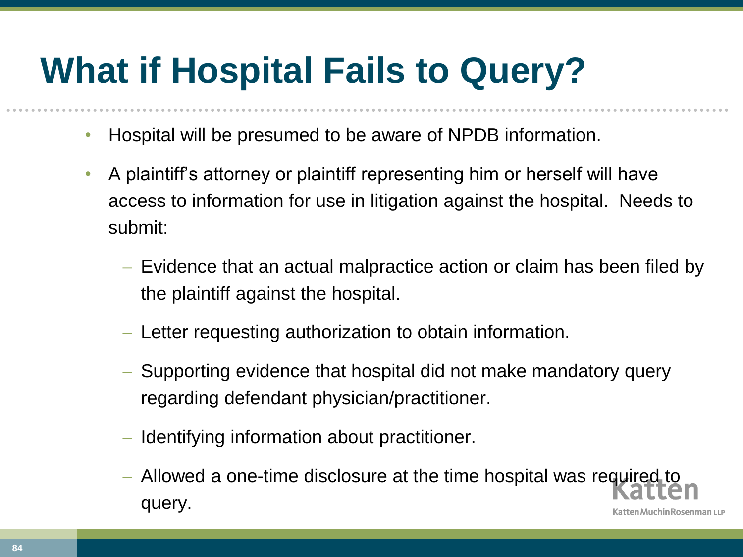# What if Hospital Fails to Query?

- Hospital will be presumed to be aware of NPDB information.
- A plaintiff's attorney or plaintiff representing him or herself will have access to information for use in litigation against the hospital. Needs to submit:
  - Evidence that an actual malpractice action or claim has been filed by the plaintiff against the hospital.
  - Letter requesting authorization to obtain information.
  - Supporting evidence that hospital did not make mandatory query regarding defendant physician/practitioner.
  - Identifying information about practitioner.
  - Allowed a one-time disclosure at the time hospital was required to query.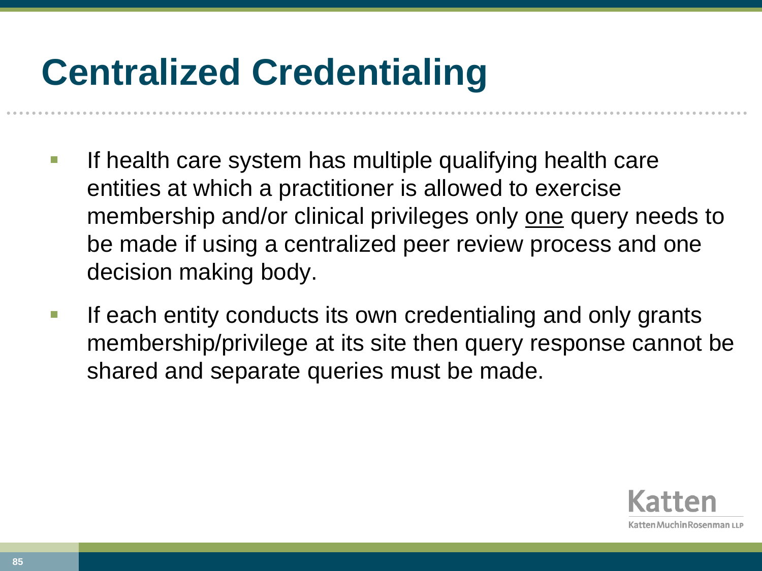# Centralized Credentialing

- If health care system has multiple qualifying health care entities at which a practitioner is allowed to exercise membership and/or clinical privileges only <u>one</u> query needs to be made if using a centralized peer review process and one decision making body.
- If each entity conducts its own credentialing and only grants membership/privilege at its site then query response cannot be shared and separate queries must be made.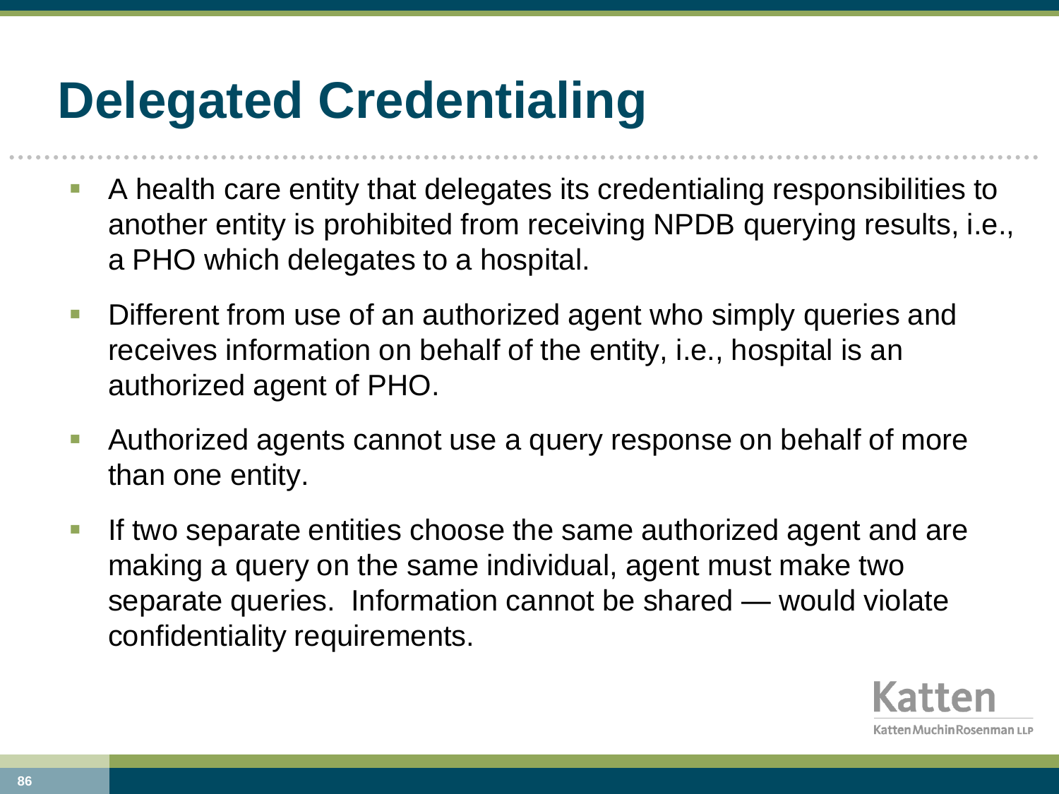# Delegated Credentialing

- A health care entity that delegates its credentialing responsibilities to another entity is prohibited from receiving NPDB querying results, i.e., a PHO which delegates to a hospital.
- Different from use of an authorized agent who simply queries and receives information on behalf of the entity, i.e., hospital is an authorized agent of PHO.
- Authorized agents cannot use a query response on behalf of more than one entity.
- If two separate entities choose the same authorized agent and are making a query on the same individual, agent must make two separate queries. Information cannot be shared — would violate confidentiality requirements.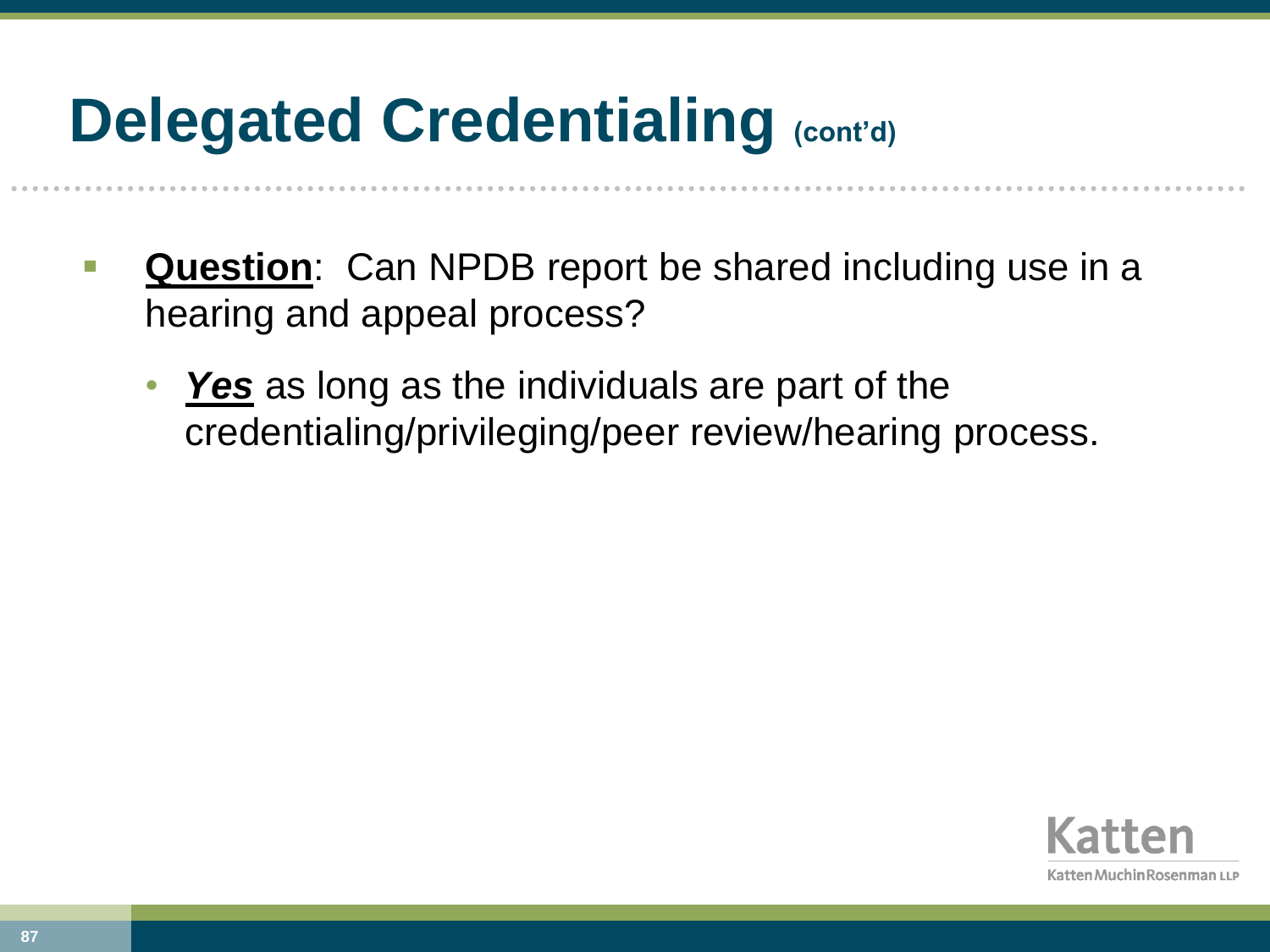# Delegated Credentialing (cont'd)

- **Question**: Can NPDB report be shared including use in a hearing and appeal process?
  - ***Yes*** as long as the individuals are part of the credentialing/privileging/peer review/hearing process.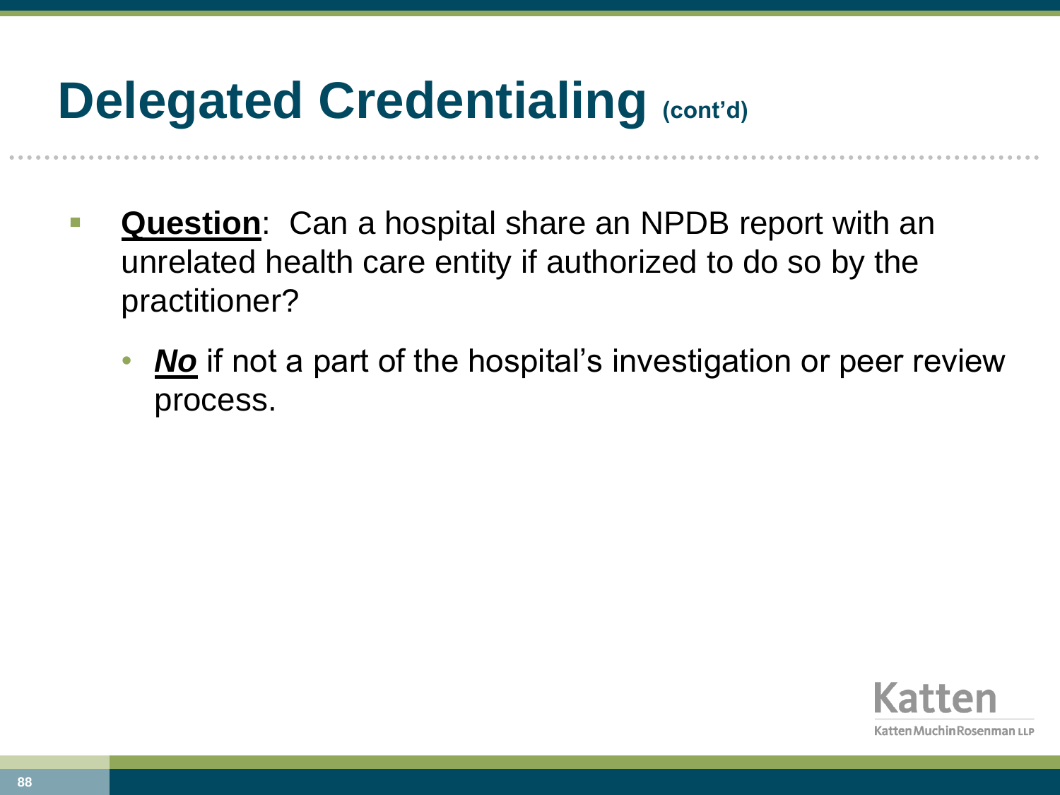# Delegated Credentialing (cont'd)

- **Question**: Can a hospital share an NPDB report with an unrelated health care entity if authorized to do so by the practitioner?
  - ***No*** if not a part of the hospital's investigation or peer review process.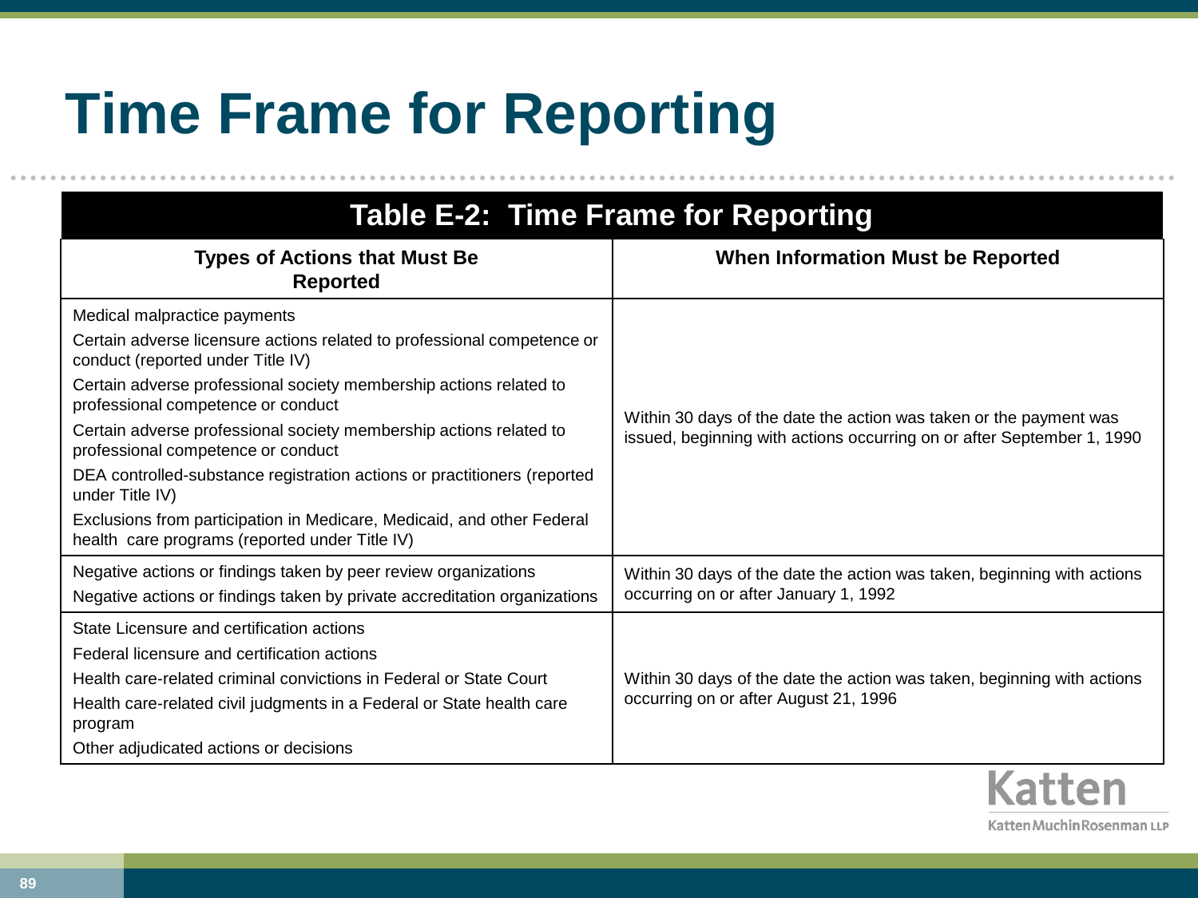# Time Frame for Reporting

| Table E-2: Time Frame for Reporting | |
|---|---|
| **Types of Actions that Must Be Reported** | **When Information Must be Reported** |
| Medical malpractice payments<br>Certain adverse licensure actions related to professional competence or conduct (reported under Title IV)<br>Certain adverse professional society membership actions related to professional competence or conduct<br>Certain adverse professional society membership actions related to professional competence or conduct<br>DEA controlled-substance registration actions or practitioners (reported under Title IV)<br>Exclusions from participation in Medicare, Medicaid, and other Federal health care programs (reported under Title IV) | Within 30 days of the date the action was taken or the payment was issued, beginning with actions occurring on or after September 1, 1990 |
| Negative actions or findings taken by peer review organizations<br>Negative actions or findings taken by private accreditation organizations | Within 30 days of the date the action was taken, beginning with actions occurring on or after January 1, 1992 |
| State Licensure and certification actions<br>Federal licensure and certification actions<br>Health care-related criminal convictions in Federal or State Court<br>Health care-related civil judgments in a Federal or State health care program<br>Other adjudicated actions or decisions | Within 30 days of the date the action was taken, beginning with actions occurring on or after August 21, 1996 |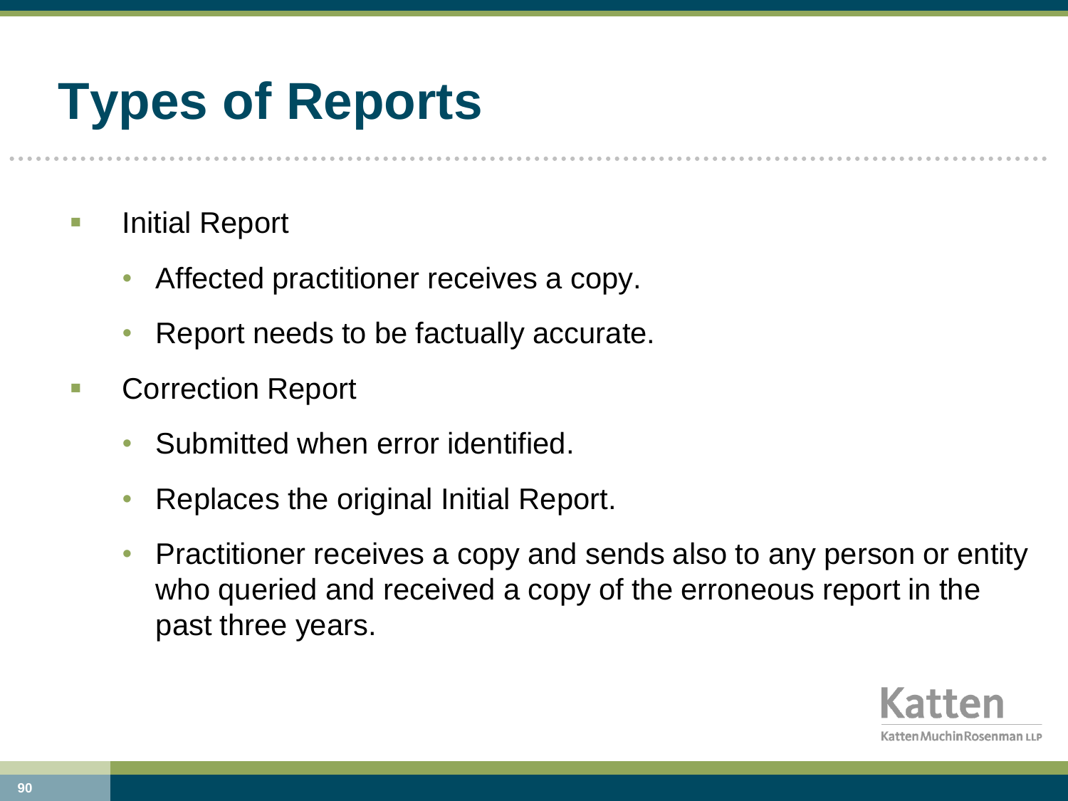# Types of Reports

- Initial Report
  - Affected practitioner receives a copy.
  - Report needs to be factually accurate.
- Correction Report
  - Submitted when error identified.
  - Replaces the original Initial Report.
  - Practitioner receives a copy and sends also to any person or entity who queried and received a copy of the erroneous report in the past three years.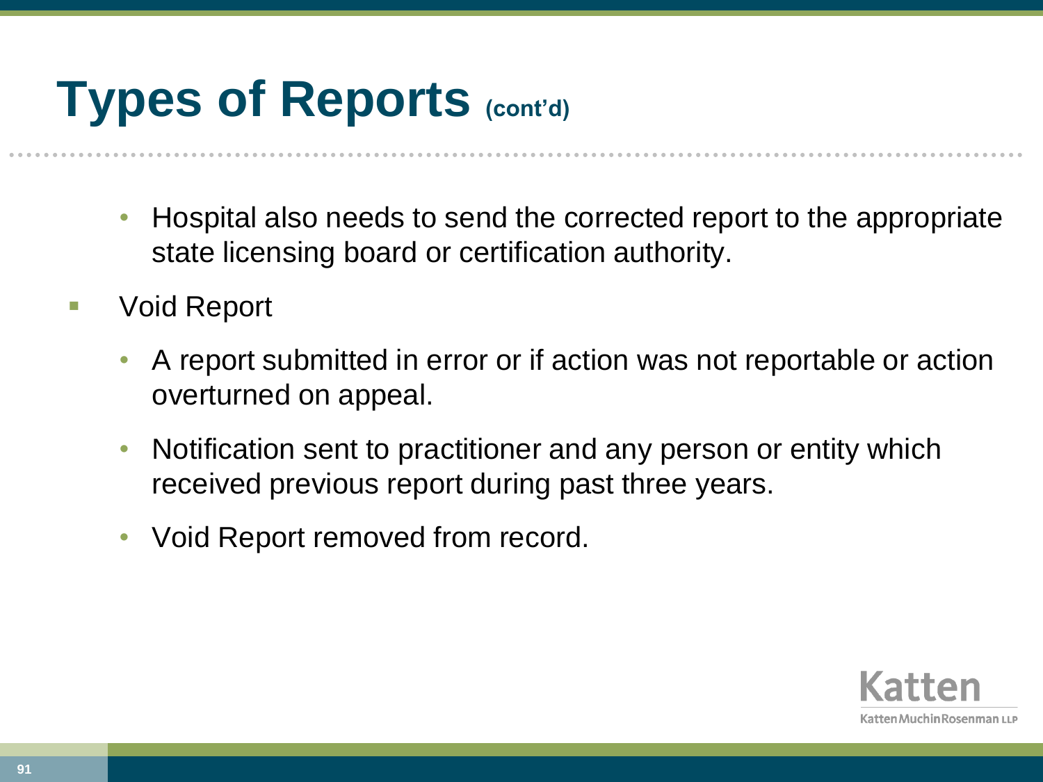# Types of Reports (cont'd)

  - Hospital also needs to send the corrected report to the appropriate state licensing board or certification authority.

- Void Report
  - A report submitted in error or if action was not reportable or action overturned on appeal.
  - Notification sent to practitioner and any person or entity which received previous report during past three years.
  - Void Report removed from record.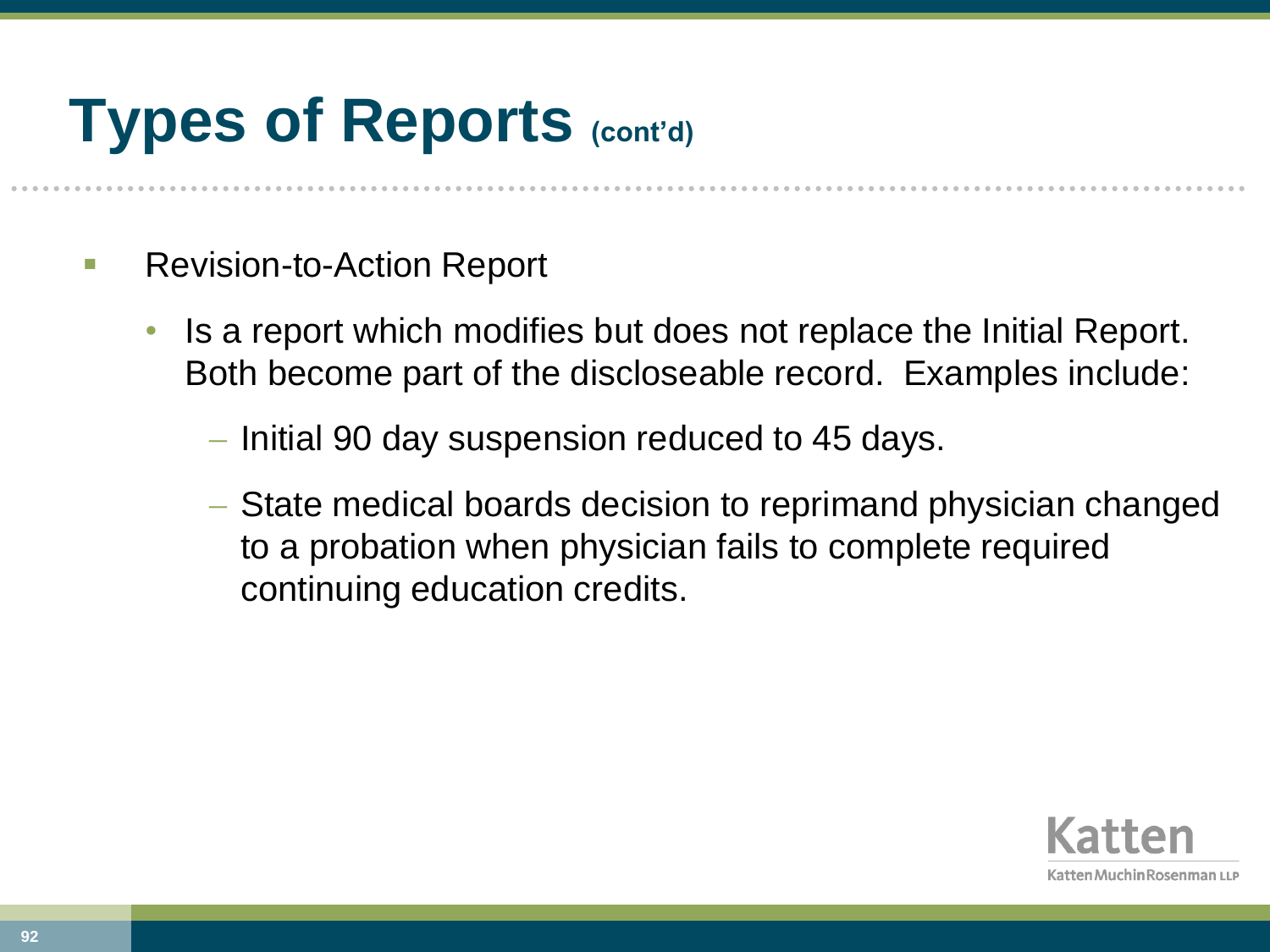# Types of Reports (cont'd)

- Revision-to-Action Report
  - Is a report which modifies but does not replace the Initial Report. Both become part of the discloseable record. Examples include:
    - Initial 90 day suspension reduced to 45 days.
    - State medical boards decision to reprimand physician changed to a probation when physician fails to complete required continuing education credits.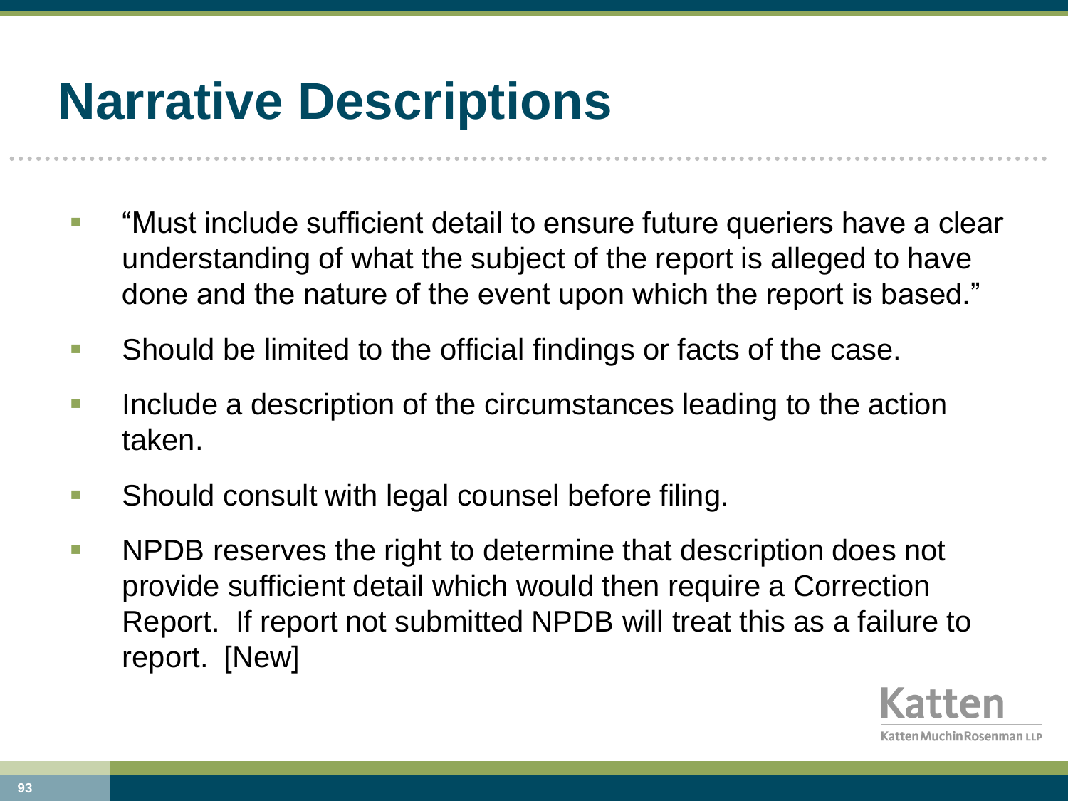# Narrative Descriptions

- "Must include sufficient detail to ensure future queriers have a clear understanding of what the subject of the report is alleged to have done and the nature of the event upon which the report is based."
- Should be limited to the official findings or facts of the case.
- Include a description of the circumstances leading to the action taken.
- Should consult with legal counsel before filing.
- NPDB reserves the right to determine that description does not provide sufficient detail which would then require a Correction Report. If report not submitted NPDB will treat this as a failure to report. [New]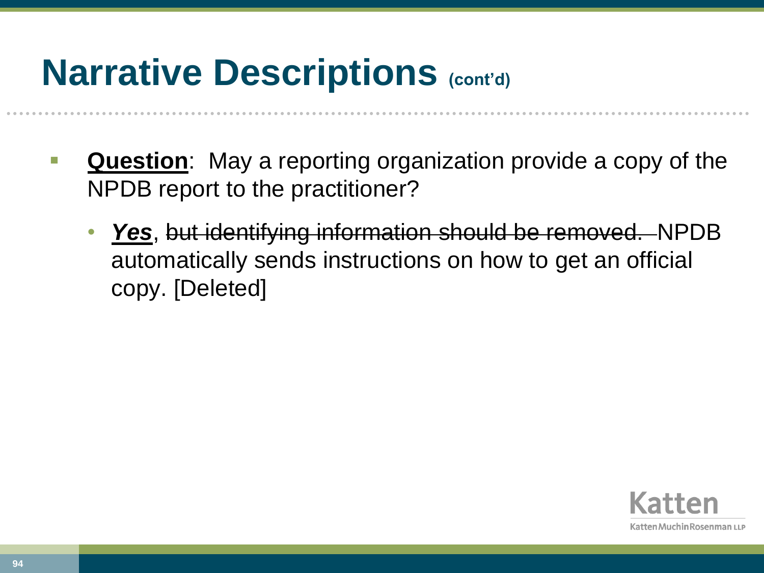# Narrative Descriptions (cont'd)

- **Question**: May a reporting organization provide a copy of the NPDB report to the practitioner?
  - ***Yes***, ~~but identifying information should be removed.~~ NPDB automatically sends instructions on how to get an official copy. [Deleted]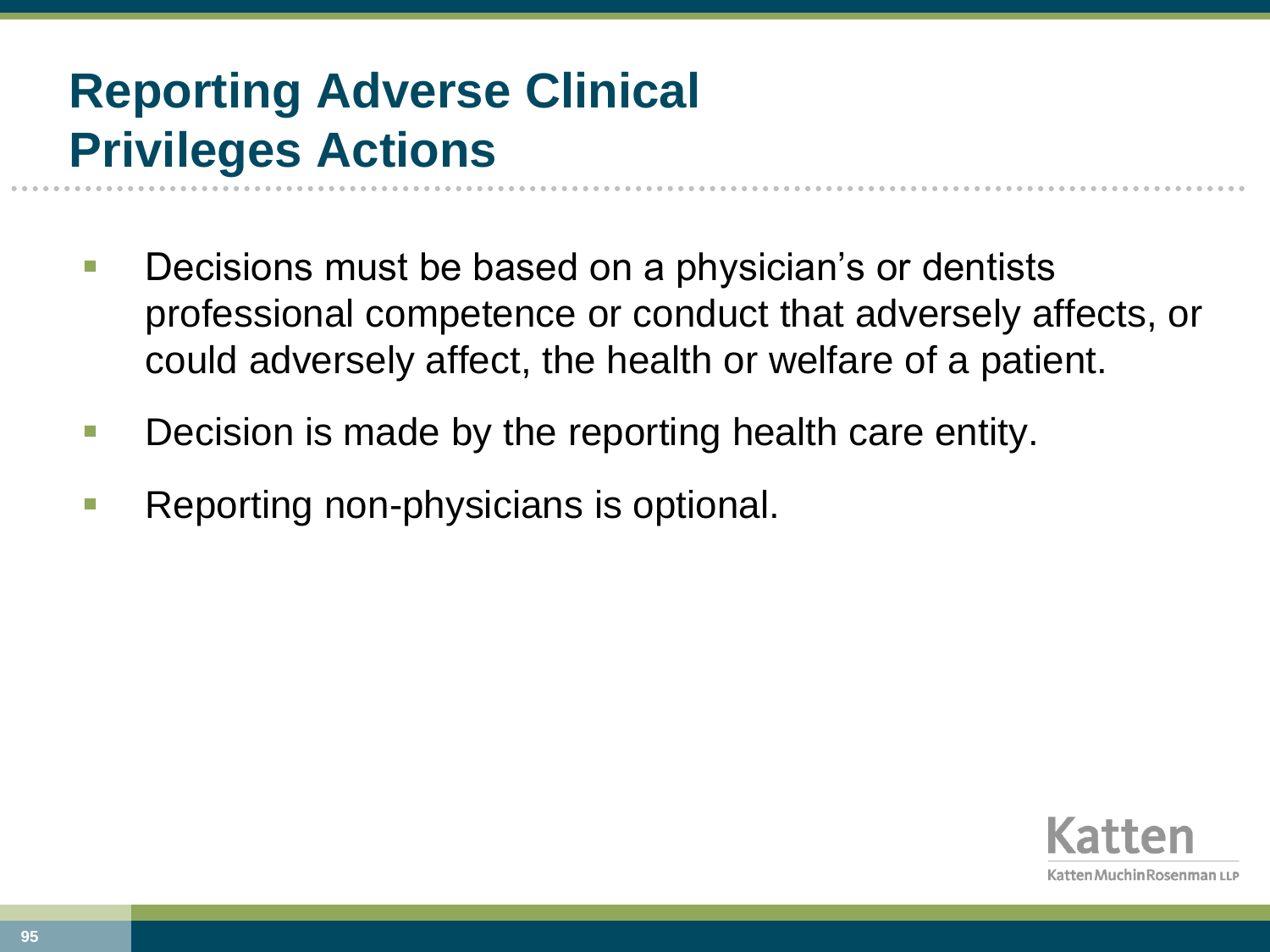# Reporting Adverse Clinical Privileges Actions

- Decisions must be based on a physician's or dentists professional competence or conduct that adversely affects, or could adversely affect, the health or welfare of a patient.
- Decision is made by the reporting health care entity.
- Reporting non-physicians is optional.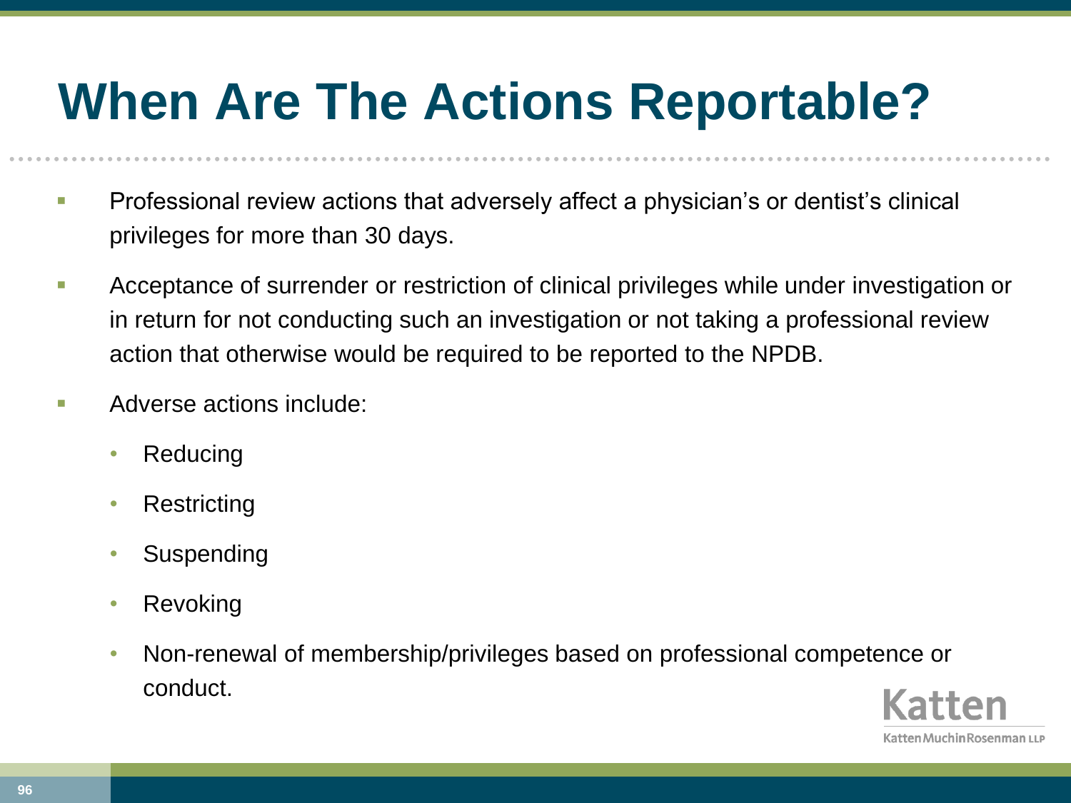# When Are The Actions Reportable?

- Professional review actions that adversely affect a physician's or dentist's clinical privileges for more than 30 days.
- Acceptance of surrender or restriction of clinical privileges while under investigation or in return for not conducting such an investigation or not taking a professional review action that otherwise would be required to be reported to the NPDB.
- Adverse actions include:
  - Reducing
  - Restricting
  - Suspending
  - Revoking
  - Non-renewal of membership/privileges based on professional competence or conduct.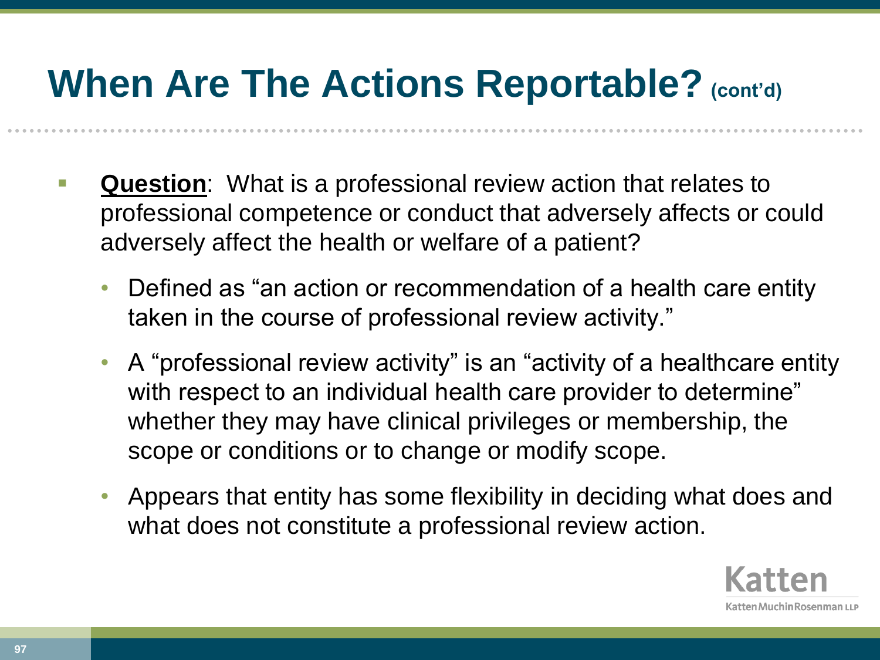# When Are The Actions Reportable? (cont'd)

- **Question**: What is a professional review action that relates to professional competence or conduct that adversely affects or could adversely affect the health or welfare of a patient?
  - Defined as "an action or recommendation of a health care entity taken in the course of professional review activity."
  - A "professional review activity" is an "activity of a healthcare entity with respect to an individual health care provider to determine" whether they may have clinical privileges or membership, the scope or conditions or to change or modify scope.
  - Appears that entity has some flexibility in deciding what does and what does not constitute a professional review action.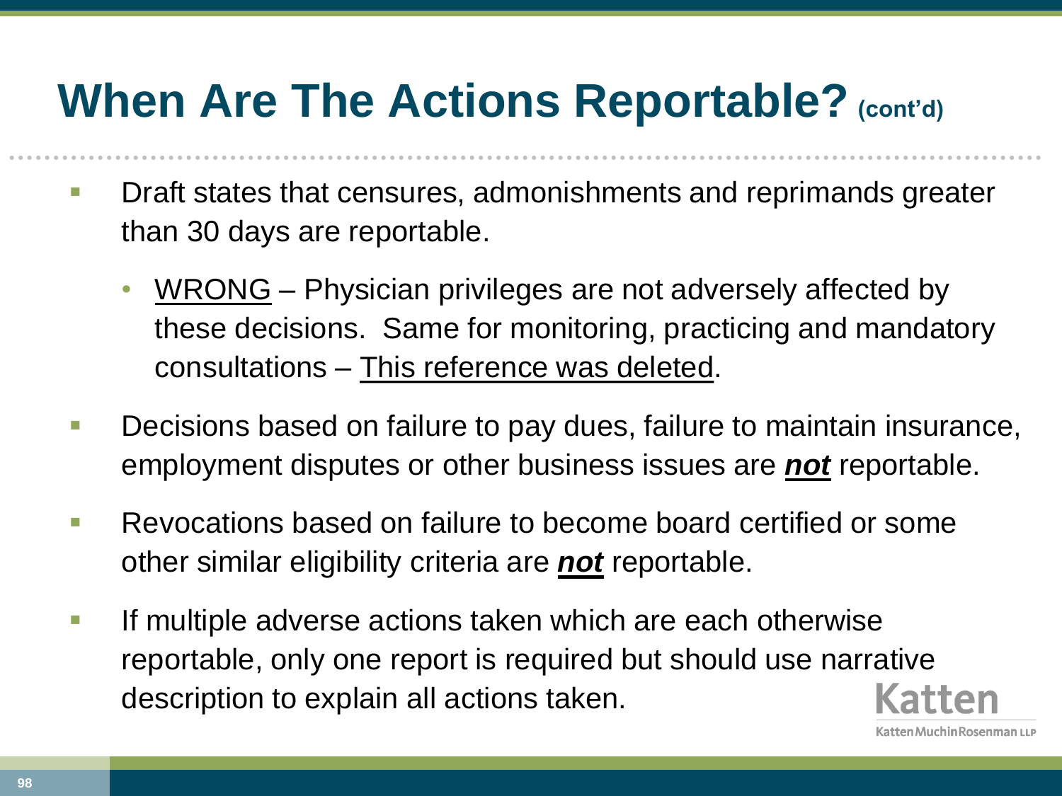# When Are The Actions Reportable? (cont'd)

- Draft states that censures, admonishments and reprimands greater than 30 days are reportable.
  - <u>WRONG</u> – Physician privileges are not adversely affected by these decisions. Same for monitoring, practicing and mandatory consultations – <u>This reference was deleted</u>.
- Decisions based on failure to pay dues, failure to maintain insurance, employment disputes or other business issues are <u>***not***</u> reportable.
- Revocations based on failure to become board certified or some other similar eligibility criteria are <u>***not***</u> reportable.
- If multiple adverse actions taken which are each otherwise reportable, only one report is required but should use narrative description to explain all actions taken.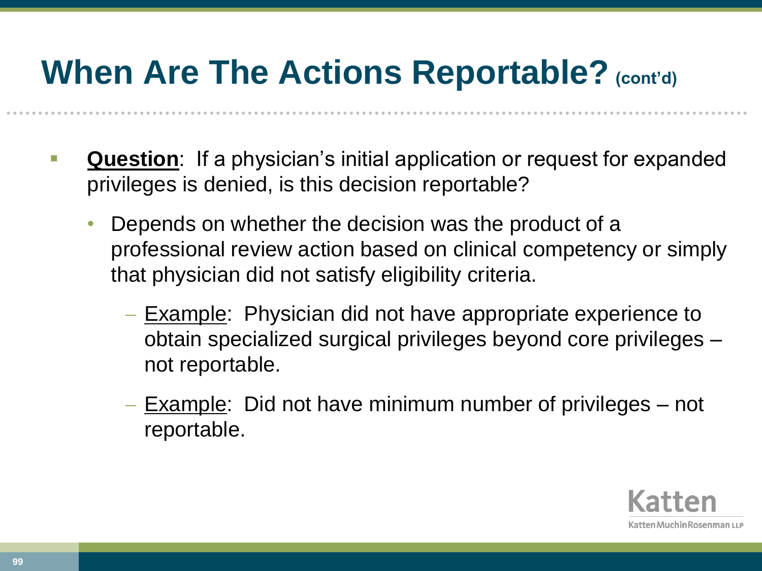# When Are The Actions Reportable? (cont'd)

- **Question**: If a physician's initial application or request for expanded privileges is denied, is this decision reportable?
  - Depends on whether the decision was the product of a professional review action based on clinical competency or simply that physician did not satisfy eligibility criteria.
    - Example: Physician did not have appropriate experience to obtain specialized surgical privileges beyond core privileges – not reportable.
    - Example: Did not have minimum number of privileges – not reportable.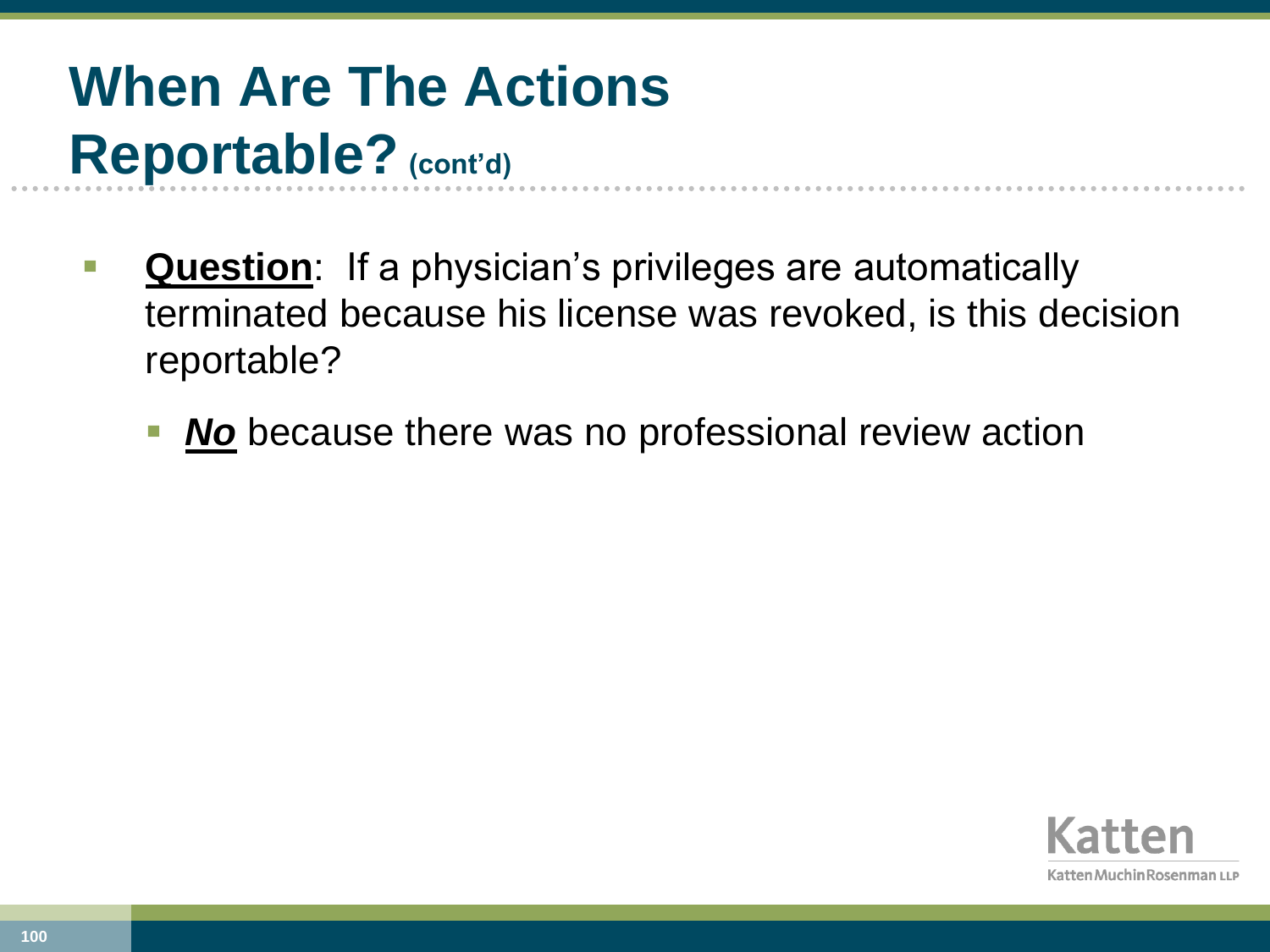# When Are The Actions Reportable? (cont'd)

- **Question**: If a physician's privileges are automatically terminated because his license was revoked, is this decision reportable?
  - ***No*** because there was no professional review action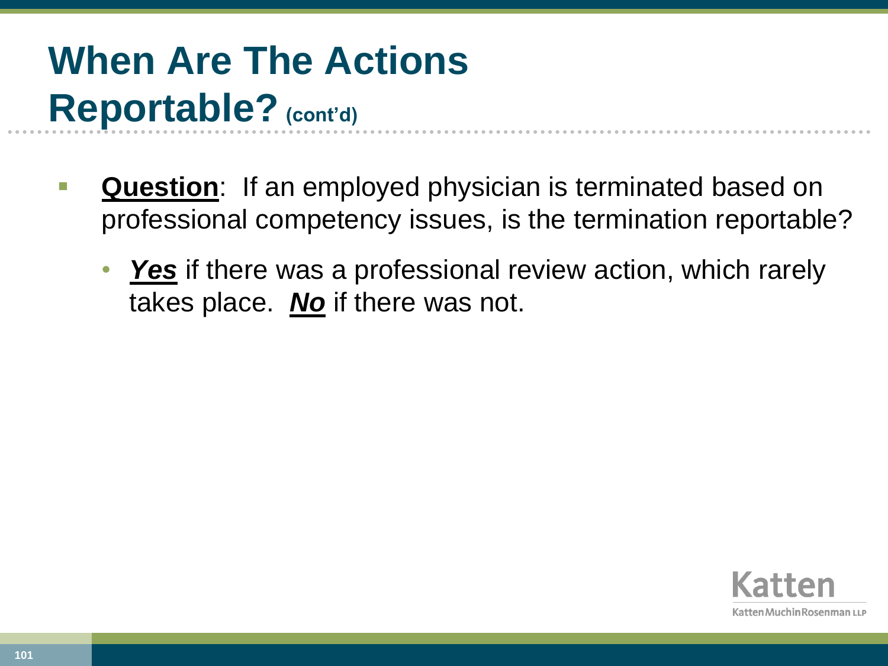# When Are The Actions Reportable? (cont'd)

- **Question**: If an employed physician is terminated based on professional competency issues, is the termination reportable?
  - ***Yes*** if there was a professional review action, which rarely takes place. ***No*** if there was not.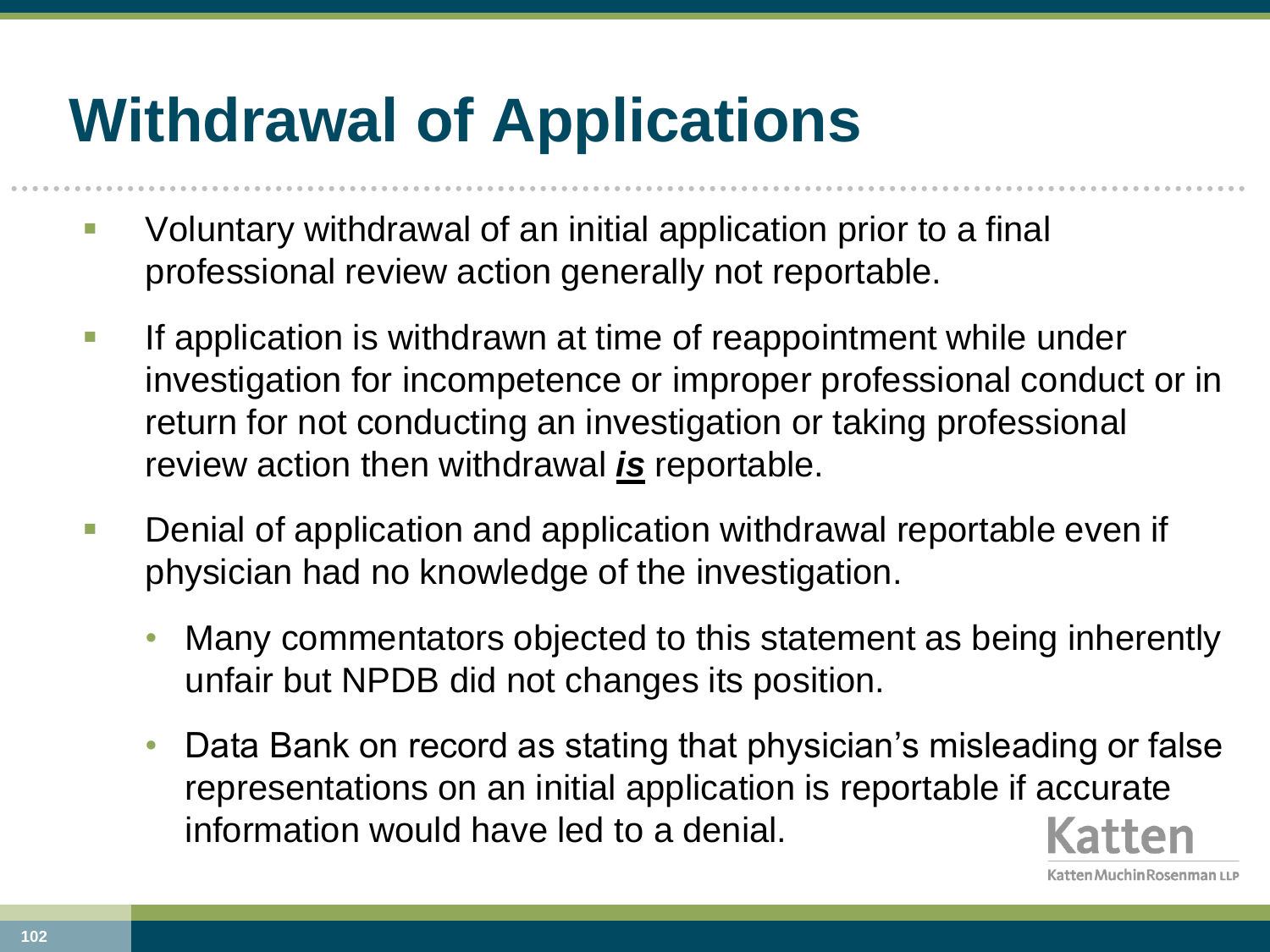# Withdrawal of Applications

- Voluntary withdrawal of an initial application prior to a final professional review action generally not reportable.
- If application is withdrawn at time of reappointment while under investigation for incompetence or improper professional conduct or in return for not conducting an investigation or taking professional review action then withdrawal ***is*** reportable.
- Denial of application and application withdrawal reportable even if physician had no knowledge of the investigation.
  - Many commentators objected to this statement as being inherently unfair but NPDB did not changes its position.
  - Data Bank on record as stating that physician's misleading or false representations on an initial application is reportable if accurate information would have led to a denial.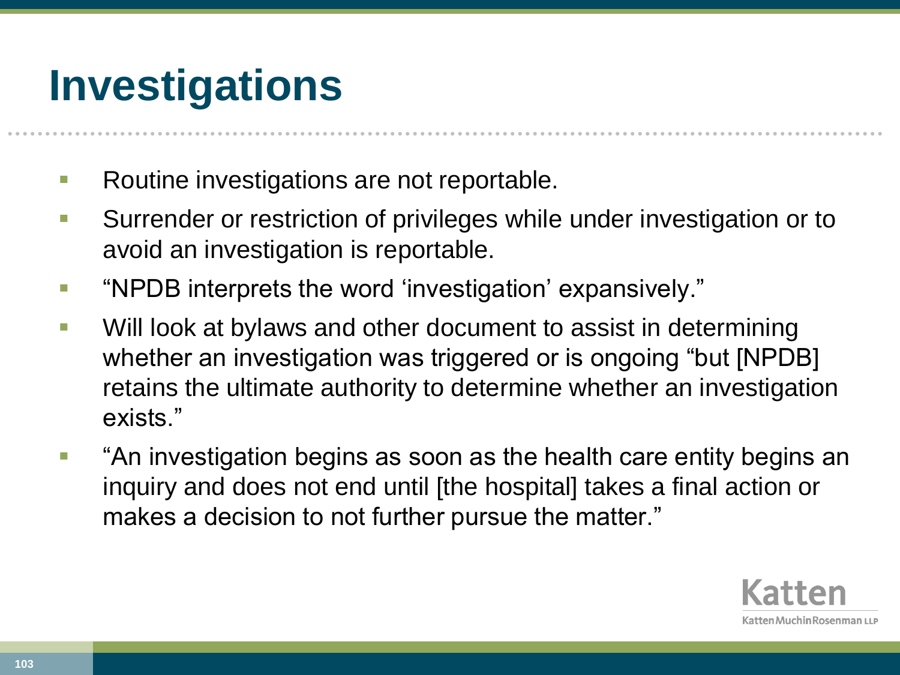# Investigations

- Routine investigations are not reportable.
- Surrender or restriction of privileges while under investigation or to avoid an investigation is reportable.
- "NPDB interprets the word 'investigation' expansively."
- Will look at bylaws and other document to assist in determining whether an investigation was triggered or is ongoing "but [NPDB] retains the ultimate authority to determine whether an investigation exists."
- "An investigation begins as soon as the health care entity begins an inquiry and does not end until [the hospital] takes a final action or makes a decision to not further pursue the matter."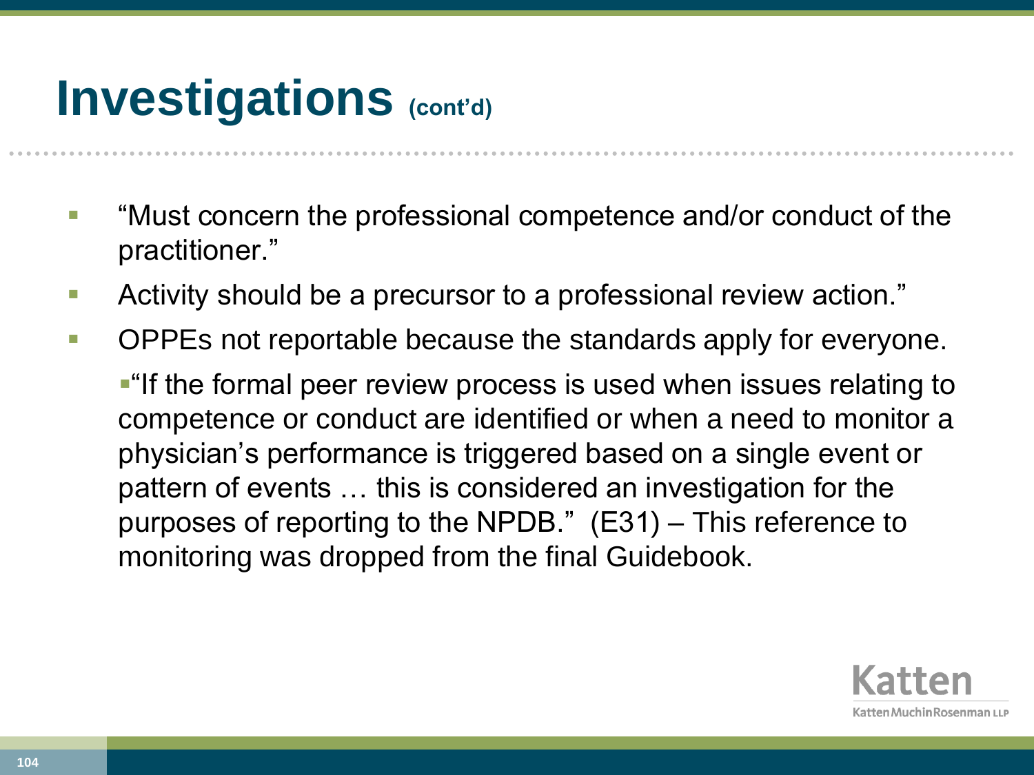# Investigations (cont'd)

- "Must concern the professional competence and/or conduct of the practitioner."
- Activity should be a precursor to a professional review action."
- OPPEs not reportable because the standards apply for everyone.
  - "If the formal peer review process is used when issues relating to competence or conduct are identified or when a need to monitor a physician's performance is triggered based on a single event or pattern of events … this is considered an investigation for the purposes of reporting to the NPDB." (E31) – This reference to monitoring was dropped from the final Guidebook.

Katten
KattenMuchinRosenman LLP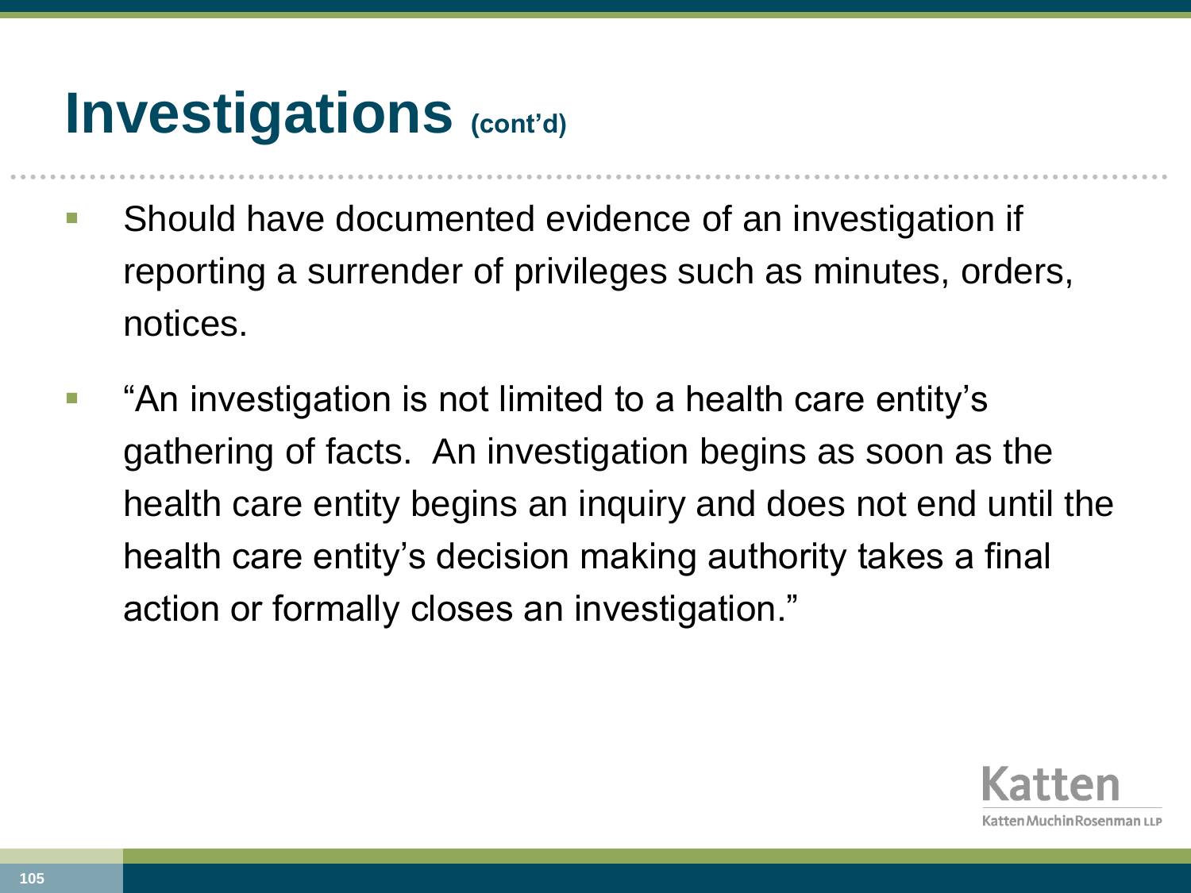# Investigations (cont'd)

- Should have documented evidence of an investigation if reporting a surrender of privileges such as minutes, orders, notices.
- "An investigation is not limited to a health care entity's gathering of facts. An investigation begins as soon as the health care entity begins an inquiry and does not end until the health care entity's decision making authority takes a final action or formally closes an investigation."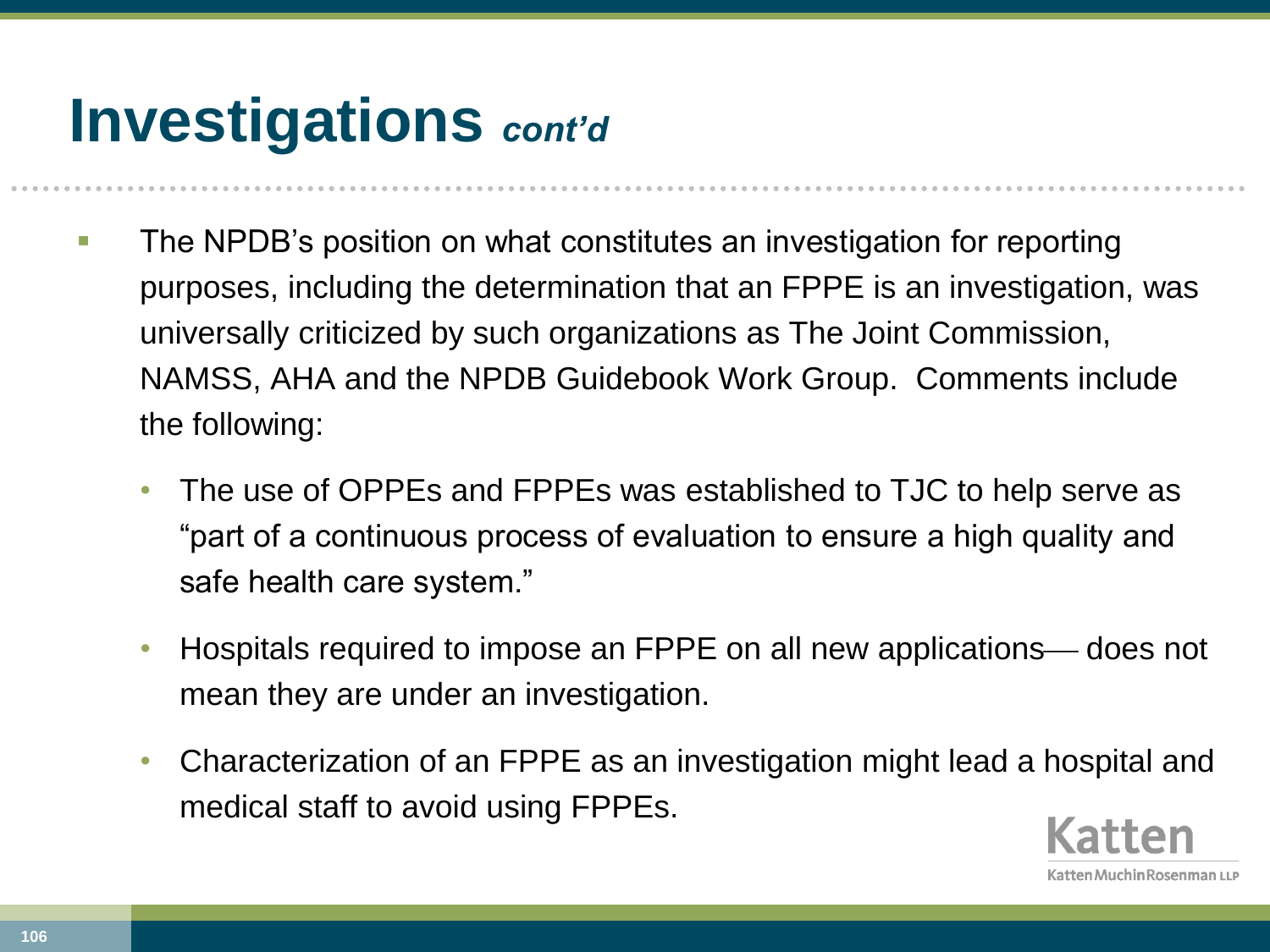# Investigations *cont'd*

- The NPDB's position on what constitutes an investigation for reporting purposes, including the determination that an FPPE is an investigation, was universally criticized by such organizations as The Joint Commission, NAMSS, AHA and the NPDB Guidebook Work Group. Comments include the following:
  - The use of OPPEs and FPPEs was established to TJC to help serve as "part of a continuous process of evaluation to ensure a high quality and safe health care system."
  - Hospitals required to impose an FPPE on all new applications— does not mean they are under an investigation.
  - Characterization of an FPPE as an investigation might lead a hospital and medical staff to avoid using FPPEs.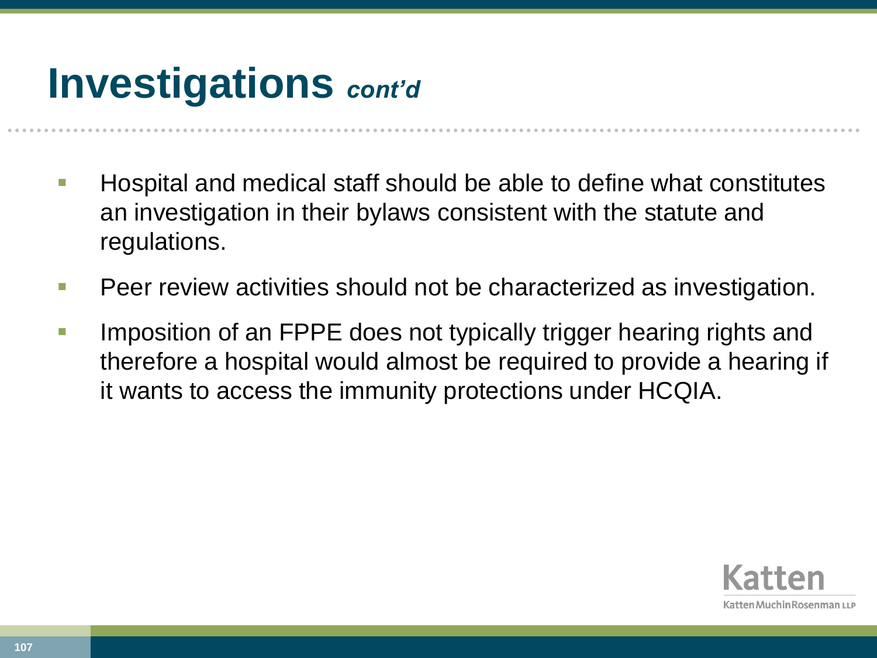# Investigations *cont'd*

- Hospital and medical staff should be able to define what constitutes an investigation in their bylaws consistent with the statute and regulations.
- Peer review activities should not be characterized as investigation.
- Imposition of an FPPE does not typically trigger hearing rights and therefore a hospital would almost be required to provide a hearing if it wants to access the immunity protections under HCQIA.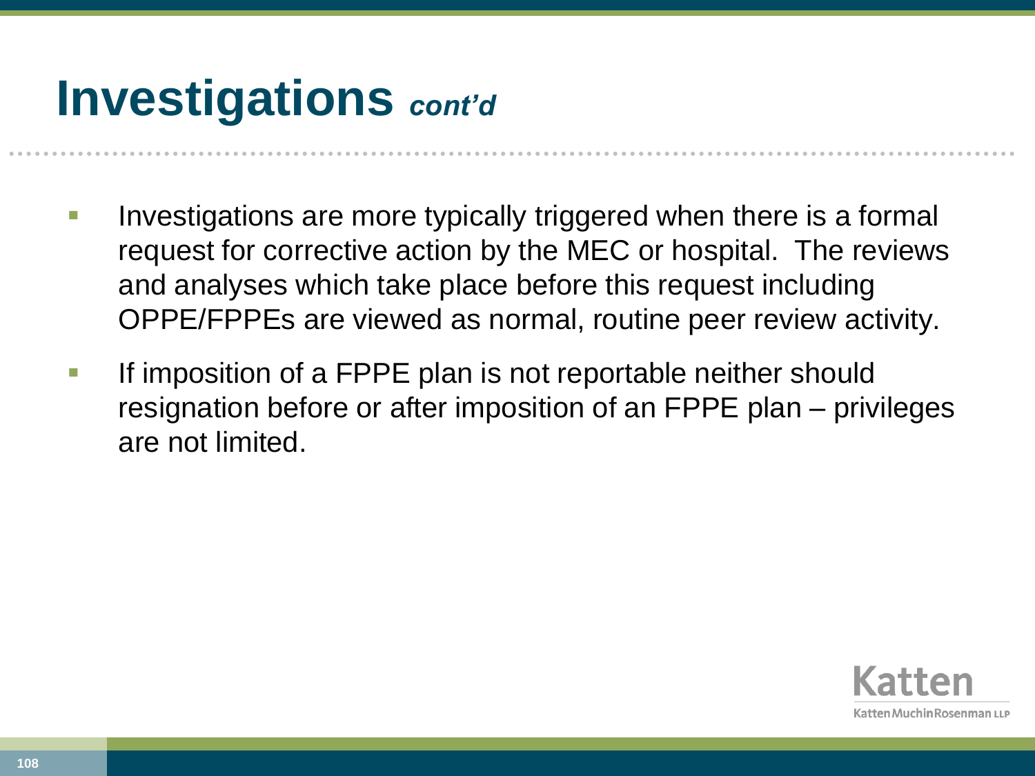# Investigations *cont'd*

- Investigations are more typically triggered when there is a formal request for corrective action by the MEC or hospital. The reviews and analyses which take place before this request including OPPE/FPPEs are viewed as normal, routine peer review activity.
- If imposition of a FPPE plan is not reportable neither should resignation before or after imposition of an FPPE plan – privileges are not limited.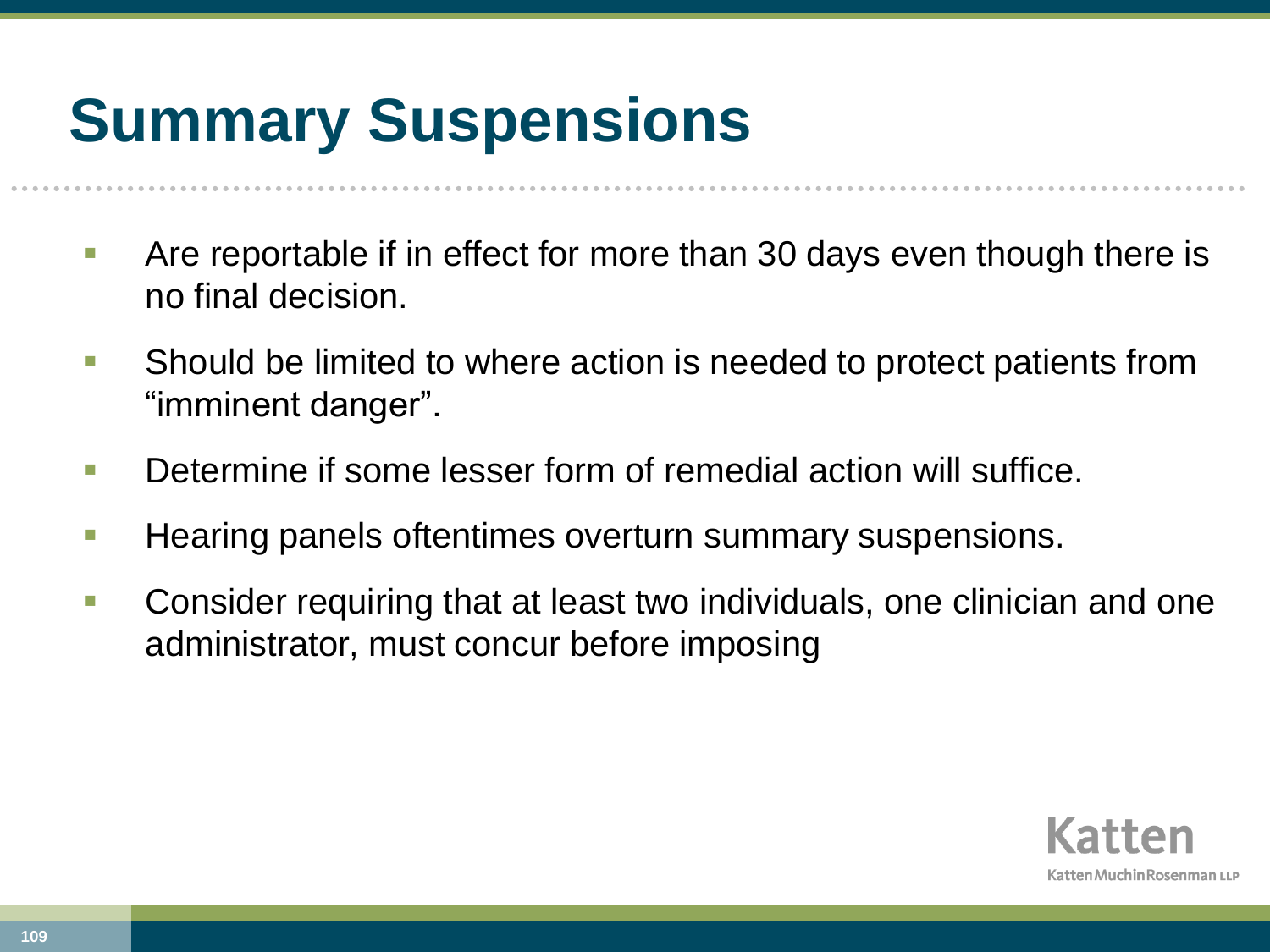# Summary Suspensions

- Are reportable if in effect for more than 30 days even though there is no final decision.
- Should be limited to where action is needed to protect patients from "imminent danger".
- Determine if some lesser form of remedial action will suffice.
- Hearing panels oftentimes overturn summary suspensions.
- Consider requiring that at least two individuals, one clinician and one administrator, must concur before imposing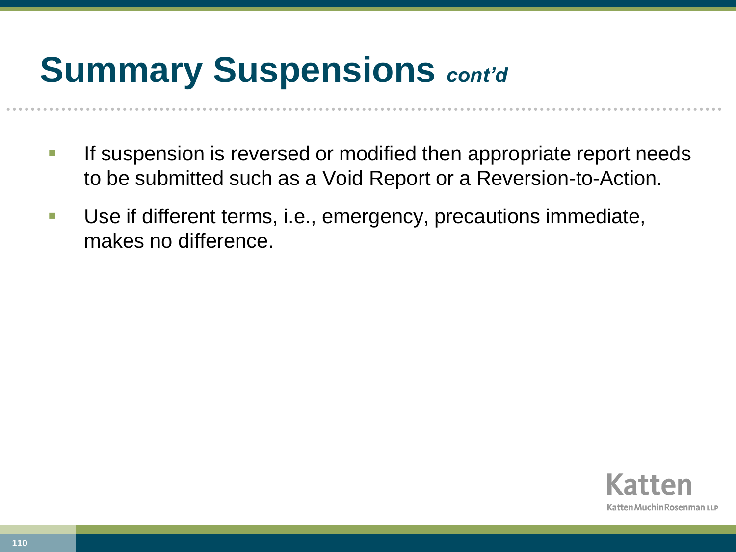# Summary Suspensions *cont'd*

- If suspension is reversed or modified then appropriate report needs to be submitted such as a Void Report or a Reversion-to-Action.
- Use if different terms, i.e., emergency, precautions immediate, makes no difference.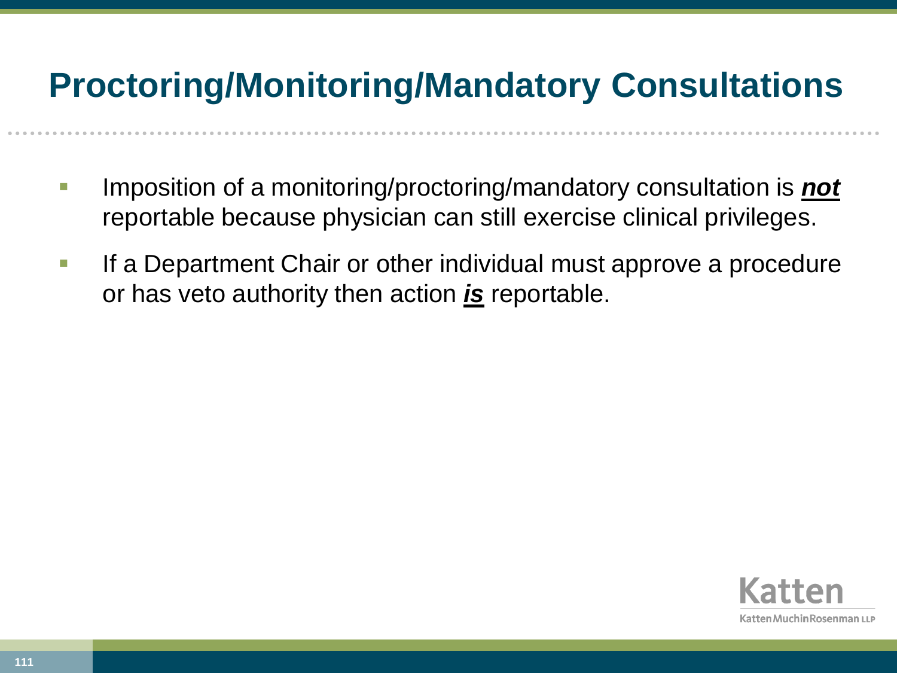# Proctoring/Monitoring/Mandatory Consultations

- Imposition of a monitoring/proctoring/mandatory consultation is ***not*** reportable because physician can still exercise clinical privileges.
- If a Department Chair or other individual must approve a procedure or has veto authority then action ***is*** reportable.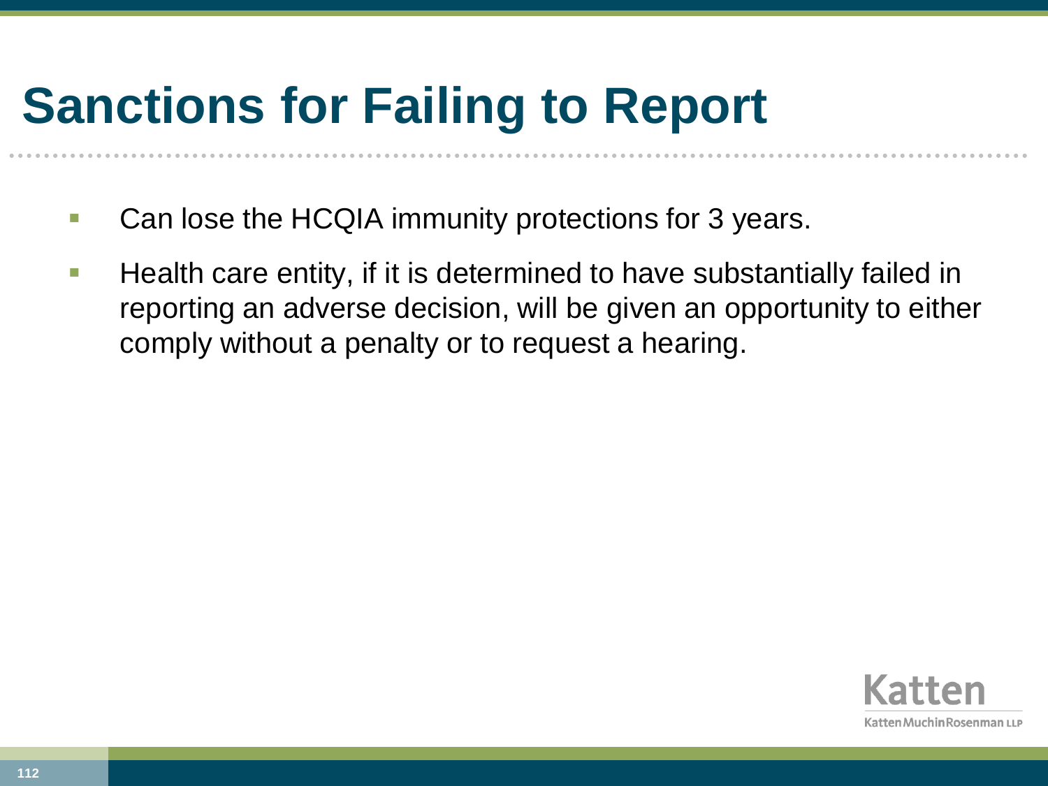# Sanctions for Failing to Report

- Can lose the HCQIA immunity protections for 3 years.
- Health care entity, if it is determined to have substantially failed in reporting an adverse decision, will be given an opportunity to either comply without a penalty or to request a hearing.